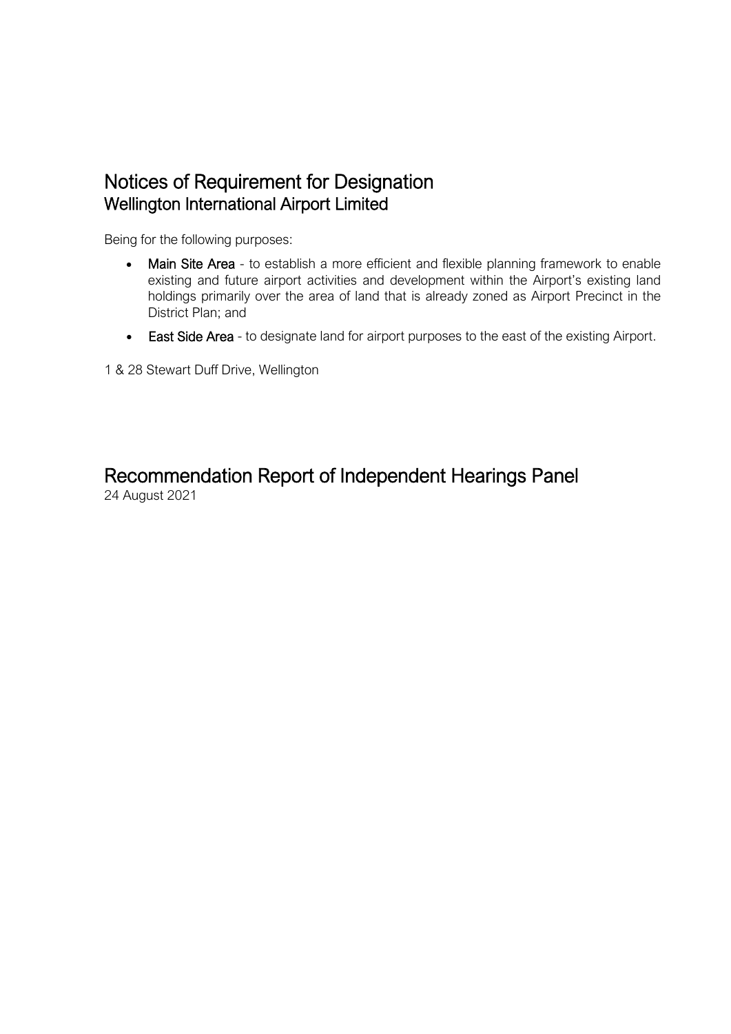# Notices of Requirement for Designation

## Wellington International Airport Limited

Being for the following purposes:

- **Main Site Area** - to establish a more efficient and flexible planning framework to enable existing and future airport activities and development within the Airport's existing land holdings primarily over the area of land that is already zoned as Airport Precinct in the District Plan; and
- **East Side Area** - to designate land for airport purposes to the east of the existing Airport.

1 & 28 Stewart Duff Drive, Wellington

# Recommendation Report of Independent Hearings Panel

24 August 2021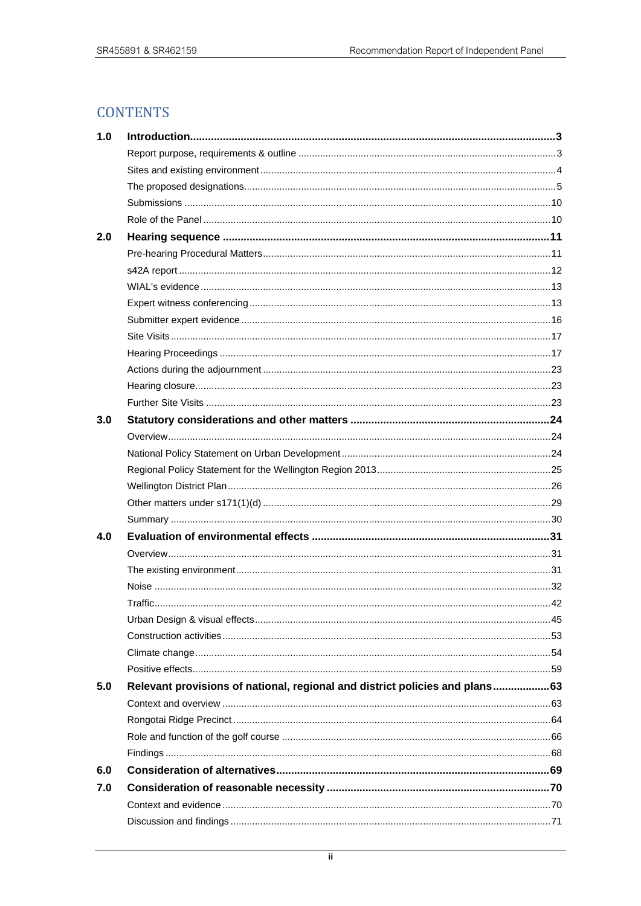# CONTENTS

| | | |
|---|---|---|
| **1.0** | **Introduction** | **3** |
| | Report purpose, requirements & outline | 3 |
| | Sites and existing environment | 4 |
| | The proposed designations | 5 |
| | Submissions | 10 |
| | Role of the Panel | 10 |
| **2.0** | **Hearing sequence** | **11** |
| | Pre-hearing Procedural Matters | 11 |
| | s42A report | 12 |
| | WIAL's evidence | 13 |
| | Expert witness conferencing | 13 |
| | Submitter expert evidence | 16 |
| | Site Visits | 17 |
| | Hearing Proceedings | 17 |
| | Actions during the adjournment | 23 |
| | Hearing closure | 23 |
| | Further Site Visits | 23 |
| **3.0** | **Statutory considerations and other matters** | **24** |
| | Overview | 24 |
| | National Policy Statement on Urban Development | 24 |
| | Regional Policy Statement for the Wellington Region 2013 | 25 |
| | Wellington District Plan | 26 |
| | Other matters under s171(1)(d) | 29 |
| | Summary | 30 |
| **4.0** | **Evaluation of environmental effects** | **31** |
| | Overview | 31 |
| | The existing environment | 31 |
| | Noise | 32 |
| | Traffic | 42 |
| | Urban Design & visual effects | 45 |
| | Construction activities | 53 |
| | Climate change | 54 |
| | Positive effects | 59 |
| **5.0** | **Relevant provisions of national, regional and district policies and plans** | **63** |
| | Context and overview | 63 |
| | Rongotai Ridge Precinct | 64 |
| | Role and function of the golf course | 66 |
| | Findings | 68 |
| **6.0** | **Consideration of alternatives** | **69** |
| **7.0** | **Consideration of reasonable necessity** | **70** |
| | Context and evidence | 70 |
| | Discussion and findings | 71 |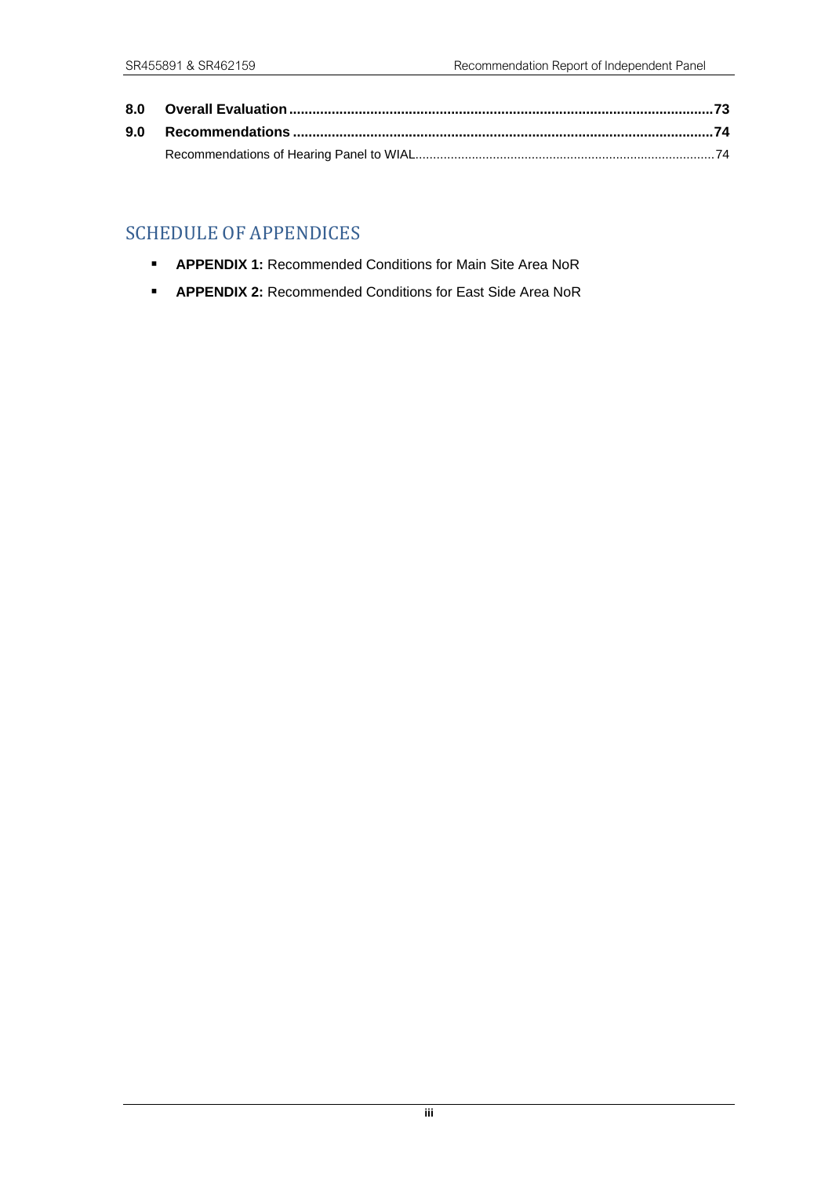| | | |
|---|---|---|
| **8.0** | **Overall Evaluation** | **73** |
| **9.0** | **Recommendations** | **74** |
| | Recommendations of Hearing Panel to WIAL | 74 |

## SCHEDULE OF APPENDICES

- **APPENDIX 1:** Recommended Conditions for Main Site Area NoR
- **APPENDIX 2:** Recommended Conditions for East Side Area NoR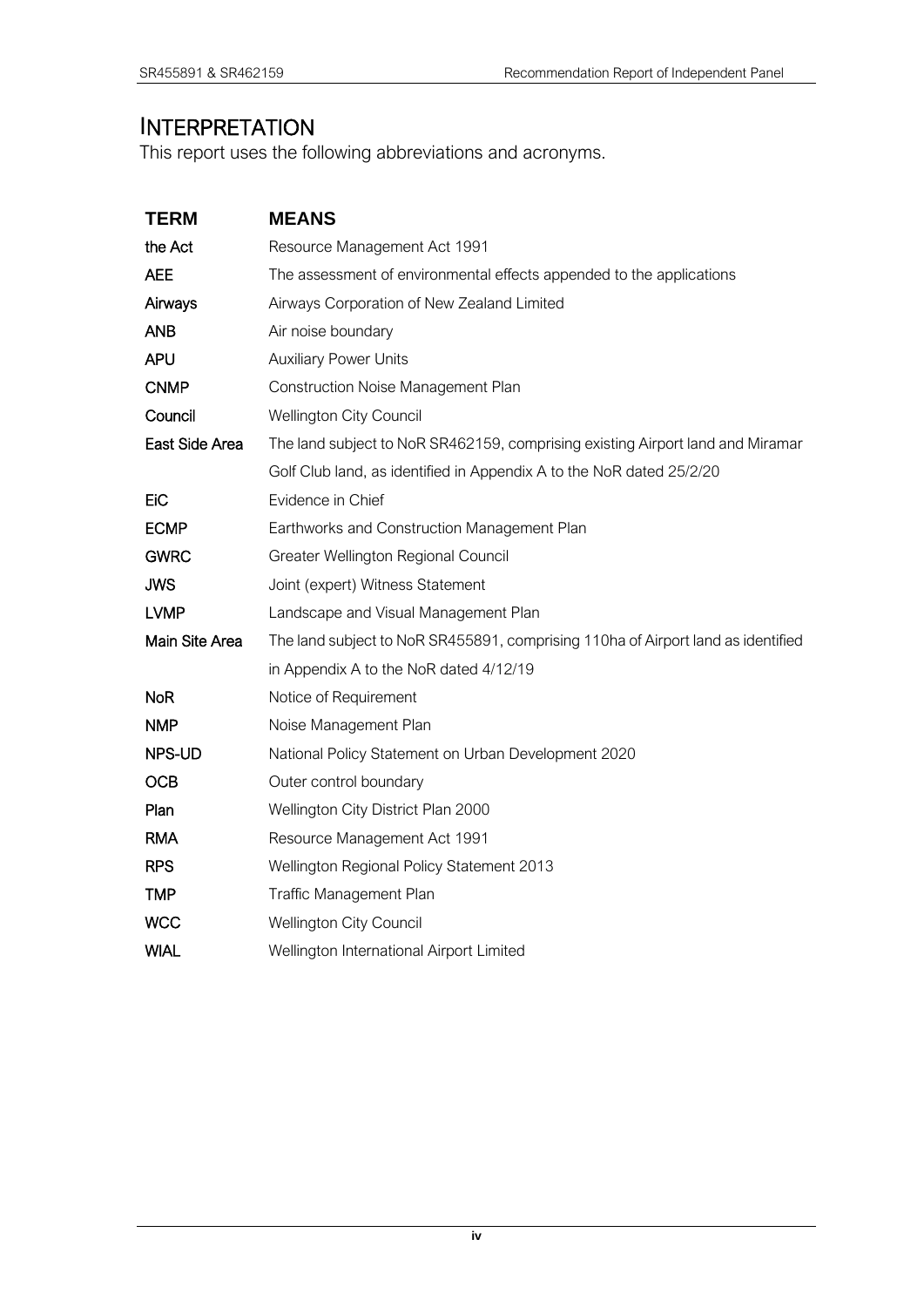# INTERPRETATION

This report uses the following abbreviations and acronyms.

| TERM | MEANS |
|---|---|
| the Act | Resource Management Act 1991 |
| AEE | The assessment of environmental effects appended to the applications |
| Airways | Airways Corporation of New Zealand Limited |
| ANB | Air noise boundary |
| APU | Auxiliary Power Units |
| CNMP | Construction Noise Management Plan |
| Council | Wellington City Council |
| East Side Area | The land subject to NoR SR462159, comprising existing Airport land and Miramar Golf Club land, as identified in Appendix A to the NoR dated 25/2/20 |
| EiC | Evidence in Chief |
| ECMP | Earthworks and Construction Management Plan |
| GWRC | Greater Wellington Regional Council |
| JWS | Joint (expert) Witness Statement |
| LVMP | Landscape and Visual Management Plan |
| Main Site Area | The land subject to NoR SR455891, comprising 110ha of Airport land as identified in Appendix A to the NoR dated 4/12/19 |
| NoR | Notice of Requirement |
| NMP | Noise Management Plan |
| NPS-UD | National Policy Statement on Urban Development 2020 |
| OCB | Outer control boundary |
| Plan | Wellington City District Plan 2000 |
| RMA | Resource Management Act 1991 |
| RPS | Wellington Regional Policy Statement 2013 |
| TMP | Traffic Management Plan |
| WCC | Wellington City Council |
| WIAL | Wellington International Airport Limited |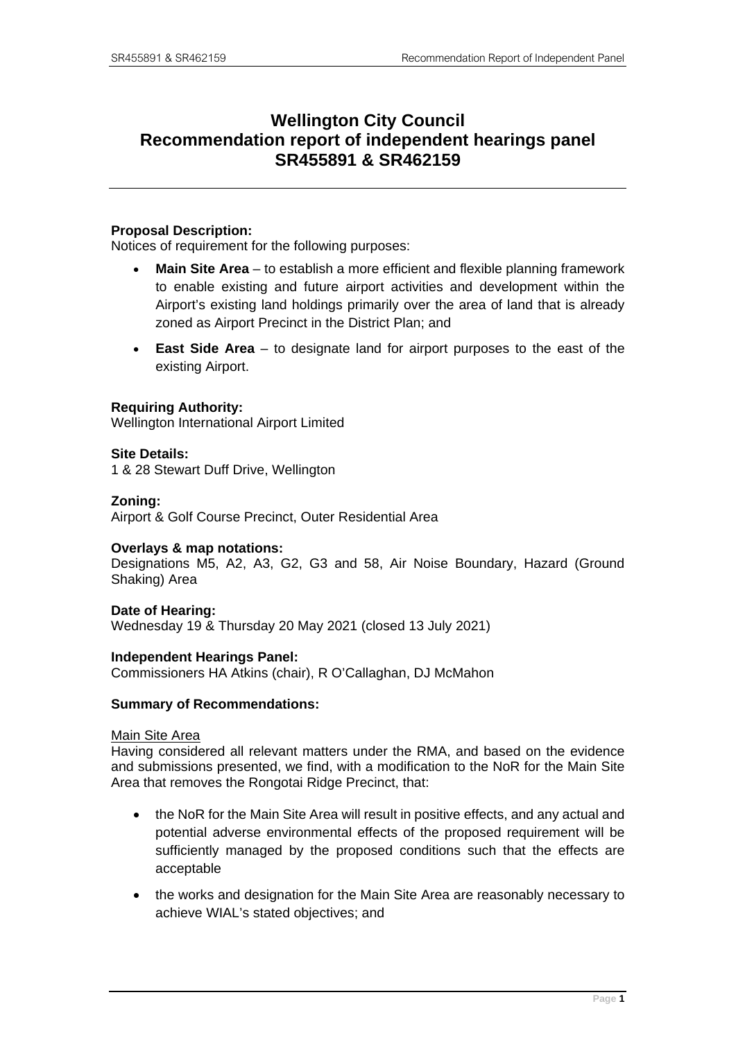# Wellington City Council
# Recommendation report of independent hearings panel
# SR455891 & SR462159

**Proposal Description:**
Notices of requirement for the following purposes:

- **Main Site Area** – to establish a more efficient and flexible planning framework to enable existing and future airport activities and development within the Airport's existing land holdings primarily over the area of land that is already zoned as Airport Precinct in the District Plan; and
- **East Side Area** – to designate land for airport purposes to the east of the existing Airport.

**Requiring Authority:**
Wellington International Airport Limited

**Site Details:**
1 & 28 Stewart Duff Drive, Wellington

**Zoning:**
Airport & Golf Course Precinct, Outer Residential Area

**Overlays & map notations:**
Designations M5, A2, A3, G2, G3 and 58, Air Noise Boundary, Hazard (Ground Shaking) Area

**Date of Hearing:**
Wednesday 19 & Thursday 20 May 2021 (closed 13 July 2021)

**Independent Hearings Panel:**
Commissioners HA Atkins (chair), R O'Callaghan, DJ McMahon

**Summary of Recommendations:**

Main Site Area

Having considered all relevant matters under the RMA, and based on the evidence and submissions presented, we find, with a modification to the NoR for the Main Site Area that removes the Rongotai Ridge Precinct, that:

- the NoR for the Main Site Area will result in positive effects, and any actual and potential adverse environmental effects of the proposed requirement will be sufficiently managed by the proposed conditions such that the effects are acceptable
- the works and designation for the Main Site Area are reasonably necessary to achieve WIAL's stated objectives; and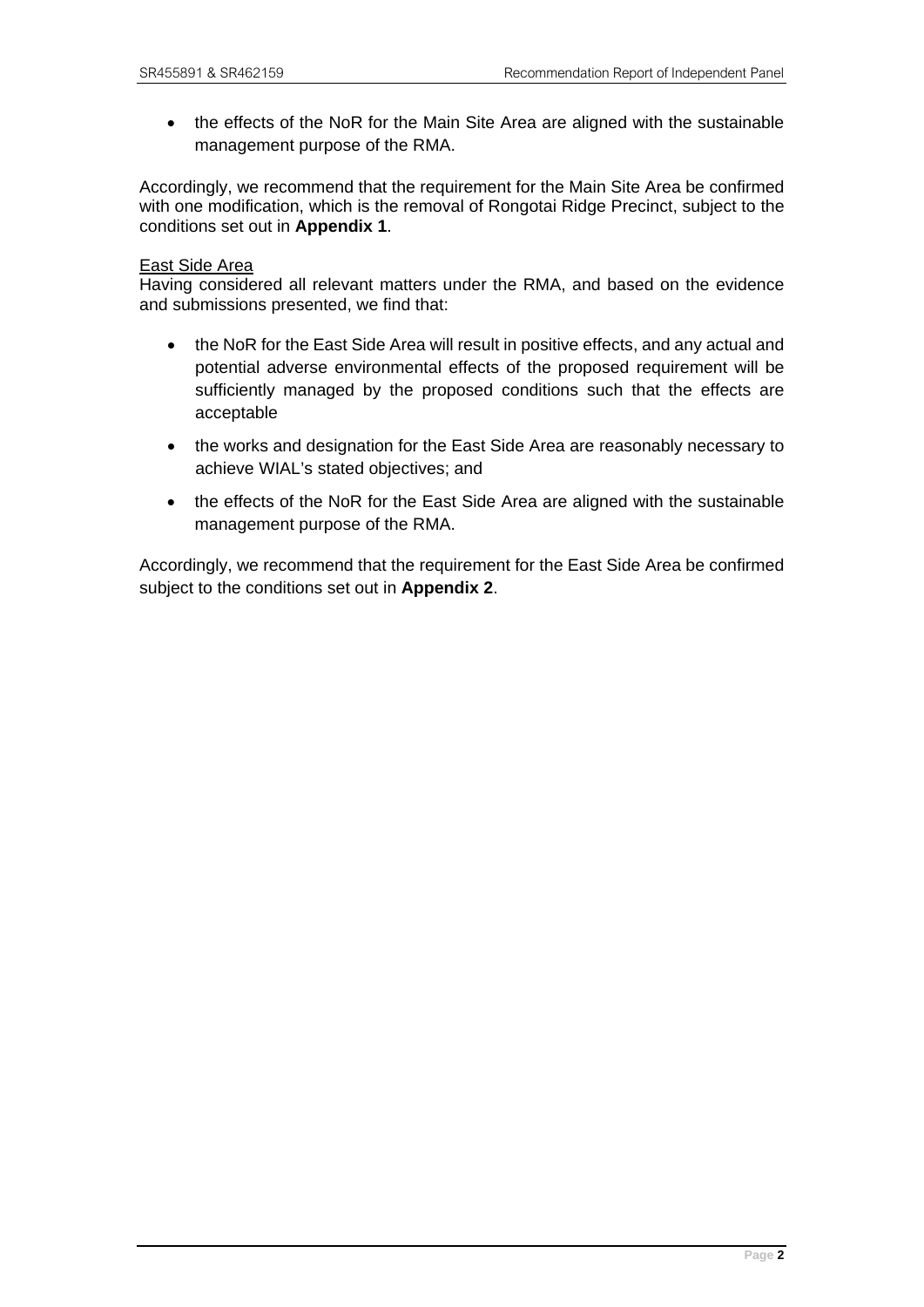- the effects of the NoR for the Main Site Area are aligned with the sustainable management purpose of the RMA.

Accordingly, we recommend that the requirement for the Main Site Area be confirmed with one modification, which is the removal of Rongotai Ridge Precinct, subject to the conditions set out in **Appendix 1**.

East Side Area

Having considered all relevant matters under the RMA, and based on the evidence and submissions presented, we find that:

- the NoR for the East Side Area will result in positive effects, and any actual and potential adverse environmental effects of the proposed requirement will be sufficiently managed by the proposed conditions such that the effects are acceptable
- the works and designation for the East Side Area are reasonably necessary to achieve WIAL's stated objectives; and
- the effects of the NoR for the East Side Area are aligned with the sustainable management purpose of the RMA.

Accordingly, we recommend that the requirement for the East Side Area be confirmed subject to the conditions set out in **Appendix 2**.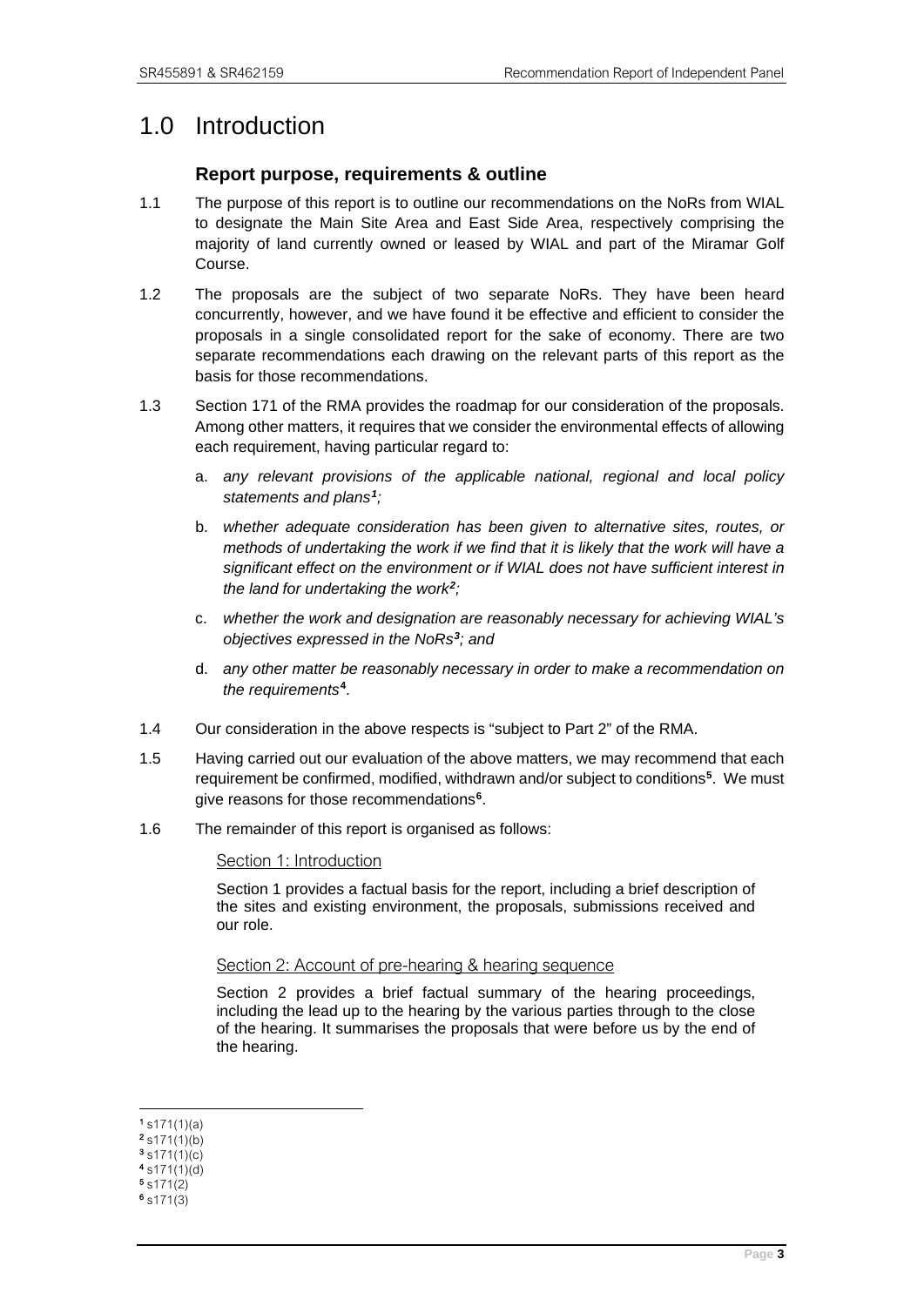# 1.0 Introduction

### Report purpose, requirements & outline

1.1 The purpose of this report is to outline our recommendations on the NoRs from WIAL to designate the Main Site Area and East Side Area, respectively comprising the majority of land currently owned or leased by WIAL and part of the Miramar Golf Course.

1.2 The proposals are the subject of two separate NoRs. They have been heard concurrently, however, and we have found it be effective and efficient to consider the proposals in a single consolidated report for the sake of economy. There are two separate recommendations each drawing on the relevant parts of this report as the basis for those recommendations.

1.3 Section 171 of the RMA provides the roadmap for our consideration of the proposals. Among other matters, it requires that we consider the environmental effects of allowing each requirement, having particular regard to:

a. *any relevant provisions of the applicable national, regional and local policy statements and plans*[1]*;*

b. *whether adequate consideration has been given to alternative sites, routes, or methods of undertaking the work if we find that it is likely that the work will have a significant effect on the environment or if WIAL does not have sufficient interest in the land for undertaking the work*[2]*;*

c. *whether the work and designation are reasonably necessary for achieving WIAL's objectives expressed in the NoRs*[3]*; and*

d. *any other matter be reasonably necessary in order to make a recommendation on the requirements*[4].

1.4 Our consideration in the above respects is "subject to Part 2" of the RMA.

1.5 Having carried out our evaluation of the above matters, we may recommend that each requirement be confirmed, modified, withdrawn and/or subject to conditions[5]. We must give reasons for those recommendations[6].

1.6 The remainder of this report is organised as follows:

<u>Section 1: Introduction</u>

Section 1 provides a factual basis for the report, including a brief description of the sites and existing environment, the proposals, submissions received and our role.

<u>Section 2: Account of pre-hearing & hearing sequence</u>

Section 2 provides a brief factual summary of the hearing proceedings, including the lead up to the hearing by the various parties through to the close of the hearing. It summarises the proposals that were before us by the end of the hearing.

---

[1] s171(1)(a)
[2] s171(1)(b)
[3] s171(1)(c)
[4] s171(1)(d)
[5] s171(2)
[6] s171(3)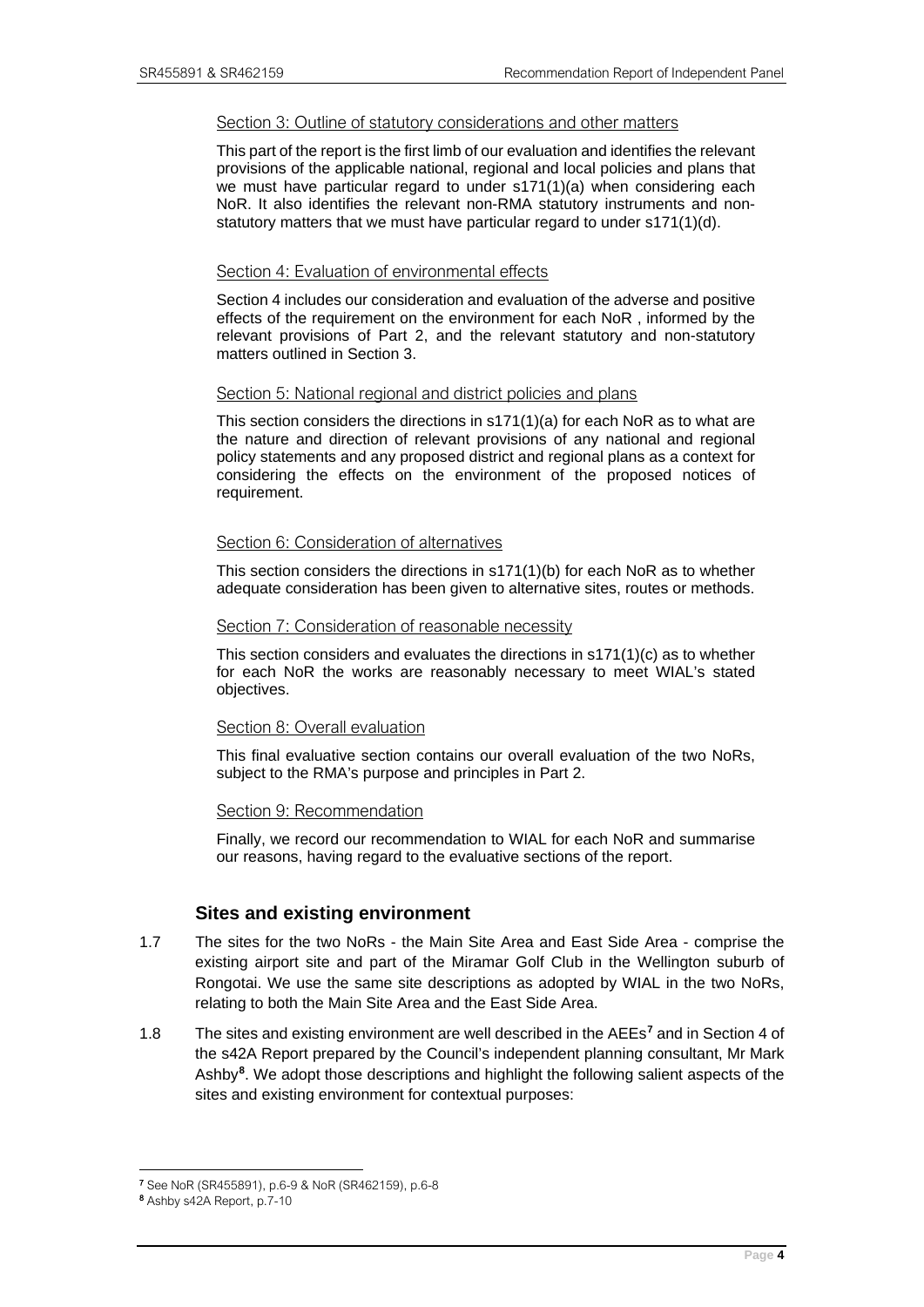Section 3: Outline of statutory considerations and other matters

This part of the report is the first limb of our evaluation and identifies the relevant provisions of the applicable national, regional and local policies and plans that we must have particular regard to under s171(1)(a) when considering each NoR. It also identifies the relevant non-RMA statutory instruments and non-statutory matters that we must have particular regard to under s171(1)(d).

Section 4: Evaluation of environmental effects

Section 4 includes our consideration and evaluation of the adverse and positive effects of the requirement on the environment for each NoR , informed by the relevant provisions of Part 2, and the relevant statutory and non-statutory matters outlined in Section 3.

Section 5: National regional and district policies and plans

This section considers the directions in s171(1)(a) for each NoR as to what are the nature and direction of relevant provisions of any national and regional policy statements and any proposed district and regional plans as a context for considering the effects on the environment of the proposed notices of requirement.

Section 6: Consideration of alternatives

This section considers the directions in s171(1)(b) for each NoR as to whether adequate consideration has been given to alternative sites, routes or methods.

Section 7: Consideration of reasonable necessity

This section considers and evaluates the directions in s171(1)(c) as to whether for each NoR the works are reasonably necessary to meet WIAL's stated objectives.

Section 8: Overall evaluation

This final evaluative section contains our overall evaluation of the two NoRs, subject to the RMA's purpose and principles in Part 2.

Section 9: Recommendation

Finally, we record our recommendation to WIAL for each NoR and summarise our reasons, having regard to the evaluative sections of the report.

## Sites and existing environment

1.7 The sites for the two NoRs - the Main Site Area and East Side Area - comprise the existing airport site and part of the Miramar Golf Club in the Wellington suburb of Rongotai. We use the same site descriptions as adopted by WIAL in the two NoRs, relating to both the Main Site Area and the East Side Area.

1.8 The sites and existing environment are well described in the AEEs[7] and in Section 4 of the s42A Report prepared by the Council's independent planning consultant, Mr Mark Ashby[8]. We adopt those descriptions and highlight the following salient aspects of the sites and existing environment for contextual purposes:

[7] See NoR (SR455891), p.6-9 & NoR (SR462159), p.6-8

[8] Ashby s42A Report, p.7-10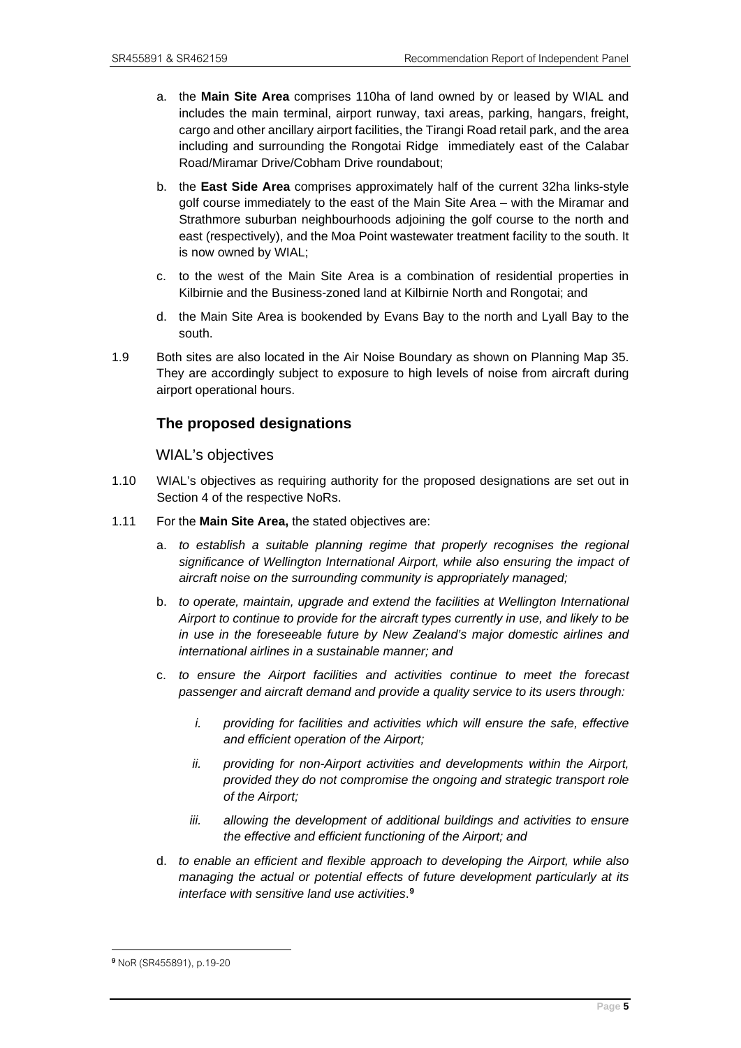a. the **Main Site Area** comprises 110ha of land owned by or leased by WIAL and includes the main terminal, airport runway, taxi areas, parking, hangars, freight, cargo and other ancillary airport facilities, the Tirangi Road retail park, and the area including and surrounding the Rongotai Ridge immediately east of the Calabar Road/Miramar Drive/Cobham Drive roundabout;

b. the **East Side Area** comprises approximately half of the current 32ha links-style golf course immediately to the east of the Main Site Area – with the Miramar and Strathmore suburban neighbourhoods adjoining the golf course to the north and east (respectively), and the Moa Point wastewater treatment facility to the south. It is now owned by WIAL;

c. to the west of the Main Site Area is a combination of residential properties in Kilbirnie and the Business-zoned land at Kilbirnie North and Rongotai; and

d. the Main Site Area is bookended by Evans Bay to the north and Lyall Bay to the south.

1.9 Both sites are also located in the Air Noise Boundary as shown on Planning Map 35. They are accordingly subject to exposure to high levels of noise from aircraft during airport operational hours.

## The proposed designations

### WIAL's objectives

1.10 WIAL's objectives as requiring authority for the proposed designations are set out in Section 4 of the respective NoRs.

1.11 For the **Main Site Area,** the stated objectives are:

a. *to establish a suitable planning regime that properly recognises the regional significance of Wellington International Airport, while also ensuring the impact of aircraft noise on the surrounding community is appropriately managed;*

b. *to operate, maintain, upgrade and extend the facilities at Wellington International Airport to continue to provide for the aircraft types currently in use, and likely to be in use in the foreseeable future by New Zealand's major domestic airlines and international airlines in a sustainable manner; and*

c. *to ensure the Airport facilities and activities continue to meet the forecast passenger and aircraft demand and provide a quality service to its users through:*

   i. *providing for facilities and activities which will ensure the safe, effective and efficient operation of the Airport;*

   ii. *providing for non-Airport activities and developments within the Airport, provided they do not compromise the ongoing and strategic transport role of the Airport;*

   iii. *allowing the development of additional buildings and activities to ensure the effective and efficient functioning of the Airport; and*

d. *to enable an efficient and flexible approach to developing the Airport, while also managing the actual or potential effects of future development particularly at its interface with sensitive land use activities*.[9]

---

[9] NoR (SR455891), p.19-20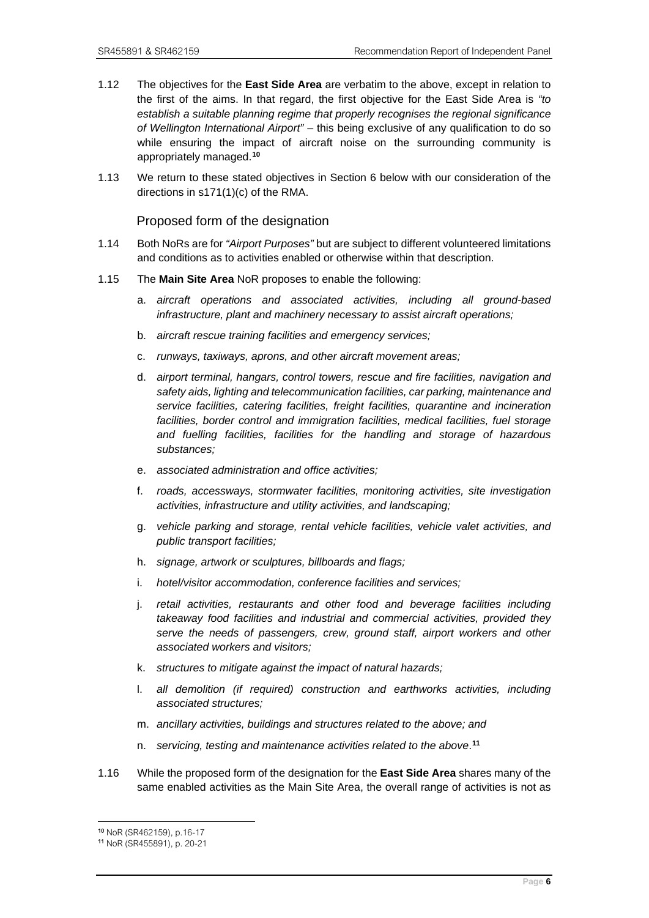1.12 The objectives for the **East Side Area** are verbatim to the above, except in relation to the first of the aims. In that regard, the first objective for the East Side Area is *"to establish a suitable planning regime that properly recognises the regional significance of Wellington International Airport"* – this being exclusive of any qualification to do so while ensuring the impact of aircraft noise on the surrounding community is appropriately managed.[10]

1.13 We return to these stated objectives in Section 6 below with our consideration of the directions in s171(1)(c) of the RMA.

## Proposed form of the designation

1.14 Both NoRs are for *"Airport Purposes"* but are subject to different volunteered limitations and conditions as to activities enabled or otherwise within that description.

1.15 The **Main Site Area** NoR proposes to enable the following:

a. *aircraft operations and associated activities, including all ground-based infrastructure, plant and machinery necessary to assist aircraft operations;*

b. *aircraft rescue training facilities and emergency services;*

c. *runways, taxiways, aprons, and other aircraft movement areas;*

d. *airport terminal, hangars, control towers, rescue and fire facilities, navigation and safety aids, lighting and telecommunication facilities, car parking, maintenance and service facilities, catering facilities, freight facilities, quarantine and incineration facilities, border control and immigration facilities, medical facilities, fuel storage and fuelling facilities, facilities for the handling and storage of hazardous substances;*

e. *associated administration and office activities;*

f. *roads, accessways, stormwater facilities, monitoring activities, site investigation activities, infrastructure and utility activities, and landscaping;*

g. *vehicle parking and storage, rental vehicle facilities, vehicle valet activities, and public transport facilities;*

h. *signage, artwork or sculptures, billboards and flags;*

i. *hotel/visitor accommodation, conference facilities and services;*

j. *retail activities, restaurants and other food and beverage facilities including takeaway food facilities and industrial and commercial activities, provided they serve the needs of passengers, crew, ground staff, airport workers and other associated workers and visitors;*

k. *structures to mitigate against the impact of natural hazards;*

l. *all demolition (if required) construction and earthworks activities, including associated structures;*

m. *ancillary activities, buildings and structures related to the above; and*

n. *servicing, testing and maintenance activities related to the above*.[11]

1.16 While the proposed form of the designation for the **East Side Area** shares many of the same enabled activities as the Main Site Area, the overall range of activities is not as

[10] NoR (SR462159), p.16-17

[11] NoR (SR455891), p. 20-21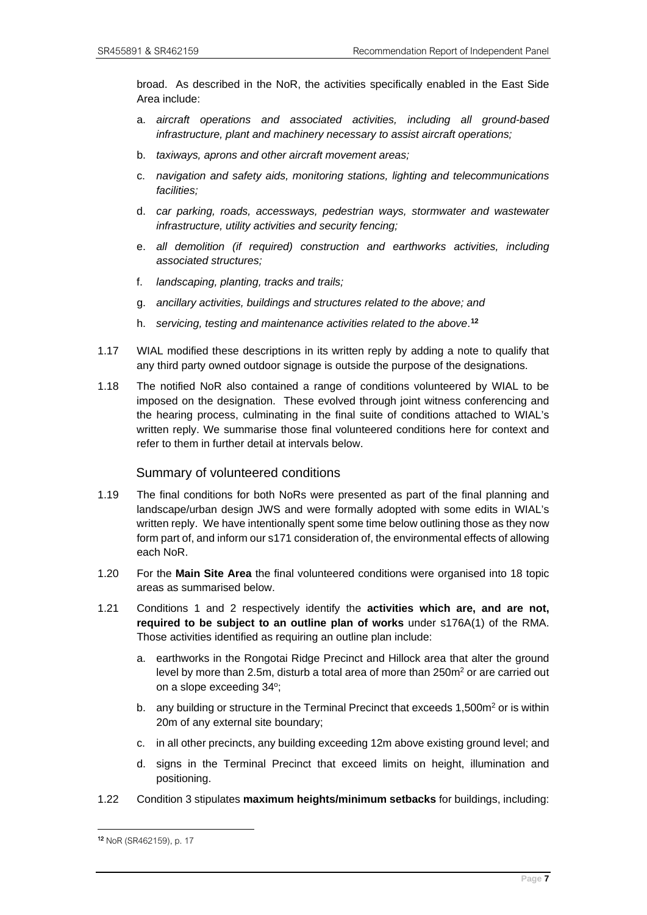broad. As described in the NoR, the activities specifically enabled in the East Side Area include:

a. *aircraft operations and associated activities, including all ground-based infrastructure, plant and machinery necessary to assist aircraft operations;*

b. *taxiways, aprons and other aircraft movement areas;*

c. *navigation and safety aids, monitoring stations, lighting and telecommunications facilities;*

d. *car parking, roads, accessways, pedestrian ways, stormwater and wastewater infrastructure, utility activities and security fencing;*

e. *all demolition (if required) construction and earthworks activities, including associated structures;*

f. *landscaping, planting, tracks and trails;*

g. *ancillary activities, buildings and structures related to the above; and*

h. *servicing, testing and maintenance activities related to the above*.[12]

1.17 WIAL modified these descriptions in its written reply by adding a note to qualify that any third party owned outdoor signage is outside the purpose of the designations.

1.18 The notified NoR also contained a range of conditions volunteered by WIAL to be imposed on the designation. These evolved through joint witness conferencing and the hearing process, culminating in the final suite of conditions attached to WIAL's written reply. We summarise those final volunteered conditions here for context and refer to them in further detail at intervals below.

## Summary of volunteered conditions

1.19 The final conditions for both NoRs were presented as part of the final planning and landscape/urban design JWS and were formally adopted with some edits in WIAL's written reply. We have intentionally spent some time below outlining those as they now form part of, and inform our s171 consideration of, the environmental effects of allowing each NoR.

1.20 For the **Main Site Area** the final volunteered conditions were organised into 18 topic areas as summarised below.

1.21 Conditions 1 and 2 respectively identify the **activities which are, and are not, required to be subject to an outline plan of works** under s176A(1) of the RMA. Those activities identified as requiring an outline plan include:

a. earthworks in the Rongotai Ridge Precinct and Hillock area that alter the ground level by more than 2.5m, disturb a total area of more than 250m$^2$ or are carried out on a slope exceeding 34º;

b. any building or structure in the Terminal Precinct that exceeds 1,500m$^2$ or is within 20m of any external site boundary;

c. in all other precincts, any building exceeding 12m above existing ground level; and

d. signs in the Terminal Precinct that exceed limits on height, illumination and positioning.

1.22 Condition 3 stipulates **maximum heights/minimum setbacks** for buildings, including:

[12] NoR (SR462159), p. 17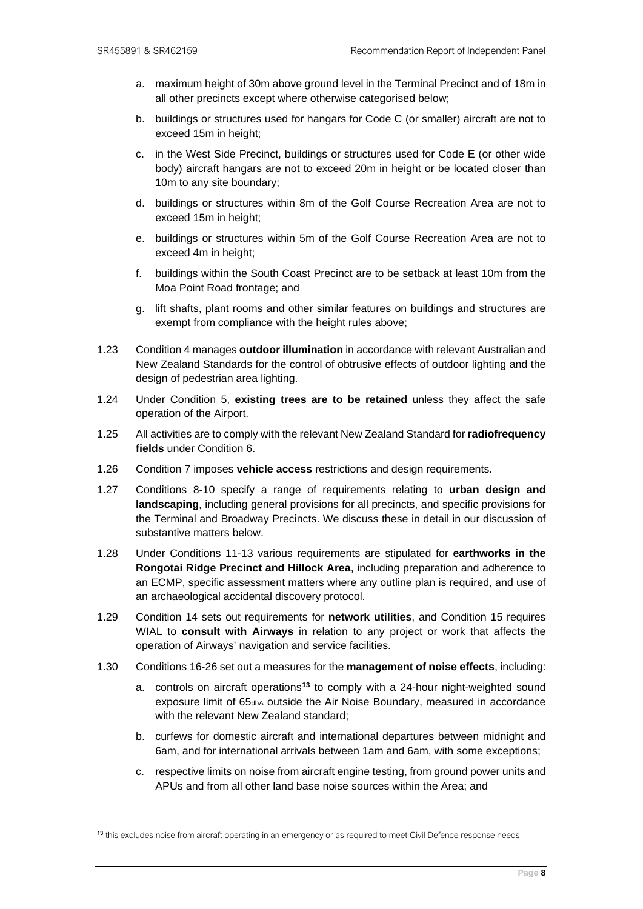a. maximum height of 30m above ground level in the Terminal Precinct and of 18m in all other precincts except where otherwise categorised below;

b. buildings or structures used for hangars for Code C (or smaller) aircraft are not to exceed 15m in height;

c. in the West Side Precinct, buildings or structures used for Code E (or other wide body) aircraft hangars are not to exceed 20m in height or be located closer than 10m to any site boundary;

d. buildings or structures within 8m of the Golf Course Recreation Area are not to exceed 15m in height;

e. buildings or structures within 5m of the Golf Course Recreation Area are not to exceed 4m in height;

f. buildings within the South Coast Precinct are to be setback at least 10m from the Moa Point Road frontage; and

g. lift shafts, plant rooms and other similar features on buildings and structures are exempt from compliance with the height rules above;

1.23 Condition 4 manages **outdoor illumination** in accordance with relevant Australian and New Zealand Standards for the control of obtrusive effects of outdoor lighting and the design of pedestrian area lighting.

1.24 Under Condition 5, **existing trees are to be retained** unless they affect the safe operation of the Airport.

1.25 All activities are to comply with the relevant New Zealand Standard for **radiofrequency fields** under Condition 6.

1.26 Condition 7 imposes **vehicle access** restrictions and design requirements.

1.27 Conditions 8-10 specify a range of requirements relating to **urban design and landscaping**, including general provisions for all precincts, and specific provisions for the Terminal and Broadway Precincts. We discuss these in detail in our discussion of substantive matters below.

1.28 Under Conditions 11-13 various requirements are stipulated for **earthworks in the Rongotai Ridge Precinct and Hillock Area**, including preparation and adherence to an ECMP, specific assessment matters where any outline plan is required, and use of an archaeological accidental discovery protocol.

1.29 Condition 14 sets out requirements for **network utilities**, and Condition 15 requires WIAL to **consult with Airways** in relation to any project or work that affects the operation of Airways' navigation and service facilities.

1.30 Conditions 16-26 set out a measures for the **management of noise effects**, including:

a. controls on aircraft operations[13] to comply with a 24-hour night-weighted sound exposure limit of $65_{dbA}$ outside the Air Noise Boundary, measured in accordance with the relevant New Zealand standard;

b. curfews for domestic aircraft and international departures between midnight and 6am, and for international arrivals between 1am and 6am, with some exceptions;

c. respective limits on noise from aircraft engine testing, from ground power units and APUs and from all other land base noise sources within the Area; and

[13] this excludes noise from aircraft operating in an emergency or as required to meet Civil Defence response needs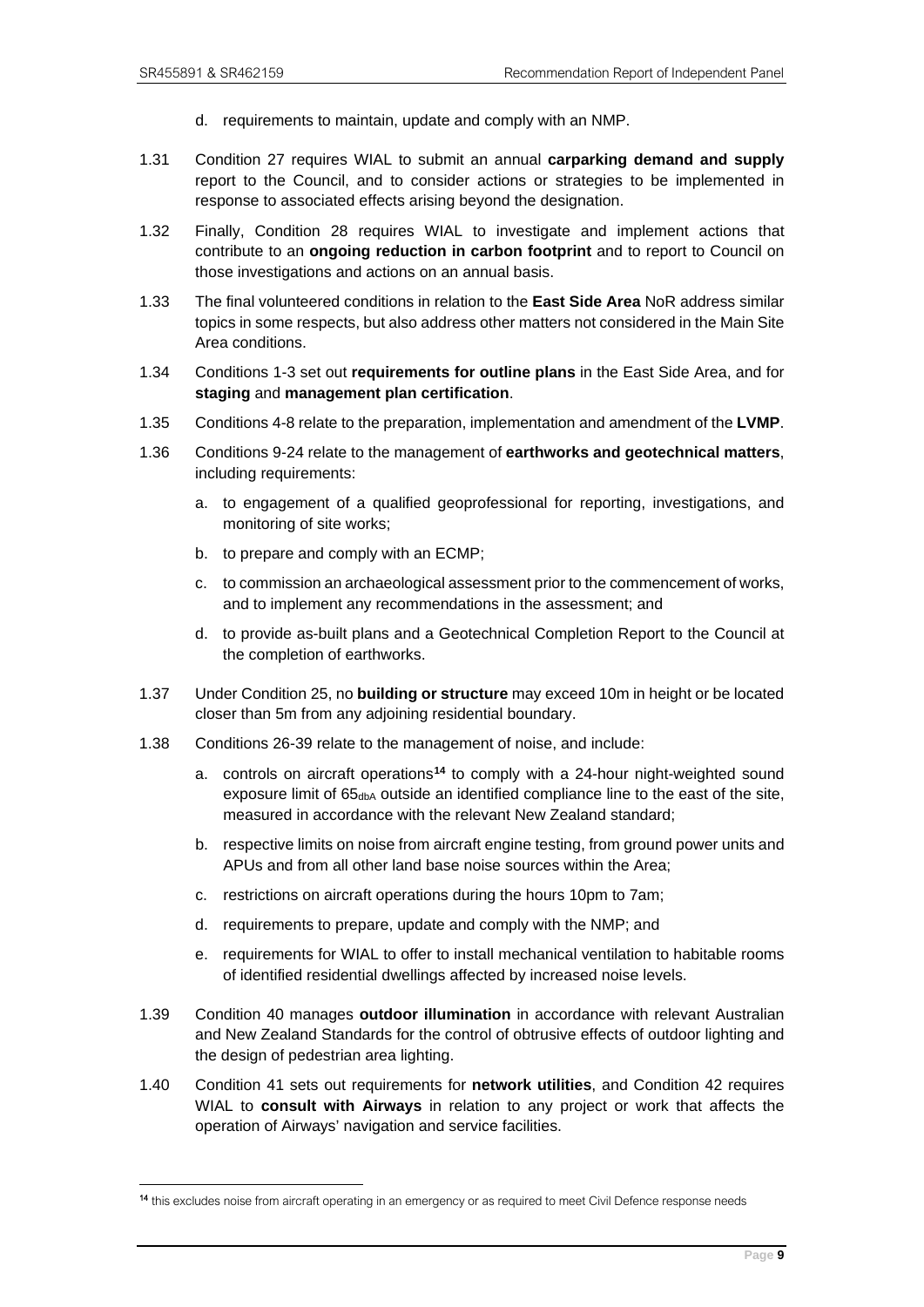d. requirements to maintain, update and comply with an NMP.

1.31 Condition 27 requires WIAL to submit an annual **carparking demand and supply** report to the Council, and to consider actions or strategies to be implemented in response to associated effects arising beyond the designation.

1.32 Finally, Condition 28 requires WIAL to investigate and implement actions that contribute to an **ongoing reduction in carbon footprint** and to report to Council on those investigations and actions on an annual basis.

1.33 The final volunteered conditions in relation to the **East Side Area** NoR address similar topics in some respects, but also address other matters not considered in the Main Site Area conditions.

1.34 Conditions 1-3 set out **requirements for outline plans** in the East Side Area, and for **staging** and **management plan certification**.

1.35 Conditions 4-8 relate to the preparation, implementation and amendment of the **LVMP**.

1.36 Conditions 9-24 relate to the management of **earthworks and geotechnical matters**, including requirements:

a. to engagement of a qualified geoprofessional for reporting, investigations, and monitoring of site works;

b. to prepare and comply with an ECMP;

c. to commission an archaeological assessment prior to the commencement of works, and to implement any recommendations in the assessment; and

d. to provide as-built plans and a Geotechnical Completion Report to the Council at the completion of earthworks.

1.37 Under Condition 25, no **building or structure** may exceed 10m in height or be located closer than 5m from any adjoining residential boundary.

1.38 Conditions 26-39 relate to the management of noise, and include:

a. controls on aircraft operations[14] to comply with a 24-hour night-weighted sound exposure limit of $65_{dbA}$ outside an identified compliance line to the east of the site, measured in accordance with the relevant New Zealand standard;

b. respective limits on noise from aircraft engine testing, from ground power units and APUs and from all other land base noise sources within the Area;

c. restrictions on aircraft operations during the hours 10pm to 7am;

d. requirements to prepare, update and comply with the NMP; and

e. requirements for WIAL to offer to install mechanical ventilation to habitable rooms of identified residential dwellings affected by increased noise levels.

1.39 Condition 40 manages **outdoor illumination** in accordance with relevant Australian and New Zealand Standards for the control of obtrusive effects of outdoor lighting and the design of pedestrian area lighting.

1.40 Condition 41 sets out requirements for **network utilities**, and Condition 42 requires WIAL to **consult with Airways** in relation to any project or work that affects the operation of Airways' navigation and service facilities.

[14] this excludes noise from aircraft operating in an emergency or as required to meet Civil Defence response needs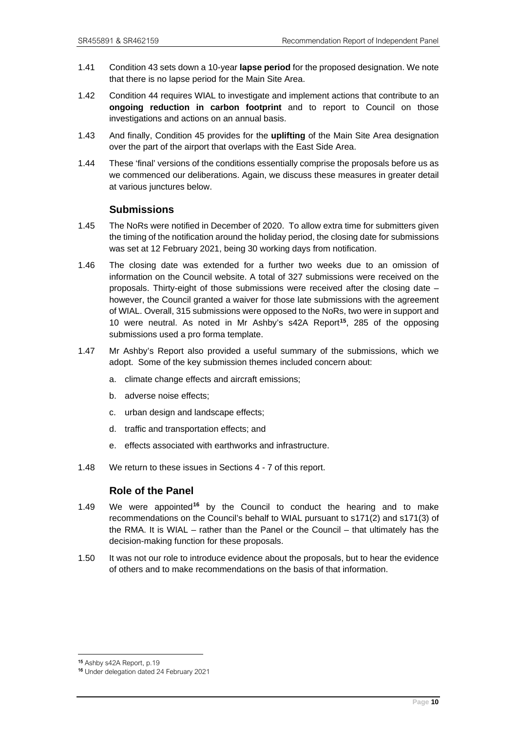1.41 Condition 43 sets down a 10-year **lapse period** for the proposed designation. We note that there is no lapse period for the Main Site Area.

1.42 Condition 44 requires WIAL to investigate and implement actions that contribute to an **ongoing reduction in carbon footprint** and to report to Council on those investigations and actions on an annual basis.

1.43 And finally, Condition 45 provides for the **uplifting** of the Main Site Area designation over the part of the airport that overlaps with the East Side Area.

1.44 These 'final' versions of the conditions essentially comprise the proposals before us as we commenced our deliberations. Again, we discuss these measures in greater detail at various junctures below.

## Submissions

1.45 The NoRs were notified in December of 2020. To allow extra time for submitters given the timing of the notification around the holiday period, the closing date for submissions was set at 12 February 2021, being 30 working days from notification.

1.46 The closing date was extended for a further two weeks due to an omission of information on the Council website. A total of 327 submissions were received on the proposals. Thirty-eight of those submissions were received after the closing date – however, the Council granted a waiver for those late submissions with the agreement of WIAL. Overall, 315 submissions were opposed to the NoRs, two were in support and 10 were neutral. As noted in Mr Ashby's s42A Report[15], 285 of the opposing submissions used a pro forma template.

1.47 Mr Ashby's Report also provided a useful summary of the submissions, which we adopt. Some of the key submission themes included concern about:

a. climate change effects and aircraft emissions;

b. adverse noise effects;

c. urban design and landscape effects;

d. traffic and transportation effects; and

e. effects associated with earthworks and infrastructure.

1.48 We return to these issues in Sections 4 - 7 of this report.

## Role of the Panel

1.49 We were appointed[16] by the Council to conduct the hearing and to make recommendations on the Council's behalf to WIAL pursuant to s171(2) and s171(3) of the RMA. It is WIAL – rather than the Panel or the Council – that ultimately has the decision-making function for these proposals.

1.50 It was not our role to introduce evidence about the proposals, but to hear the evidence of others and to make recommendations on the basis of that information.

[15] Ashby s42A Report, p.19

[16] Under delegation dated 24 February 2021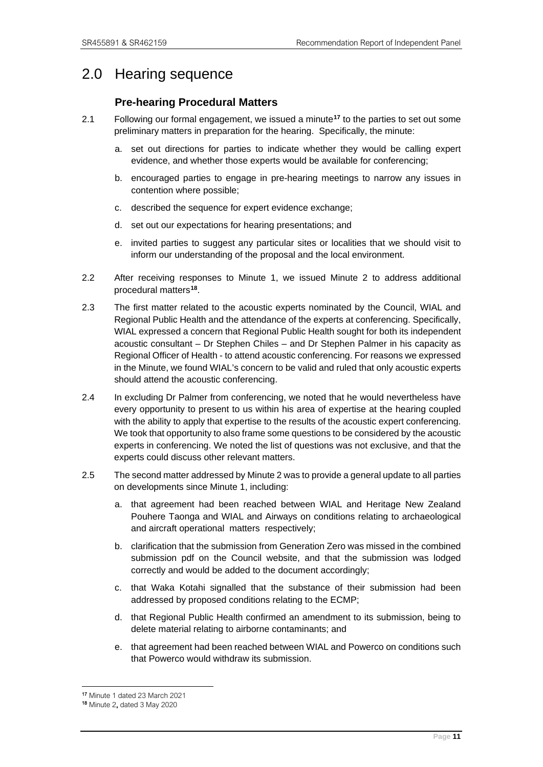# 2.0 Hearing sequence

## Pre-hearing Procedural Matters

2.1 Following our formal engagement, we issued a minute[17] to the parties to set out some preliminary matters in preparation for the hearing. Specifically, the minute:

a. set out directions for parties to indicate whether they would be calling expert evidence, and whether those experts would be available for conferencing;

b. encouraged parties to engage in pre-hearing meetings to narrow any issues in contention where possible;

c. described the sequence for expert evidence exchange;

d. set out our expectations for hearing presentations; and

e. invited parties to suggest any particular sites or localities that we should visit to inform our understanding of the proposal and the local environment.

2.2 After receiving responses to Minute 1, we issued Minute 2 to address additional procedural matters[18].

2.3 The first matter related to the acoustic experts nominated by the Council, WIAL and Regional Public Health and the attendance of the experts at conferencing. Specifically, WIAL expressed a concern that Regional Public Health sought for both its independent acoustic consultant – Dr Stephen Chiles – and Dr Stephen Palmer in his capacity as Regional Officer of Health - to attend acoustic conferencing. For reasons we expressed in the Minute, we found WIAL's concern to be valid and ruled that only acoustic experts should attend the acoustic conferencing.

2.4 In excluding Dr Palmer from conferencing, we noted that he would nevertheless have every opportunity to present to us within his area of expertise at the hearing coupled with the ability to apply that expertise to the results of the acoustic expert conferencing. We took that opportunity to also frame some questions to be considered by the acoustic experts in conferencing. We noted the list of questions was not exclusive, and that the experts could discuss other relevant matters.

2.5 The second matter addressed by Minute 2 was to provide a general update to all parties on developments since Minute 1, including:

a. that agreement had been reached between WIAL and Heritage New Zealand Pouhere Taonga and WIAL and Airways on conditions relating to archaeological and aircraft operational matters respectively;

b. clarification that the submission from Generation Zero was missed in the combined submission pdf on the Council website, and that the submission was lodged correctly and would be added to the document accordingly;

c. that Waka Kotahi signalled that the substance of their submission had been addressed by proposed conditions relating to the ECMP;

d. that Regional Public Health confirmed an amendment to its submission, being to delete material relating to airborne contaminants; and

e. that agreement had been reached between WIAL and Powerco on conditions such that Powerco would withdraw its submission.

---

[17] Minute 1 dated 23 March 2021

[18] Minute 2, dated 3 May 2020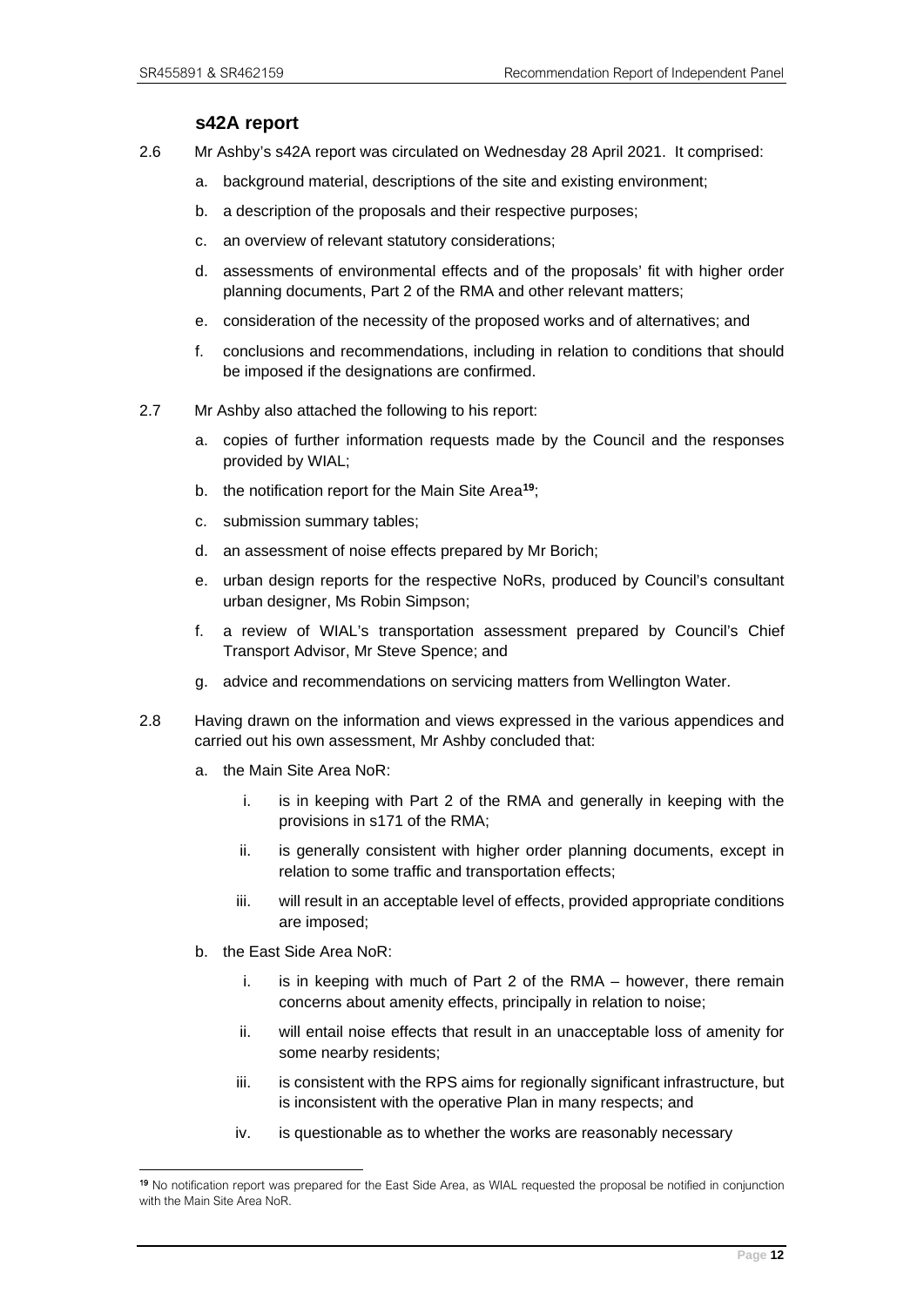### s42A report

2.6 Mr Ashby's s42A report was circulated on Wednesday 28 April 2021. It comprised:

a. background material, descriptions of the site and existing environment;

b. a description of the proposals and their respective purposes;

c. an overview of relevant statutory considerations;

d. assessments of environmental effects and of the proposals' fit with higher order planning documents, Part 2 of the RMA and other relevant matters;

e. consideration of the necessity of the proposed works and of alternatives; and

f. conclusions and recommendations, including in relation to conditions that should be imposed if the designations are confirmed.

2.7 Mr Ashby also attached the following to his report:

a. copies of further information requests made by the Council and the responses provided by WIAL;

b. the notification report for the Main Site Area[19];

c. submission summary tables;

d. an assessment of noise effects prepared by Mr Borich;

e. urban design reports for the respective NoRs, produced by Council's consultant urban designer, Ms Robin Simpson;

f. a review of WIAL's transportation assessment prepared by Council's Chief Transport Advisor, Mr Steve Spence; and

g. advice and recommendations on servicing matters from Wellington Water.

2.8 Having drawn on the information and views expressed in the various appendices and carried out his own assessment, Mr Ashby concluded that:

a. the Main Site Area NoR:

   i. is in keeping with Part 2 of the RMA and generally in keeping with the provisions in s171 of the RMA;

   ii. is generally consistent with higher order planning documents, except in relation to some traffic and transportation effects;

   iii. will result in an acceptable level of effects, provided appropriate conditions are imposed;

b. the East Side Area NoR:

   i. is in keeping with much of Part 2 of the RMA – however, there remain concerns about amenity effects, principally in relation to noise;

   ii. will entail noise effects that result in an unacceptable loss of amenity for some nearby residents;

   iii. is consistent with the RPS aims for regionally significant infrastructure, but is inconsistent with the operative Plan in many respects; and

   iv. is questionable as to whether the works are reasonably necessary

[19] No notification report was prepared for the East Side Area, as WIAL requested the proposal be notified in conjunction with the Main Site Area NoR.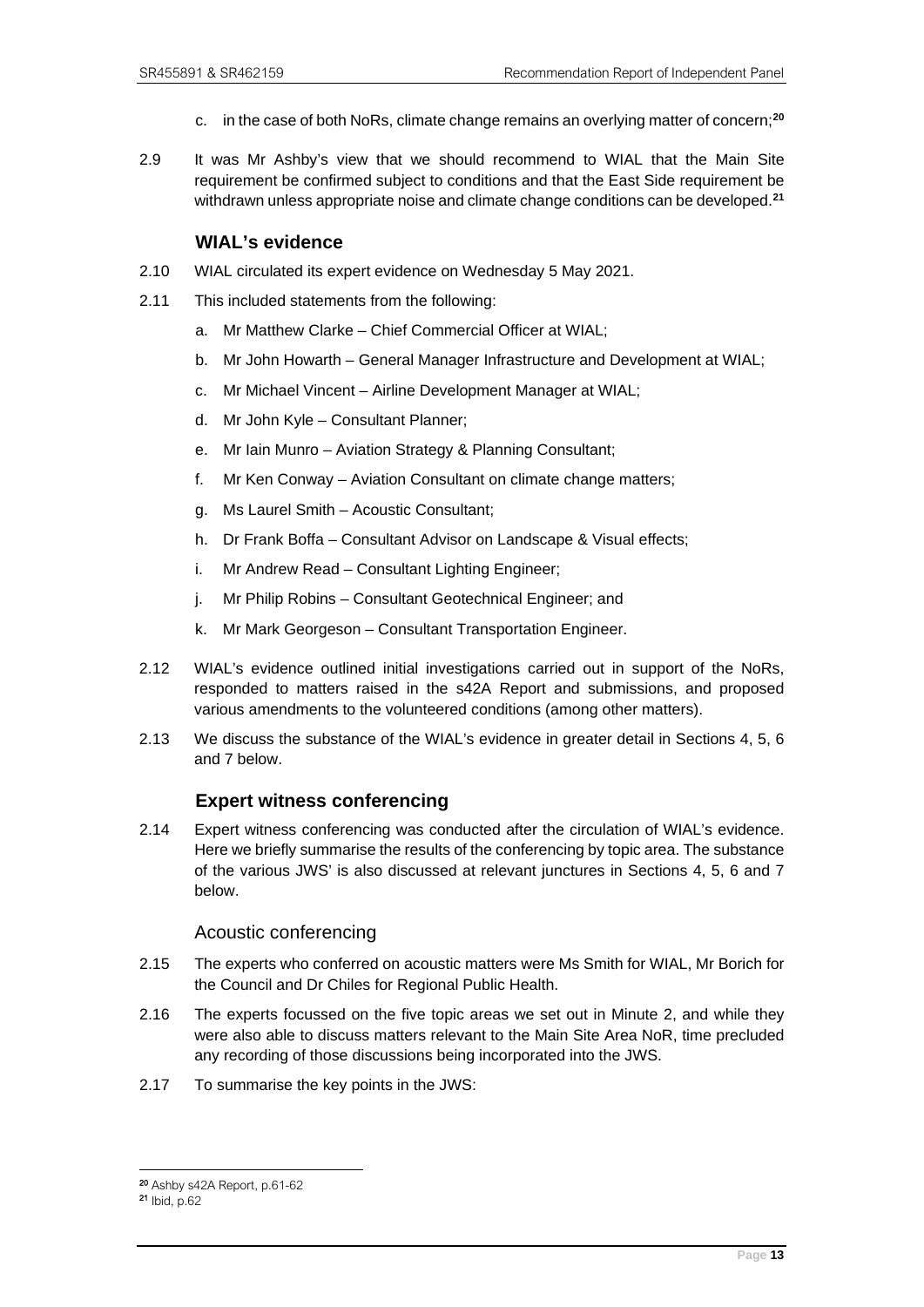c. in the case of both NoRs, climate change remains an overlying matter of concern;[20]

2.9 It was Mr Ashby's view that we should recommend to WIAL that the Main Site requirement be confirmed subject to conditions and that the East Side requirement be withdrawn unless appropriate noise and climate change conditions can be developed.[21]

### WIAL's evidence

2.10 WIAL circulated its expert evidence on Wednesday 5 May 2021.

2.11 This included statements from the following:

a. Mr Matthew Clarke – Chief Commercial Officer at WIAL;

b. Mr John Howarth – General Manager Infrastructure and Development at WIAL;

c. Mr Michael Vincent – Airline Development Manager at WIAL;

d. Mr John Kyle – Consultant Planner;

e. Mr Iain Munro – Aviation Strategy & Planning Consultant;

f. Mr Ken Conway – Aviation Consultant on climate change matters;

g. Ms Laurel Smith – Acoustic Consultant;

h. Dr Frank Boffa – Consultant Advisor on Landscape & Visual effects;

i. Mr Andrew Read – Consultant Lighting Engineer;

j. Mr Philip Robins – Consultant Geotechnical Engineer; and

k. Mr Mark Georgeson – Consultant Transportation Engineer.

2.12 WIAL's evidence outlined initial investigations carried out in support of the NoRs, responded to matters raised in the s42A Report and submissions, and proposed various amendments to the volunteered conditions (among other matters).

2.13 We discuss the substance of the WIAL's evidence in greater detail in Sections 4, 5, 6 and 7 below.

### Expert witness conferencing

2.14 Expert witness conferencing was conducted after the circulation of WIAL's evidence. Here we briefly summarise the results of the conferencing by topic area. The substance of the various JWS' is also discussed at relevant junctures in Sections 4, 5, 6 and 7 below.

#### Acoustic conferencing

2.15 The experts who conferred on acoustic matters were Ms Smith for WIAL, Mr Borich for the Council and Dr Chiles for Regional Public Health.

2.16 The experts focussed on the five topic areas we set out in Minute 2, and while they were also able to discuss matters relevant to the Main Site Area NoR, time precluded any recording of those discussions being incorporated into the JWS.

2.17 To summarise the key points in the JWS:

---

[20] Ashby s42A Report, p.61-62

[21] Ibid, p.62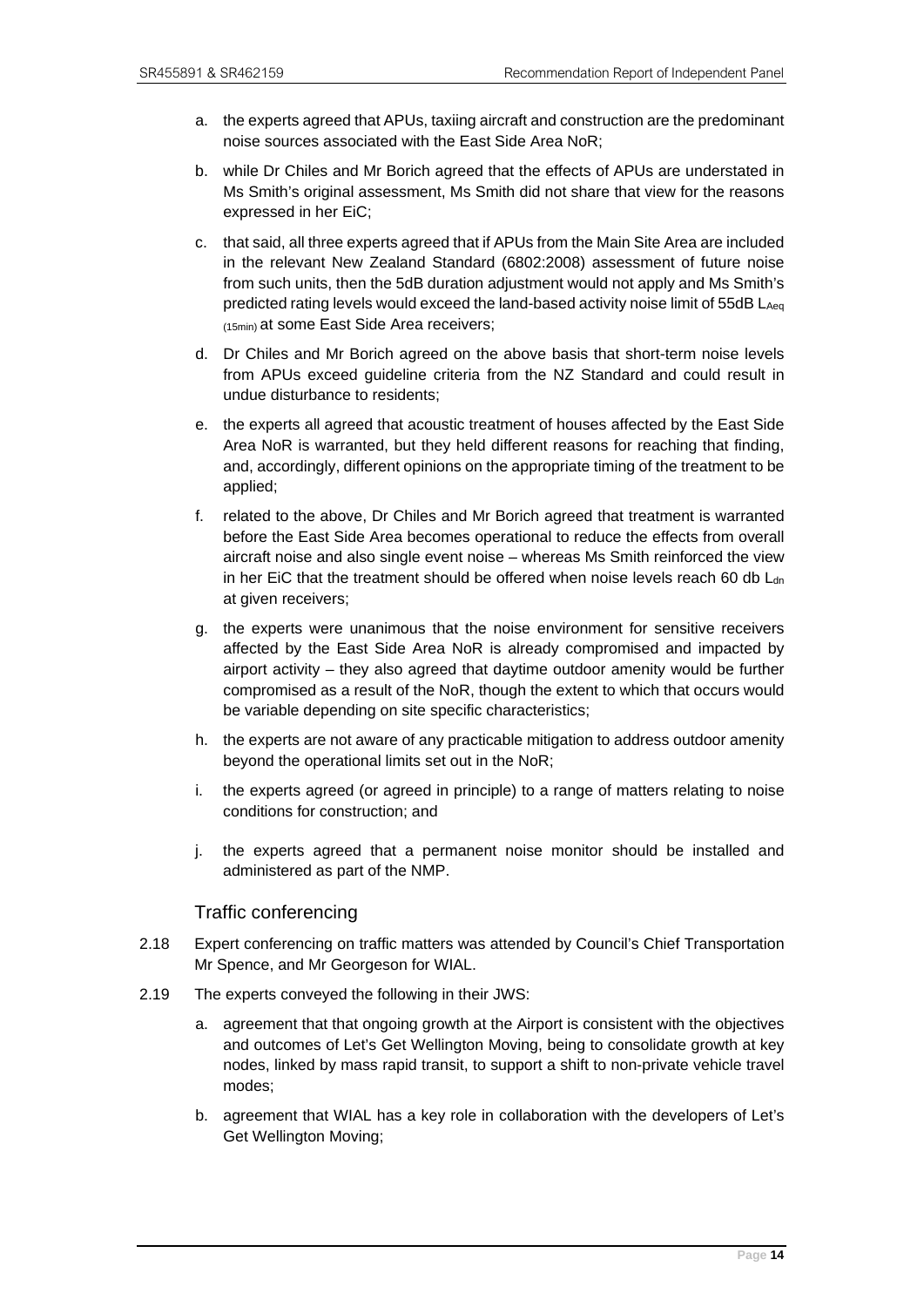a. the experts agreed that APUs, taxiing aircraft and construction are the predominant noise sources associated with the East Side Area NoR;

b. while Dr Chiles and Mr Borich agreed that the effects of APUs are understated in Ms Smith's original assessment, Ms Smith did not share that view for the reasons expressed in her EiC;

c. that said, all three experts agreed that if APUs from the Main Site Area are included in the relevant New Zealand Standard (6802:2008) assessment of future noise from such units, then the 5dB duration adjustment would not apply and Ms Smith's predicted rating levels would exceed the land-based activity noise limit of 55dB $L_{Aeq\ (15min)}$ at some East Side Area receivers;

d. Dr Chiles and Mr Borich agreed on the above basis that short-term noise levels from APUs exceed guideline criteria from the NZ Standard and could result in undue disturbance to residents;

e. the experts all agreed that acoustic treatment of houses affected by the East Side Area NoR is warranted, but they held different reasons for reaching that finding, and, accordingly, different opinions on the appropriate timing of the treatment to be applied;

f. related to the above, Dr Chiles and Mr Borich agreed that treatment is warranted before the East Side Area becomes operational to reduce the effects from overall aircraft noise and also single event noise – whereas Ms Smith reinforced the view in her EiC that the treatment should be offered when noise levels reach 60 db $L_{dn}$ at given receivers;

g. the experts were unanimous that the noise environment for sensitive receivers affected by the East Side Area NoR is already compromised and impacted by airport activity – they also agreed that daytime outdoor amenity would be further compromised as a result of the NoR, though the extent to which that occurs would be variable depending on site specific characteristics;

h. the experts are not aware of any practicable mitigation to address outdoor amenity beyond the operational limits set out in the NoR;

i. the experts agreed (or agreed in principle) to a range of matters relating to noise conditions for construction; and

j. the experts agreed that a permanent noise monitor should be installed and administered as part of the NMP.

### Traffic conferencing

2.18 Expert conferencing on traffic matters was attended by Council's Chief Transportation Mr Spence, and Mr Georgeson for WIAL.

2.19 The experts conveyed the following in their JWS:

a. agreement that that ongoing growth at the Airport is consistent with the objectives and outcomes of Let's Get Wellington Moving, being to consolidate growth at key nodes, linked by mass rapid transit, to support a shift to non-private vehicle travel modes;

b. agreement that WIAL has a key role in collaboration with the developers of Let's Get Wellington Moving;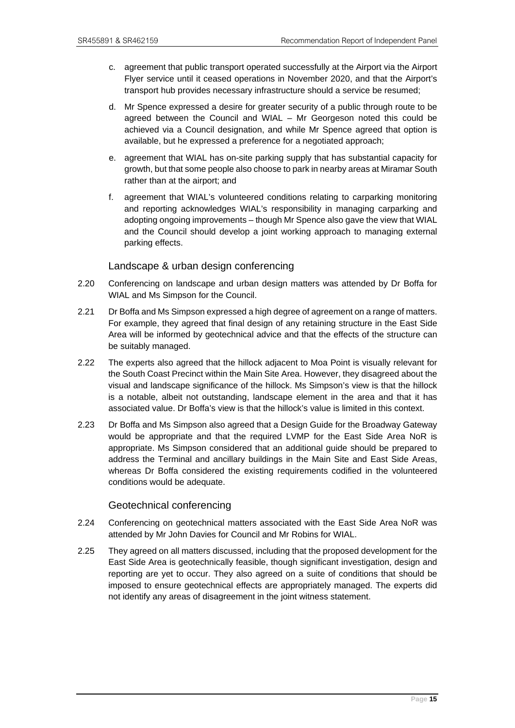c. agreement that public transport operated successfully at the Airport via the Airport Flyer service until it ceased operations in November 2020, and that the Airport's transport hub provides necessary infrastructure should a service be resumed;

d. Mr Spence expressed a desire for greater security of a public through route to be agreed between the Council and WIAL – Mr Georgeson noted this could be achieved via a Council designation, and while Mr Spence agreed that option is available, but he expressed a preference for a negotiated approach;

e. agreement that WIAL has on-site parking supply that has substantial capacity for growth, but that some people also choose to park in nearby areas at Miramar South rather than at the airport; and

f. agreement that WIAL's volunteered conditions relating to carparking monitoring and reporting acknowledges WIAL's responsibility in managing carparking and adopting ongoing improvements – though Mr Spence also gave the view that WIAL and the Council should develop a joint working approach to managing external parking effects.

### Landscape & urban design conferencing

2.20 Conferencing on landscape and urban design matters was attended by Dr Boffa for WIAL and Ms Simpson for the Council.

2.21 Dr Boffa and Ms Simpson expressed a high degree of agreement on a range of matters. For example, they agreed that final design of any retaining structure in the East Side Area will be informed by geotechnical advice and that the effects of the structure can be suitably managed.

2.22 The experts also agreed that the hillock adjacent to Moa Point is visually relevant for the South Coast Precinct within the Main Site Area. However, they disagreed about the visual and landscape significance of the hillock. Ms Simpson's view is that the hillock is a notable, albeit not outstanding, landscape element in the area and that it has associated value. Dr Boffa's view is that the hillock's value is limited in this context.

2.23 Dr Boffa and Ms Simpson also agreed that a Design Guide for the Broadway Gateway would be appropriate and that the required LVMP for the East Side Area NoR is appropriate. Ms Simpson considered that an additional guide should be prepared to address the Terminal and ancillary buildings in the Main Site and East Side Areas, whereas Dr Boffa considered the existing requirements codified in the volunteered conditions would be adequate.

### Geotechnical conferencing

2.24 Conferencing on geotechnical matters associated with the East Side Area NoR was attended by Mr John Davies for Council and Mr Robins for WIAL.

2.25 They agreed on all matters discussed, including that the proposed development for the East Side Area is geotechnically feasible, though significant investigation, design and reporting are yet to occur. They also agreed on a suite of conditions that should be imposed to ensure geotechnical effects are appropriately managed. The experts did not identify any areas of disagreement in the joint witness statement.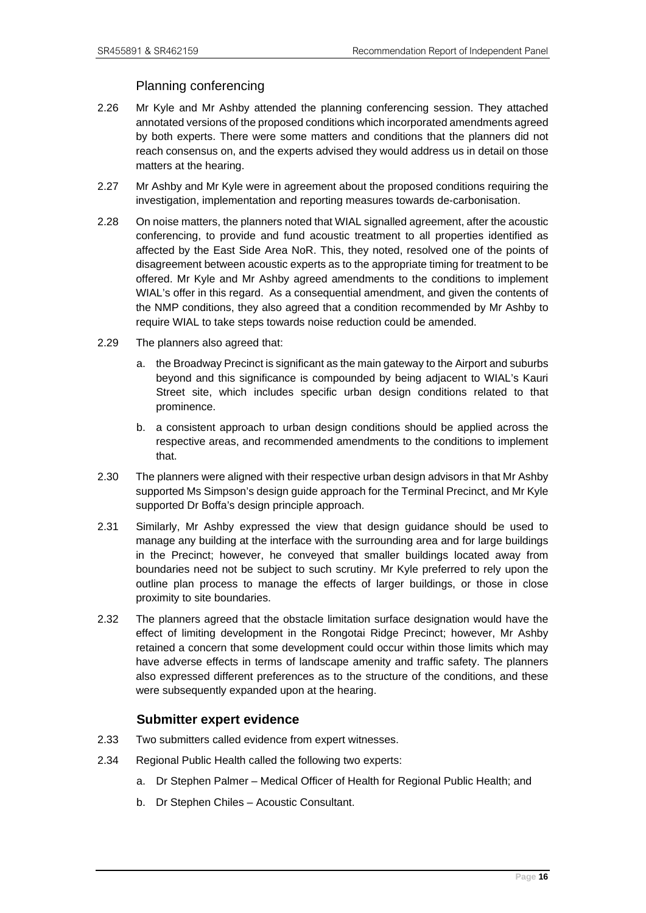### Planning conferencing

2.26 Mr Kyle and Mr Ashby attended the planning conferencing session. They attached annotated versions of the proposed conditions which incorporated amendments agreed by both experts. There were some matters and conditions that the planners did not reach consensus on, and the experts advised they would address us in detail on those matters at the hearing.

2.27 Mr Ashby and Mr Kyle were in agreement about the proposed conditions requiring the investigation, implementation and reporting measures towards de-carbonisation.

2.28 On noise matters, the planners noted that WIAL signalled agreement, after the acoustic conferencing, to provide and fund acoustic treatment to all properties identified as affected by the East Side Area NoR. This, they noted, resolved one of the points of disagreement between acoustic experts as to the appropriate timing for treatment to be offered. Mr Kyle and Mr Ashby agreed amendments to the conditions to implement WIAL's offer in this regard. As a consequential amendment, and given the contents of the NMP conditions, they also agreed that a condition recommended by Mr Ashby to require WIAL to take steps towards noise reduction could be amended.

2.29 The planners also agreed that:

a. the Broadway Precinct is significant as the main gateway to the Airport and suburbs beyond and this significance is compounded by being adjacent to WIAL's Kauri Street site, which includes specific urban design conditions related to that prominence.

b. a consistent approach to urban design conditions should be applied across the respective areas, and recommended amendments to the conditions to implement that.

2.30 The planners were aligned with their respective urban design advisors in that Mr Ashby supported Ms Simpson's design guide approach for the Terminal Precinct, and Mr Kyle supported Dr Boffa's design principle approach.

2.31 Similarly, Mr Ashby expressed the view that design guidance should be used to manage any building at the interface with the surrounding area and for large buildings in the Precinct; however, he conveyed that smaller buildings located away from boundaries need not be subject to such scrutiny. Mr Kyle preferred to rely upon the outline plan process to manage the effects of larger buildings, or those in close proximity to site boundaries.

2.32 The planners agreed that the obstacle limitation surface designation would have the effect of limiting development in the Rongotai Ridge Precinct; however, Mr Ashby retained a concern that some development could occur within those limits which may have adverse effects in terms of landscape amenity and traffic safety. The planners also expressed different preferences as to the structure of the conditions, and these were subsequently expanded upon at the hearing.

### Submitter expert evidence

2.33 Two submitters called evidence from expert witnesses.

2.34 Regional Public Health called the following two experts:

a. Dr Stephen Palmer – Medical Officer of Health for Regional Public Health; and

b. Dr Stephen Chiles – Acoustic Consultant.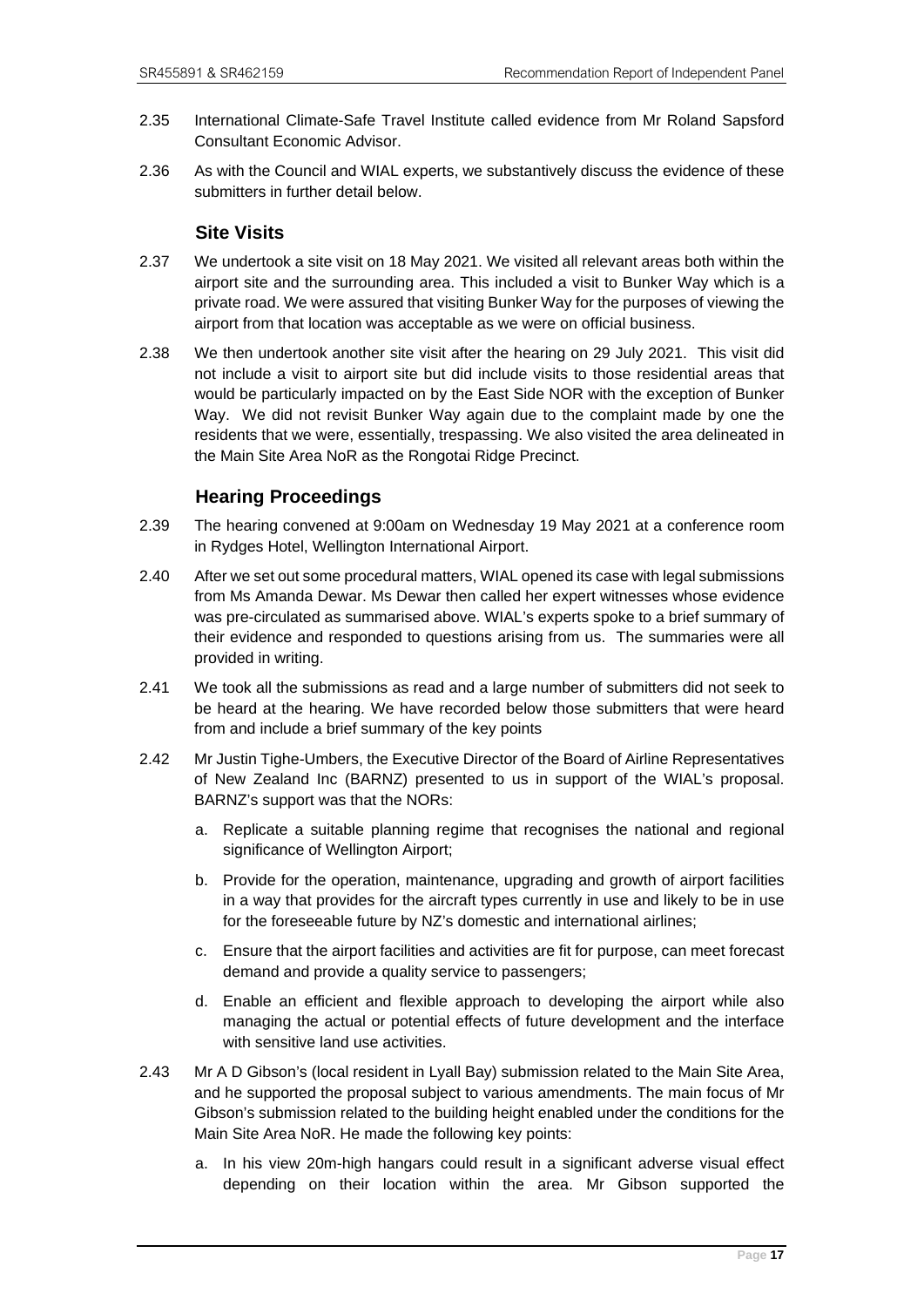2.35 International Climate-Safe Travel Institute called evidence from Mr Roland Sapsford Consultant Economic Advisor.

2.36 As with the Council and WIAL experts, we substantively discuss the evidence of these submitters in further detail below.

### Site Visits

2.37 We undertook a site visit on 18 May 2021. We visited all relevant areas both within the airport site and the surrounding area. This included a visit to Bunker Way which is a private road. We were assured that visiting Bunker Way for the purposes of viewing the airport from that location was acceptable as we were on official business.

2.38 We then undertook another site visit after the hearing on 29 July 2021. This visit did not include a visit to airport site but did include visits to those residential areas that would be particularly impacted on by the East Side NOR with the exception of Bunker Way. We did not revisit Bunker Way again due to the complaint made by one the residents that we were, essentially, trespassing. We also visited the area delineated in the Main Site Area NoR as the Rongotai Ridge Precinct.

### Hearing Proceedings

2.39 The hearing convened at 9:00am on Wednesday 19 May 2021 at a conference room in Rydges Hotel, Wellington International Airport.

2.40 After we set out some procedural matters, WIAL opened its case with legal submissions from Ms Amanda Dewar. Ms Dewar then called her expert witnesses whose evidence was pre-circulated as summarised above. WIAL's experts spoke to a brief summary of their evidence and responded to questions arising from us. The summaries were all provided in writing.

2.41 We took all the submissions as read and a large number of submitters did not seek to be heard at the hearing. We have recorded below those submitters that were heard from and include a brief summary of the key points

2.42 Mr Justin Tighe-Umbers, the Executive Director of the Board of Airline Representatives of New Zealand Inc (BARNZ) presented to us in support of the WIAL's proposal. BARNZ's support was that the NORs:

a. Replicate a suitable planning regime that recognises the national and regional significance of Wellington Airport;

b. Provide for the operation, maintenance, upgrading and growth of airport facilities in a way that provides for the aircraft types currently in use and likely to be in use for the foreseeable future by NZ's domestic and international airlines;

c. Ensure that the airport facilities and activities are fit for purpose, can meet forecast demand and provide a quality service to passengers;

d. Enable an efficient and flexible approach to developing the airport while also managing the actual or potential effects of future development and the interface with sensitive land use activities.

2.43 Mr A D Gibson's (local resident in Lyall Bay) submission related to the Main Site Area, and he supported the proposal subject to various amendments. The main focus of Mr Gibson's submission related to the building height enabled under the conditions for the Main Site Area NoR. He made the following key points:

a. In his view 20m-high hangars could result in a significant adverse visual effect depending on their location within the area. Mr Gibson supported the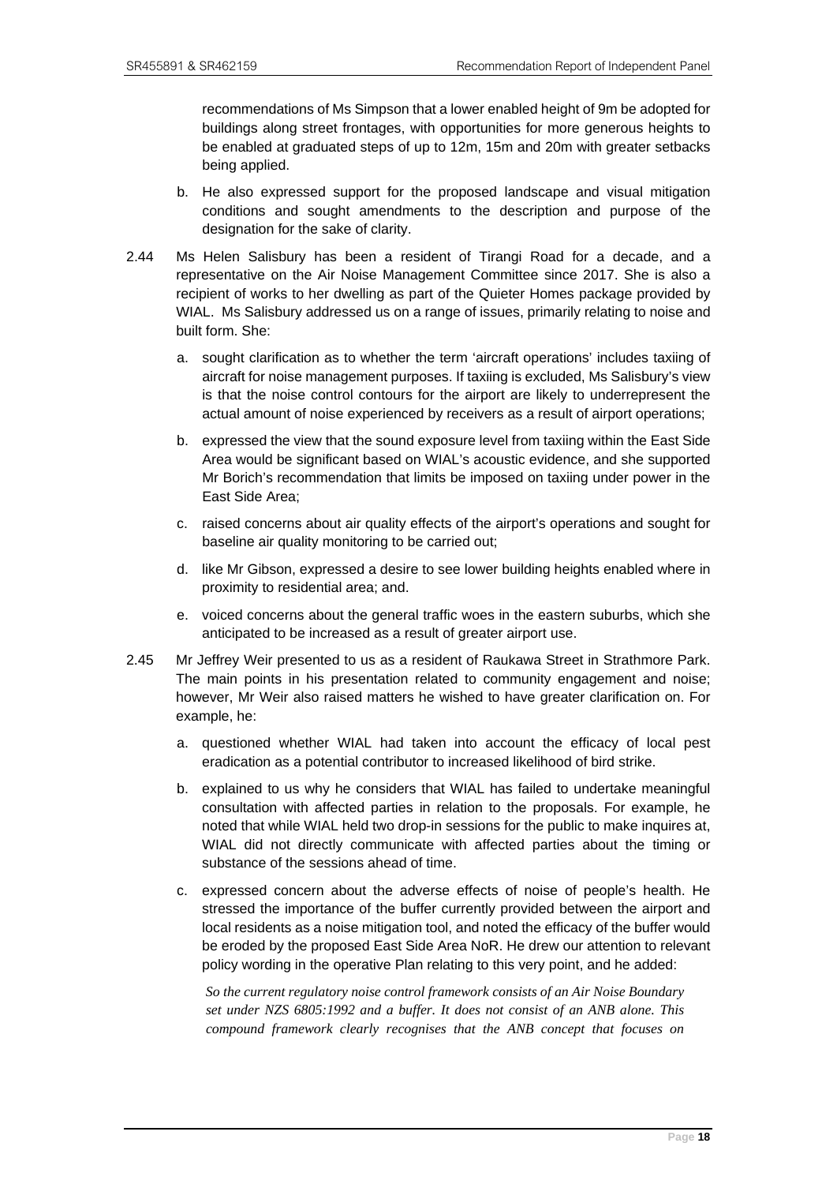recommendations of Ms Simpson that a lower enabled height of 9m be adopted for buildings along street frontages, with opportunities for more generous heights to be enabled at graduated steps of up to 12m, 15m and 20m with greater setbacks being applied.

b. He also expressed support for the proposed landscape and visual mitigation conditions and sought amendments to the description and purpose of the designation for the sake of clarity.

2.44 Ms Helen Salisbury has been a resident of Tirangi Road for a decade, and a representative on the Air Noise Management Committee since 2017. She is also a recipient of works to her dwelling as part of the Quieter Homes package provided by WIAL. Ms Salisbury addressed us on a range of issues, primarily relating to noise and built form. She:

a. sought clarification as to whether the term 'aircraft operations' includes taxiing of aircraft for noise management purposes. If taxiing is excluded, Ms Salisbury's view is that the noise control contours for the airport are likely to underrepresent the actual amount of noise experienced by receivers as a result of airport operations;

b. expressed the view that the sound exposure level from taxiing within the East Side Area would be significant based on WIAL's acoustic evidence, and she supported Mr Borich's recommendation that limits be imposed on taxiing under power in the East Side Area;

c. raised concerns about air quality effects of the airport's operations and sought for baseline air quality monitoring to be carried out;

d. like Mr Gibson, expressed a desire to see lower building heights enabled where in proximity to residential area; and.

e. voiced concerns about the general traffic woes in the eastern suburbs, which she anticipated to be increased as a result of greater airport use.

2.45 Mr Jeffrey Weir presented to us as a resident of Raukawa Street in Strathmore Park. The main points in his presentation related to community engagement and noise; however, Mr Weir also raised matters he wished to have greater clarification on. For example, he:

a. questioned whether WIAL had taken into account the efficacy of local pest eradication as a potential contributor to increased likelihood of bird strike.

b. explained to us why he considers that WIAL has failed to undertake meaningful consultation with affected parties in relation to the proposals. For example, he noted that while WIAL held two drop-in sessions for the public to make inquires at, WIAL did not directly communicate with affected parties about the timing or substance of the sessions ahead of time.

c. expressed concern about the adverse effects of noise of people's health. He stressed the importance of the buffer currently provided between the airport and local residents as a noise mitigation tool, and noted the efficacy of the buffer would be eroded by the proposed East Side Area NoR. He drew our attention to relevant policy wording in the operative Plan relating to this very point, and he added:

*So the current regulatory noise control framework consists of an Air Noise Boundary set under NZS 6805:1992 and a buffer. It does not consist of an ANB alone. This compound framework clearly recognises that the ANB concept that focuses on*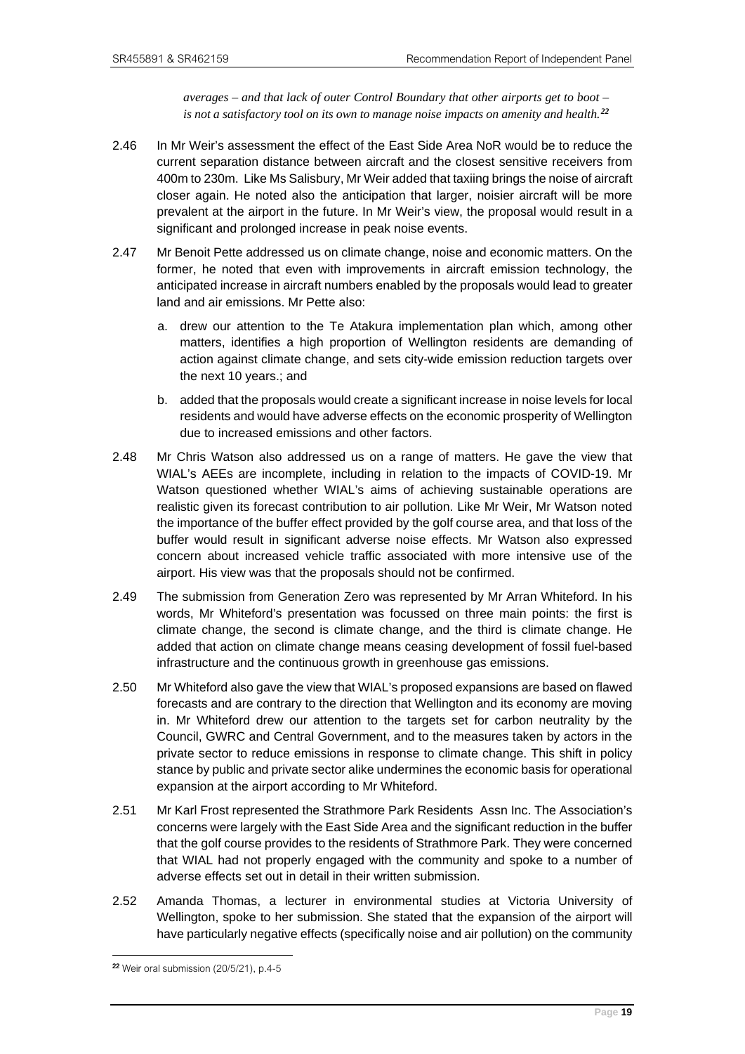*averages – and that lack of outer Control Boundary that other airports get to boot – is not a satisfactory tool on its own to manage noise impacts on amenity and health.*[22]

2.46 In Mr Weir's assessment the effect of the East Side Area NoR would be to reduce the current separation distance between aircraft and the closest sensitive receivers from 400m to 230m. Like Ms Salisbury, Mr Weir added that taxiing brings the noise of aircraft closer again. He noted also the anticipation that larger, noisier aircraft will be more prevalent at the airport in the future. In Mr Weir's view, the proposal would result in a significant and prolonged increase in peak noise events.

2.47 Mr Benoit Pette addressed us on climate change, noise and economic matters. On the former, he noted that even with improvements in aircraft emission technology, the anticipated increase in aircraft numbers enabled by the proposals would lead to greater land and air emissions. Mr Pette also:

a. drew our attention to the Te Atakura implementation plan which, among other matters, identifies a high proportion of Wellington residents are demanding of action against climate change, and sets city-wide emission reduction targets over the next 10 years.; and

b. added that the proposals would create a significant increase in noise levels for local residents and would have adverse effects on the economic prosperity of Wellington due to increased emissions and other factors.

2.48 Mr Chris Watson also addressed us on a range of matters. He gave the view that WIAL's AEEs are incomplete, including in relation to the impacts of COVID-19. Mr Watson questioned whether WIAL's aims of achieving sustainable operations are realistic given its forecast contribution to air pollution. Like Mr Weir, Mr Watson noted the importance of the buffer effect provided by the golf course area, and that loss of the buffer would result in significant adverse noise effects. Mr Watson also expressed concern about increased vehicle traffic associated with more intensive use of the airport. His view was that the proposals should not be confirmed.

2.49 The submission from Generation Zero was represented by Mr Arran Whiteford. In his words, Mr Whiteford's presentation was focussed on three main points: the first is climate change, the second is climate change, and the third is climate change. He added that action on climate change means ceasing development of fossil fuel-based infrastructure and the continuous growth in greenhouse gas emissions.

2.50 Mr Whiteford also gave the view that WIAL's proposed expansions are based on flawed forecasts and are contrary to the direction that Wellington and its economy are moving in. Mr Whiteford drew our attention to the targets set for carbon neutrality by the Council, GWRC and Central Government, and to the measures taken by actors in the private sector to reduce emissions in response to climate change. This shift in policy stance by public and private sector alike undermines the economic basis for operational expansion at the airport according to Mr Whiteford.

2.51 Mr Karl Frost represented the Strathmore Park Residents Assn Inc. The Association's concerns were largely with the East Side Area and the significant reduction in the buffer that the golf course provides to the residents of Strathmore Park. They were concerned that WIAL had not properly engaged with the community and spoke to a number of adverse effects set out in detail in their written submission.

2.52 Amanda Thomas, a lecturer in environmental studies at Victoria University of Wellington, spoke to her submission. She stated that the expansion of the airport will have particularly negative effects (specifically noise and air pollution) on the community

[22] Weir oral submission (20/5/21), p.4-5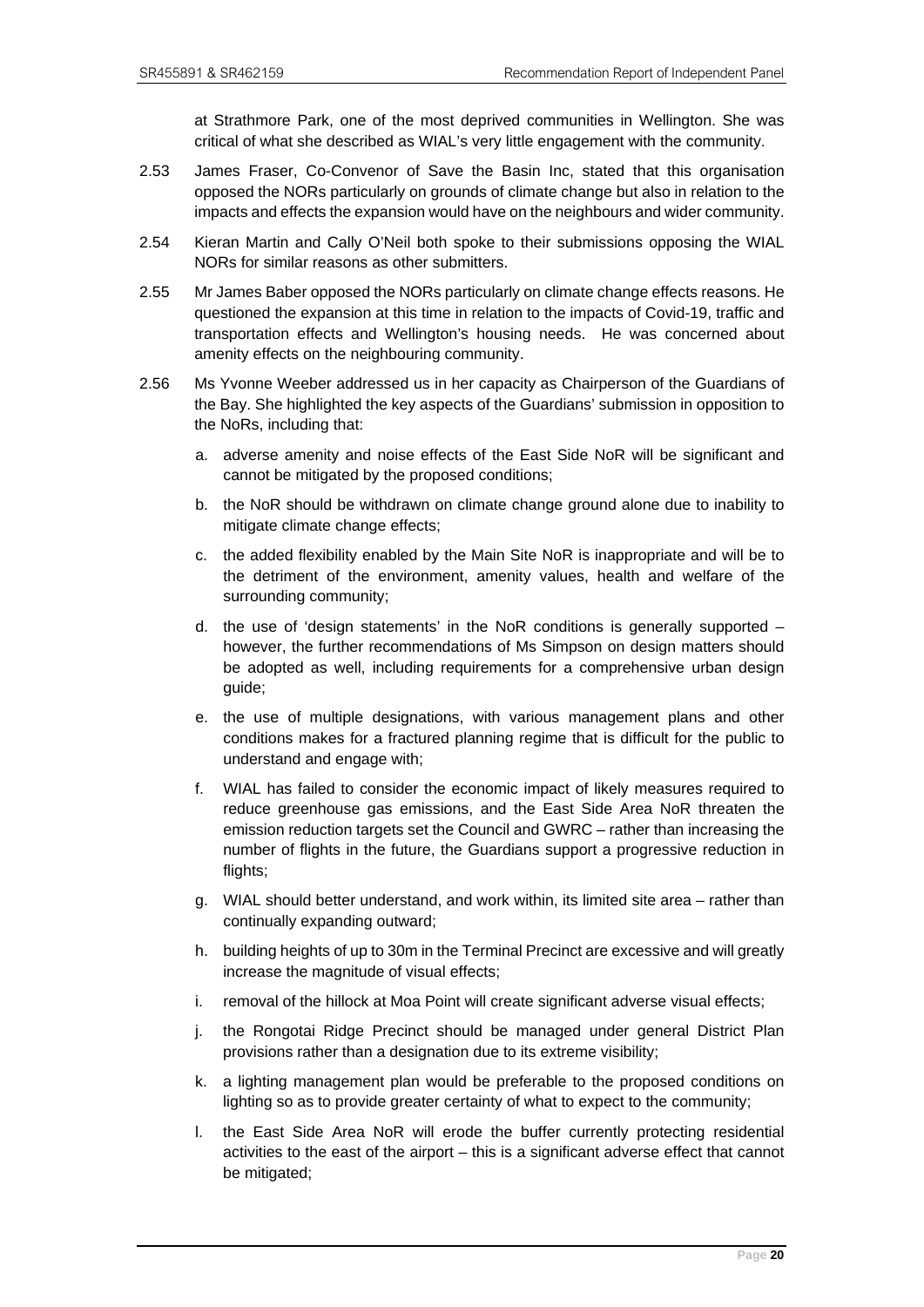at Strathmore Park, one of the most deprived communities in Wellington. She was critical of what she described as WIAL's very little engagement with the community.

2.53 James Fraser, Co-Convenor of Save the Basin Inc, stated that this organisation opposed the NORs particularly on grounds of climate change but also in relation to the impacts and effects the expansion would have on the neighbours and wider community.

2.54 Kieran Martin and Cally O'Neil both spoke to their submissions opposing the WIAL NORs for similar reasons as other submitters.

2.55 Mr James Baber opposed the NORs particularly on climate change effects reasons. He questioned the expansion at this time in relation to the impacts of Covid-19, traffic and transportation effects and Wellington's housing needs. He was concerned about amenity effects on the neighbouring community.

2.56 Ms Yvonne Weeber addressed us in her capacity as Chairperson of the Guardians of the Bay. She highlighted the key aspects of the Guardians' submission in opposition to the NoRs, including that:

a. adverse amenity and noise effects of the East Side NoR will be significant and cannot be mitigated by the proposed conditions;

b. the NoR should be withdrawn on climate change ground alone due to inability to mitigate climate change effects;

c. the added flexibility enabled by the Main Site NoR is inappropriate and will be to the detriment of the environment, amenity values, health and welfare of the surrounding community;

d. the use of 'design statements' in the NoR conditions is generally supported – however, the further recommendations of Ms Simpson on design matters should be adopted as well, including requirements for a comprehensive urban design guide;

e. the use of multiple designations, with various management plans and other conditions makes for a fractured planning regime that is difficult for the public to understand and engage with;

f. WIAL has failed to consider the economic impact of likely measures required to reduce greenhouse gas emissions, and the East Side Area NoR threaten the emission reduction targets set the Council and GWRC – rather than increasing the number of flights in the future, the Guardians support a progressive reduction in flights;

g. WIAL should better understand, and work within, its limited site area – rather than continually expanding outward;

h. building heights of up to 30m in the Terminal Precinct are excessive and will greatly increase the magnitude of visual effects;

i. removal of the hillock at Moa Point will create significant adverse visual effects;

j. the Rongotai Ridge Precinct should be managed under general District Plan provisions rather than a designation due to its extreme visibility;

k. a lighting management plan would be preferable to the proposed conditions on lighting so as to provide greater certainty of what to expect to the community;

l. the East Side Area NoR will erode the buffer currently protecting residential activities to the east of the airport – this is a significant adverse effect that cannot be mitigated;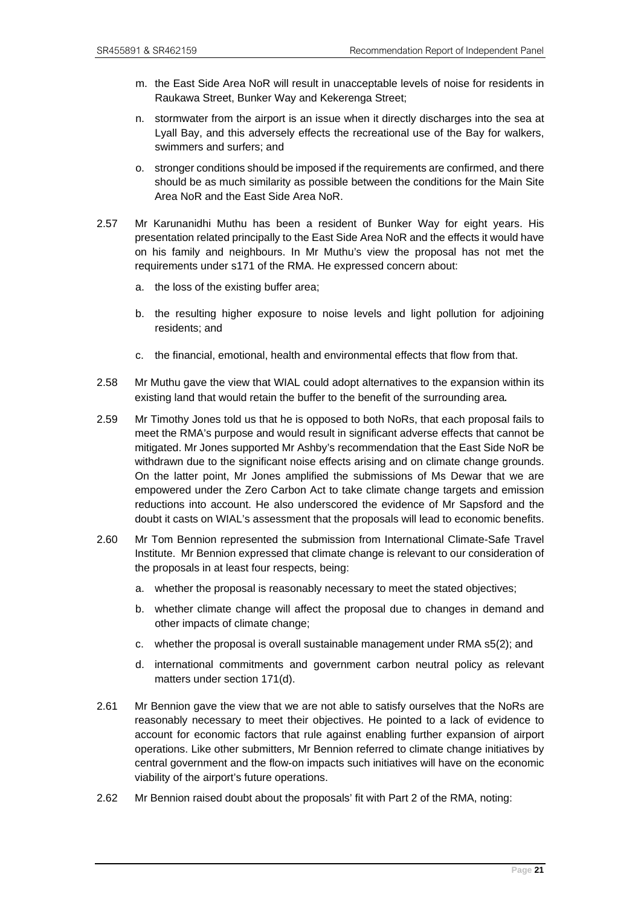m. the East Side Area NoR will result in unacceptable levels of noise for residents in Raukawa Street, Bunker Way and Kekerenga Street;

n. stormwater from the airport is an issue when it directly discharges into the sea at Lyall Bay, and this adversely effects the recreational use of the Bay for walkers, swimmers and surfers; and

o. stronger conditions should be imposed if the requirements are confirmed, and there should be as much similarity as possible between the conditions for the Main Site Area NoR and the East Side Area NoR.

2.57 Mr Karunanidhi Muthu has been a resident of Bunker Way for eight years. His presentation related principally to the East Side Area NoR and the effects it would have on his family and neighbours. In Mr Muthu's view the proposal has not met the requirements under s171 of the RMA. He expressed concern about:

a. the loss of the existing buffer area;

b. the resulting higher exposure to noise levels and light pollution for adjoining residents; and

c. the financial, emotional, health and environmental effects that flow from that.

2.58 Mr Muthu gave the view that WIAL could adopt alternatives to the expansion within its existing land that would retain the buffer to the benefit of the surrounding area.

2.59 Mr Timothy Jones told us that he is opposed to both NoRs, that each proposal fails to meet the RMA's purpose and would result in significant adverse effects that cannot be mitigated. Mr Jones supported Mr Ashby's recommendation that the East Side NoR be withdrawn due to the significant noise effects arising and on climate change grounds. On the latter point, Mr Jones amplified the submissions of Ms Dewar that we are empowered under the Zero Carbon Act to take climate change targets and emission reductions into account. He also underscored the evidence of Mr Sapsford and the doubt it casts on WIAL's assessment that the proposals will lead to economic benefits.

2.60 Mr Tom Bennion represented the submission from International Climate-Safe Travel Institute. Mr Bennion expressed that climate change is relevant to our consideration of the proposals in at least four respects, being:

a. whether the proposal is reasonably necessary to meet the stated objectives;

b. whether climate change will affect the proposal due to changes in demand and other impacts of climate change;

c. whether the proposal is overall sustainable management under RMA s5(2); and

d. international commitments and government carbon neutral policy as relevant matters under section 171(d).

2.61 Mr Bennion gave the view that we are not able to satisfy ourselves that the NoRs are reasonably necessary to meet their objectives. He pointed to a lack of evidence to account for economic factors that rule against enabling further expansion of airport operations. Like other submitters, Mr Bennion referred to climate change initiatives by central government and the flow-on impacts such initiatives will have on the economic viability of the airport's future operations.

2.62 Mr Bennion raised doubt about the proposals' fit with Part 2 of the RMA, noting: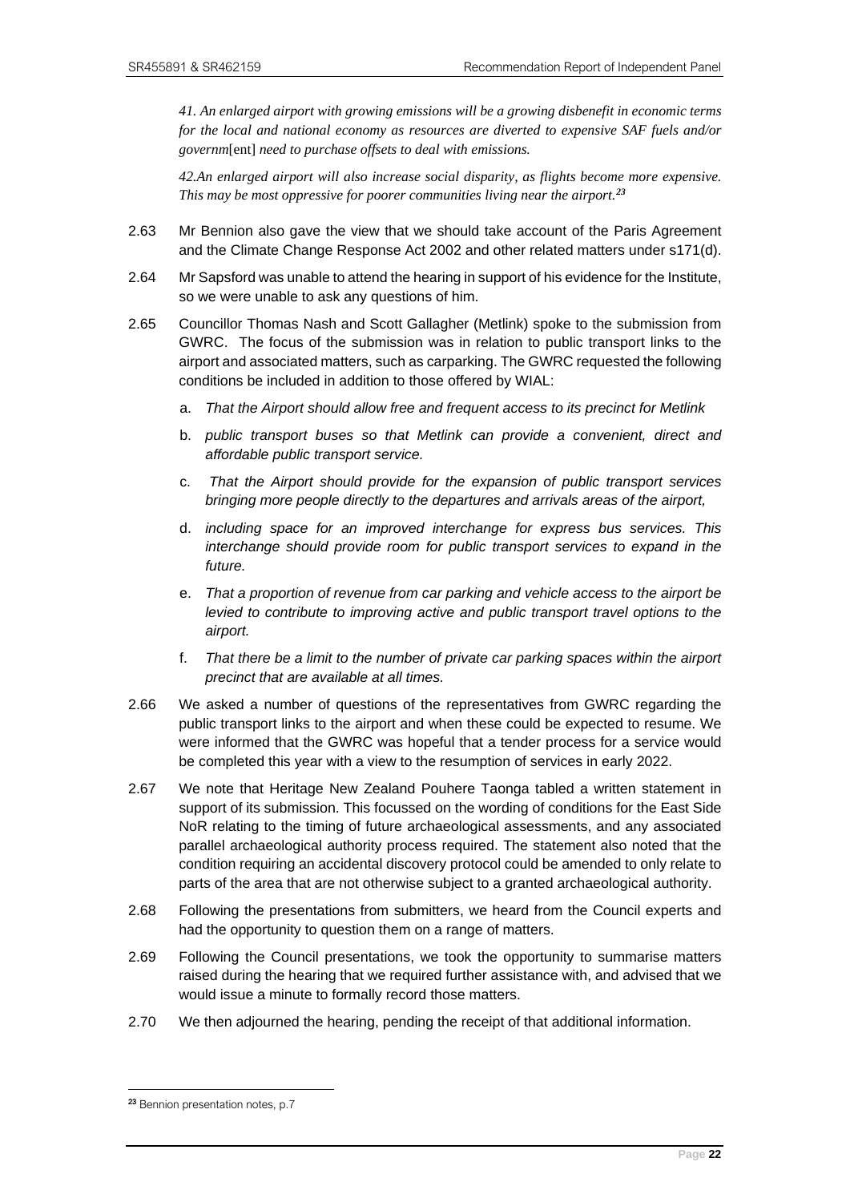*41. An enlarged airport with growing emissions will be a growing disbenefit in economic terms for the local and national economy as resources are diverted to expensive SAF fuels and/or governm*[ent] *need to purchase offsets to deal with emissions.*

*42.An enlarged airport will also increase social disparity, as flights become more expensive. This may be most oppressive for poorer communities living near the airport.*[23]

2.63 Mr Bennion also gave the view that we should take account of the Paris Agreement and the Climate Change Response Act 2002 and other related matters under s171(d).

2.64 Mr Sapsford was unable to attend the hearing in support of his evidence for the Institute, so we were unable to ask any questions of him.

2.65 Councillor Thomas Nash and Scott Gallagher (Metlink) spoke to the submission from GWRC. The focus of the submission was in relation to public transport links to the airport and associated matters, such as carparking. The GWRC requested the following conditions be included in addition to those offered by WIAL:

a. *That the Airport should allow free and frequent access to its precinct for Metlink*

b. *public transport buses so that Metlink can provide a convenient, direct and affordable public transport service.*

c. *That the Airport should provide for the expansion of public transport services bringing more people directly to the departures and arrivals areas of the airport,*

d. *including space for an improved interchange for express bus services. This interchange should provide room for public transport services to expand in the future.*

e. *That a proportion of revenue from car parking and vehicle access to the airport be levied to contribute to improving active and public transport travel options to the airport.*

f. *That there be a limit to the number of private car parking spaces within the airport precinct that are available at all times.*

2.66 We asked a number of questions of the representatives from GWRC regarding the public transport links to the airport and when these could be expected to resume. We were informed that the GWRC was hopeful that a tender process for a service would be completed this year with a view to the resumption of services in early 2022.

2.67 We note that Heritage New Zealand Pouhere Taonga tabled a written statement in support of its submission. This focussed on the wording of conditions for the East Side NoR relating to the timing of future archaeological assessments, and any associated parallel archaeological authority process required. The statement also noted that the condition requiring an accidental discovery protocol could be amended to only relate to parts of the area that are not otherwise subject to a granted archaeological authority.

2.68 Following the presentations from submitters, we heard from the Council experts and had the opportunity to question them on a range of matters.

2.69 Following the Council presentations, we took the opportunity to summarise matters raised during the hearing that we required further assistance with, and advised that we would issue a minute to formally record those matters.

2.70 We then adjourned the hearing, pending the receipt of that additional information.

[23] Bennion presentation notes, p.7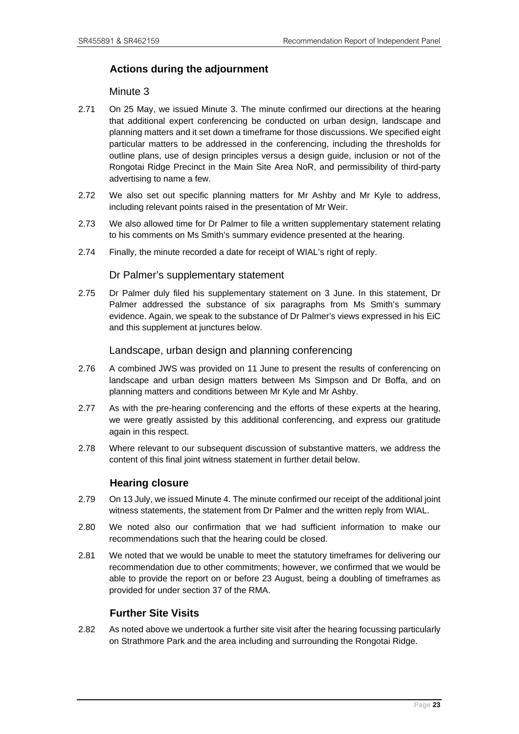### Actions during the adjournment

#### Minute 3

2.71 On 25 May, we issued Minute 3. The minute confirmed our directions at the hearing that additional expert conferencing be conducted on urban design, landscape and planning matters and it set down a timeframe for those discussions. We specified eight particular matters to be addressed in the conferencing, including the thresholds for outline plans, use of design principles versus a design guide, inclusion or not of the Rongotai Ridge Precinct in the Main Site Area NoR, and permissibility of third-party advertising to name a few.

2.72 We also set out specific planning matters for Mr Ashby and Mr Kyle to address, including relevant points raised in the presentation of Mr Weir.

2.73 We also allowed time for Dr Palmer to file a written supplementary statement relating to his comments on Ms Smith's summary evidence presented at the hearing.

2.74 Finally, the minute recorded a date for receipt of WIAL's right of reply.

#### Dr Palmer's supplementary statement

2.75 Dr Palmer duly filed his supplementary statement on 3 June. In this statement, Dr Palmer addressed the substance of six paragraphs from Ms Smith's summary evidence. Again, we speak to the substance of Dr Palmer's views expressed in his EiC and this supplement at junctures below.

#### Landscape, urban design and planning conferencing

2.76 A combined JWS was provided on 11 June to present the results of conferencing on landscape and urban design matters between Ms Simpson and Dr Boffa, and on planning matters and conditions between Mr Kyle and Mr Ashby.

2.77 As with the pre-hearing conferencing and the efforts of these experts at the hearing, we were greatly assisted by this additional conferencing, and express our gratitude again in this respect.

2.78 Where relevant to our subsequent discussion of substantive matters, we address the content of this final joint witness statement in further detail below.

### Hearing closure

2.79 On 13 July, we issued Minute 4. The minute confirmed our receipt of the additional joint witness statements, the statement from Dr Palmer and the written reply from WIAL.

2.80 We noted also our confirmation that we had sufficient information to make our recommendations such that the hearing could be closed.

2.81 We noted that we would be unable to meet the statutory timeframes for delivering our recommendation due to other commitments; however, we confirmed that we would be able to provide the report on or before 23 August, being a doubling of timeframes as provided for under section 37 of the RMA.

### Further Site Visits

2.82 As noted above we undertook a further site visit after the hearing focussing particularly on Strathmore Park and the area including and surrounding the Rongotai Ridge.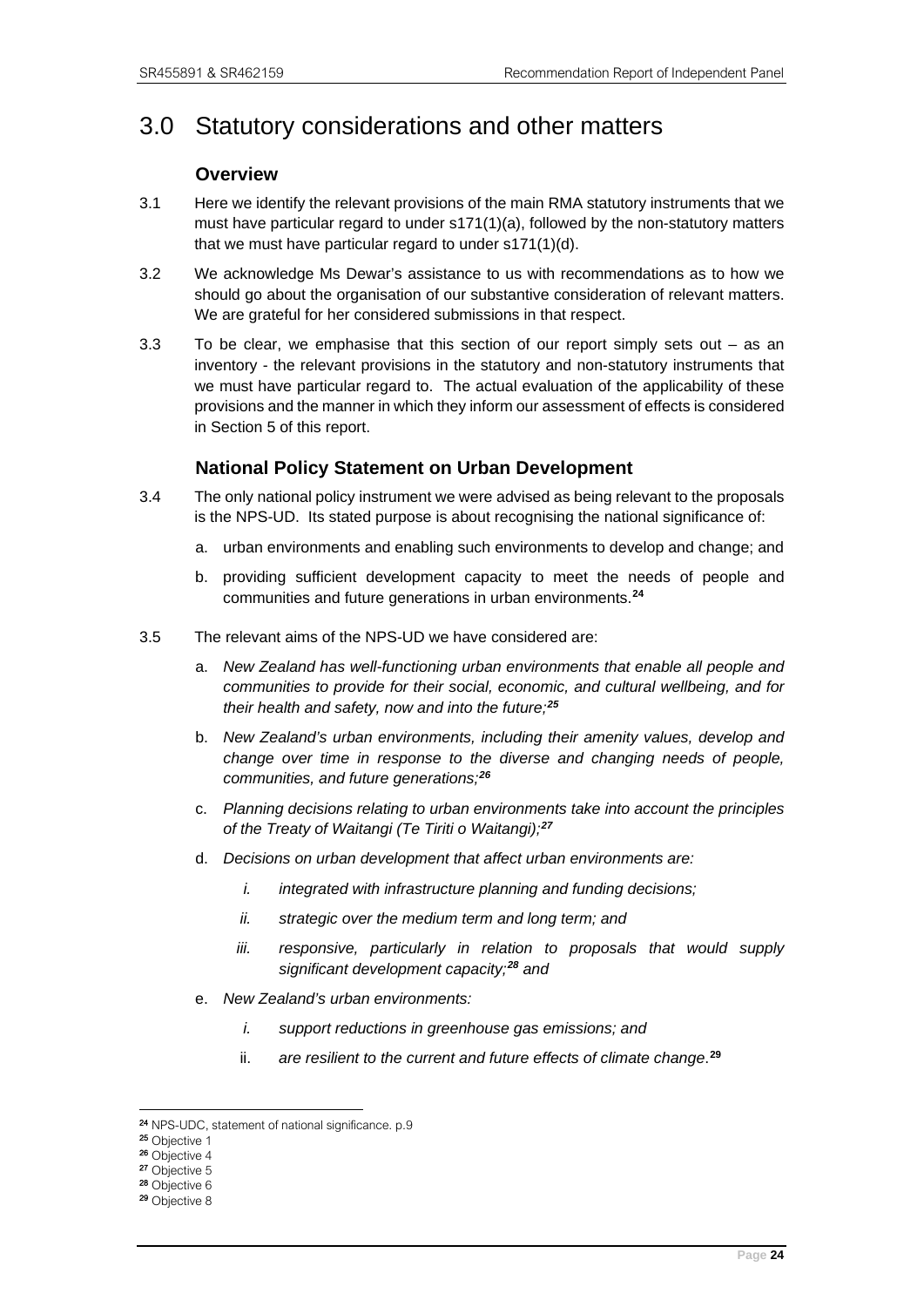# 3.0 Statutory considerations and other matters

## Overview

3.1 Here we identify the relevant provisions of the main RMA statutory instruments that we must have particular regard to under s171(1)(a), followed by the non-statutory matters that we must have particular regard to under s171(1)(d).

3.2 We acknowledge Ms Dewar's assistance to us with recommendations as to how we should go about the organisation of our substantive consideration of relevant matters. We are grateful for her considered submissions in that respect.

3.3 To be clear, we emphasise that this section of our report simply sets out – as an inventory - the relevant provisions in the statutory and non-statutory instruments that we must have particular regard to. The actual evaluation of the applicability of these provisions and the manner in which they inform our assessment of effects is considered in Section 5 of this report.

## National Policy Statement on Urban Development

3.4 The only national policy instrument we were advised as being relevant to the proposals is the NPS-UD. Its stated purpose is about recognising the national significance of:

a. urban environments and enabling such environments to develop and change; and

b. providing sufficient development capacity to meet the needs of people and communities and future generations in urban environments.[24]

3.5 The relevant aims of the NPS-UD we have considered are:

a. *New Zealand has well-functioning urban environments that enable all people and communities to provide for their social, economic, and cultural wellbeing, and for their health and safety, now and into the future;*[25]

b. *New Zealand's urban environments, including their amenity values, develop and change over time in response to the diverse and changing needs of people, communities, and future generations;*[26]

c. *Planning decisions relating to urban environments take into account the principles of the Treaty of Waitangi (Te Tiriti o Waitangi);*[27]

d. *Decisions on urban development that affect urban environments are:*

   i. *integrated with infrastructure planning and funding decisions;*

   ii. *strategic over the medium term and long term; and*

   iii. *responsive, particularly in relation to proposals that would supply significant development capacity;*[28] *and*

e. *New Zealand's urban environments:*

   i. *support reductions in greenhouse gas emissions; and*

   ii. *are resilient to the current and future effects of climate change.*[29]

[24] NPS-UDC, statement of national significance. p.9
[25] Objective 1
[26] Objective 4
[27] Objective 5
[28] Objective 6
[29] Objective 8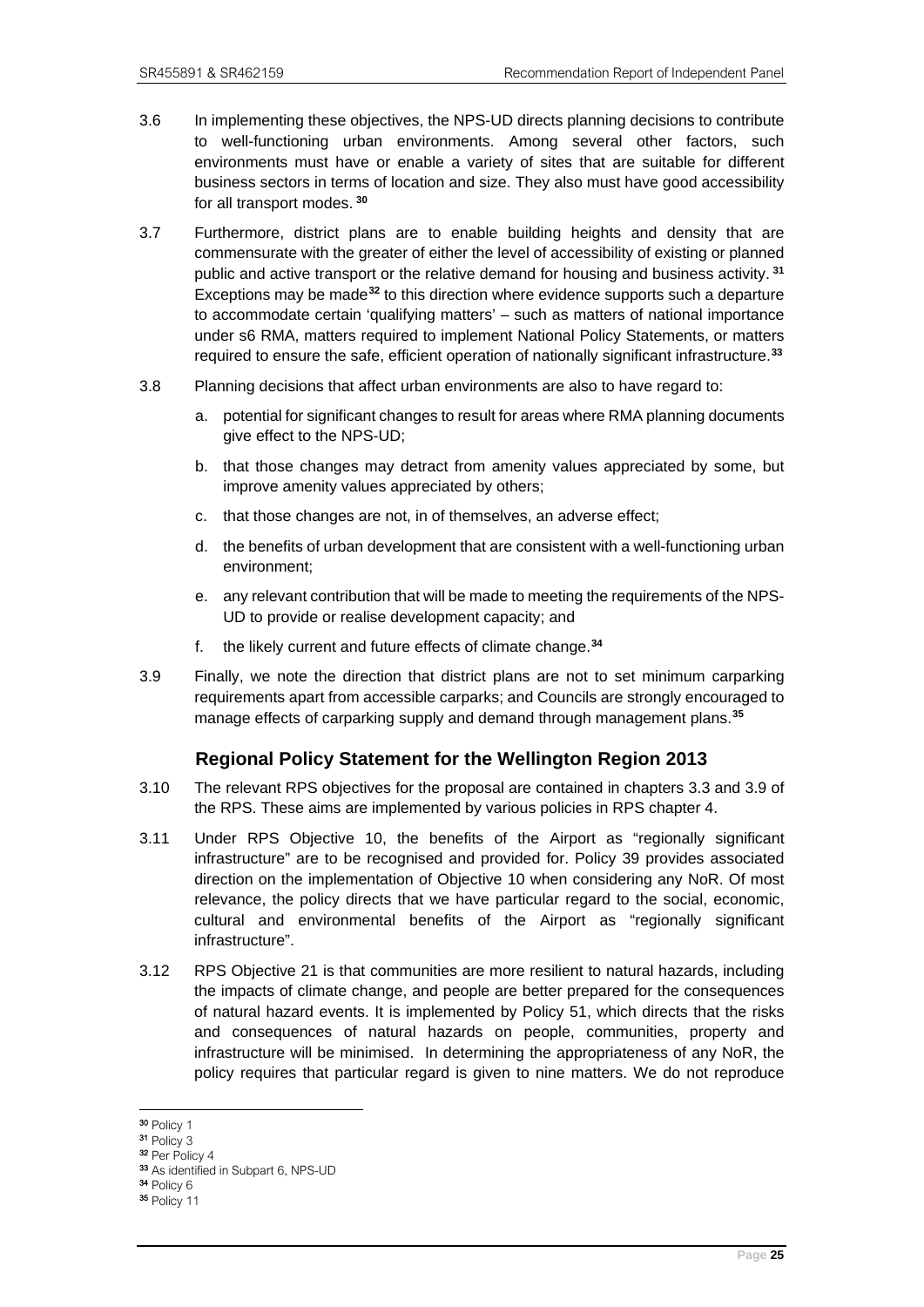3.6 In implementing these objectives, the NPS-UD directs planning decisions to contribute to well-functioning urban environments. Among several other factors, such environments must have or enable a variety of sites that are suitable for different business sectors in terms of location and size. They also must have good accessibility for all transport modes. [30]

3.7 Furthermore, district plans are to enable building heights and density that are commensurate with the greater of either the level of accessibility of existing or planned public and active transport or the relative demand for housing and business activity. [31] Exceptions may be made[32] to this direction where evidence supports such a departure to accommodate certain 'qualifying matters' – such as matters of national importance under s6 RMA, matters required to implement National Policy Statements, or matters required to ensure the safe, efficient operation of nationally significant infrastructure.[33]

3.8 Planning decisions that affect urban environments are also to have regard to:

a. potential for significant changes to result for areas where RMA planning documents give effect to the NPS-UD;

b. that those changes may detract from amenity values appreciated by some, but improve amenity values appreciated by others;

c. that those changes are not, in of themselves, an adverse effect;

d. the benefits of urban development that are consistent with a well-functioning urban environment;

e. any relevant contribution that will be made to meeting the requirements of the NPS-UD to provide or realise development capacity; and

f. the likely current and future effects of climate change.[34]

3.9 Finally, we note the direction that district plans are not to set minimum carparking requirements apart from accessible carparks; and Councils are strongly encouraged to manage effects of carparking supply and demand through management plans.[35]

## Regional Policy Statement for the Wellington Region 2013

3.10 The relevant RPS objectives for the proposal are contained in chapters 3.3 and 3.9 of the RPS. These aims are implemented by various policies in RPS chapter 4.

3.11 Under RPS Objective 10, the benefits of the Airport as "regionally significant infrastructure" are to be recognised and provided for. Policy 39 provides associated direction on the implementation of Objective 10 when considering any NoR. Of most relevance, the policy directs that we have particular regard to the social, economic, cultural and environmental benefits of the Airport as "regionally significant infrastructure".

3.12 RPS Objective 21 is that communities are more resilient to natural hazards, including the impacts of climate change, and people are better prepared for the consequences of natural hazard events. It is implemented by Policy 51, which directs that the risks and consequences of natural hazards on people, communities, property and infrastructure will be minimised. In determining the appropriateness of any NoR, the policy requires that particular regard is given to nine matters. We do not reproduce

---

[30] Policy 1
[31] Policy 3
[32] Per Policy 4
[33] As identified in Subpart 6, NPS-UD
[34] Policy 6
[35] Policy 11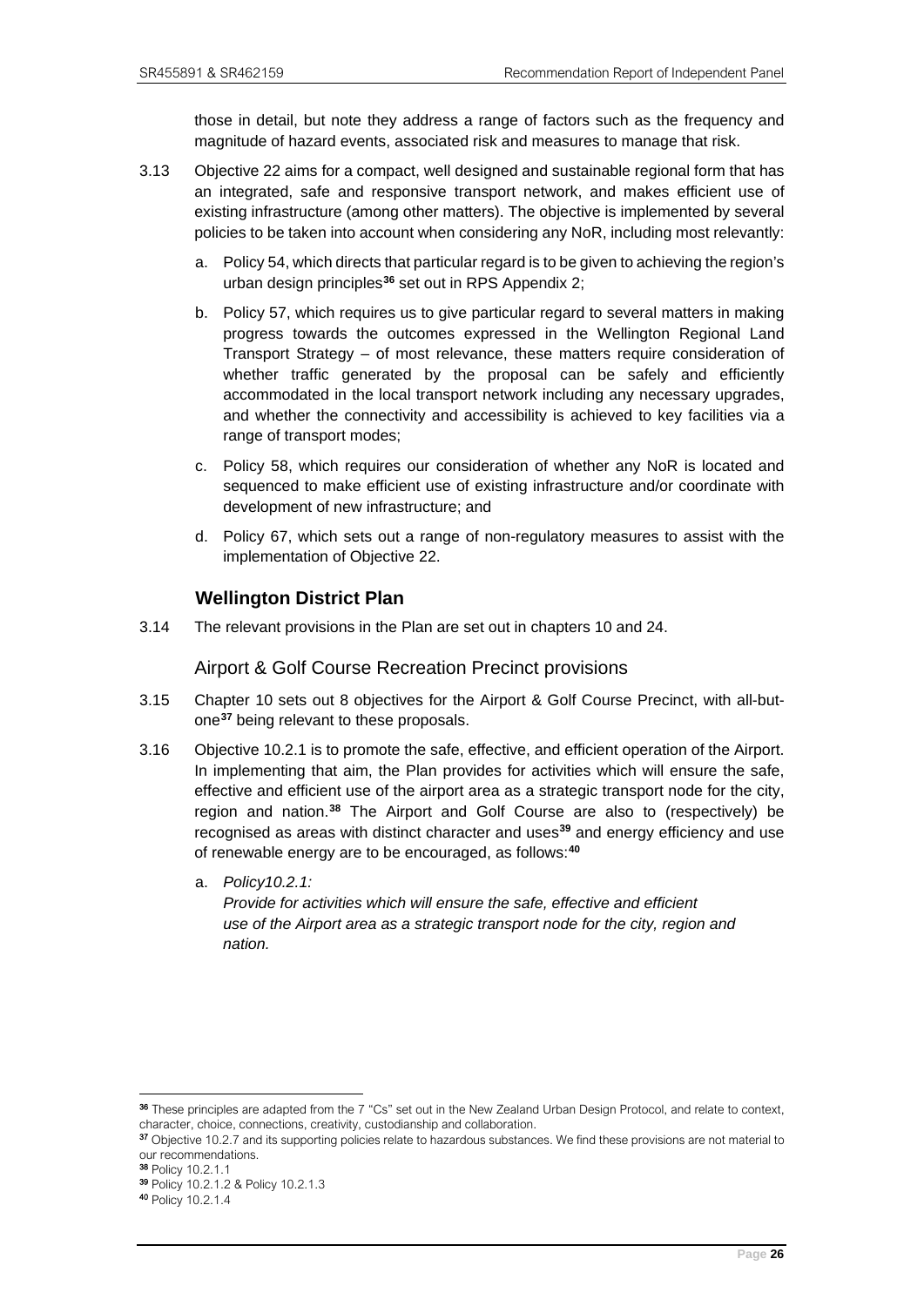those in detail, but note they address a range of factors such as the frequency and magnitude of hazard events, associated risk and measures to manage that risk.

3.13 Objective 22 aims for a compact, well designed and sustainable regional form that has an integrated, safe and responsive transport network, and makes efficient use of existing infrastructure (among other matters). The objective is implemented by several policies to be taken into account when considering any NoR, including most relevantly:

a. Policy 54, which directs that particular regard is to be given to achieving the region's urban design principles[36] set out in RPS Appendix 2;

b. Policy 57, which requires us to give particular regard to several matters in making progress towards the outcomes expressed in the Wellington Regional Land Transport Strategy – of most relevance, these matters require consideration of whether traffic generated by the proposal can be safely and efficiently accommodated in the local transport network including any necessary upgrades, and whether the connectivity and accessibility is achieved to key facilities via a range of transport modes;

c. Policy 58, which requires our consideration of whether any NoR is located and sequenced to make efficient use of existing infrastructure and/or coordinate with development of new infrastructure; and

d. Policy 67, which sets out a range of non-regulatory measures to assist with the implementation of Objective 22.

## Wellington District Plan

3.14 The relevant provisions in the Plan are set out in chapters 10 and 24.

### Airport & Golf Course Recreation Precinct provisions

3.15 Chapter 10 sets out 8 objectives for the Airport & Golf Course Precinct, with all-but-one[37] being relevant to these proposals.

3.16 Objective 10.2.1 is to promote the safe, effective, and efficient operation of the Airport. In implementing that aim, the Plan provides for activities which will ensure the safe, effective and efficient use of the airport area as a strategic transport node for the city, region and nation.[38] The Airport and Golf Course are also to (respectively) be recognised as areas with distinct character and uses[39] and energy efficiency and use of renewable energy are to be encouraged, as follows:[40]

a. *Policy10.2.1:*
*Provide for activities which will ensure the safe, effective and efficient use of the Airport area as a strategic transport node for the city, region and nation.*

---

[36] These principles are adapted from the 7 "Cs" set out in the New Zealand Urban Design Protocol, and relate to context, character, choice, connections, creativity, custodianship and collaboration.

[37] Objective 10.2.7 and its supporting policies relate to hazardous substances. We find these provisions are not material to our recommendations.

[38] Policy 10.2.1.1

[39] Policy 10.2.1.2 & Policy 10.2.1.3

[40] Policy 10.2.1.4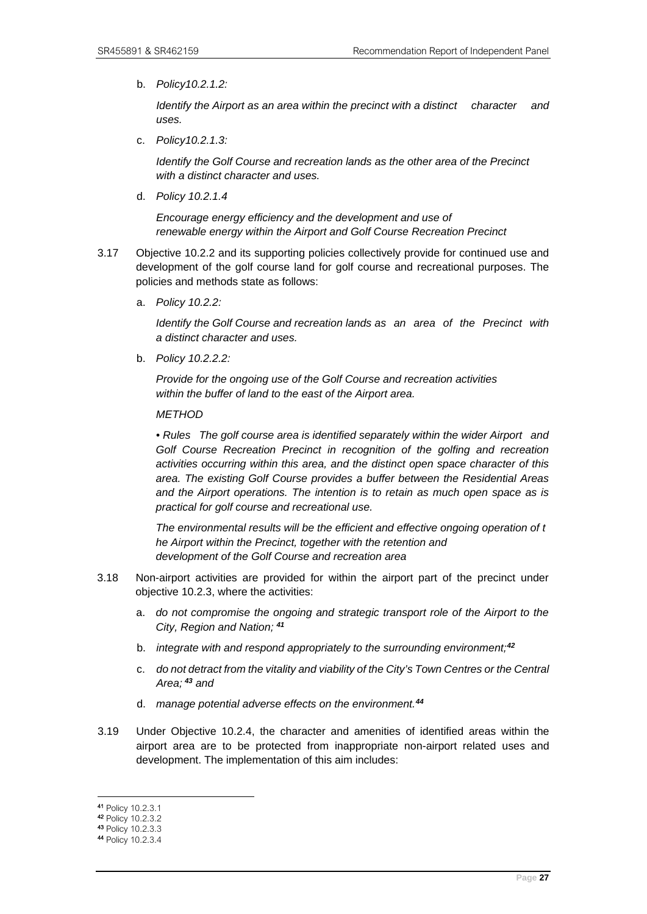b. *Policy10.2.1.2:*

   *Identify the Airport as an area within the precinct with a distinct character and uses.*

c. *Policy10.2.1.3:*

   *Identify the Golf Course and recreation lands as the other area of the Precinct with a distinct character and uses.*

d. *Policy 10.2.1.4*

   *Encourage energy efficiency and the development and use of renewable energy within the Airport and Golf Course Recreation Precinct*

3.17 Objective 10.2.2 and its supporting policies collectively provide for continued use and development of the golf course land for golf course and recreational purposes. The policies and methods state as follows:

a. *Policy 10.2.2:*

   *Identify the Golf Course and recreation lands as an area of the Precinct with a distinct character and uses.*

b. *Policy 10.2.2.2:*

   *Provide for the ongoing use of the Golf Course and recreation activities within the buffer of land to the east of the Airport area.*

   *METHOD*

   *• Rules The golf course area is identified separately within the wider Airport and Golf Course Recreation Precinct in recognition of the golfing and recreation activities occurring within this area, and the distinct open space character of this area. The existing Golf Course provides a buffer between the Residential Areas and the Airport operations. The intention is to retain as much open space as is practical for golf course and recreational use.*

   *The environmental results will be the efficient and effective ongoing operation of t he Airport within the Precinct, together with the retention and development of the Golf Course and recreation area*

3.18 Non-airport activities are provided for within the airport part of the precinct under objective 10.2.3, where the activities:

a. *do not compromise the ongoing and strategic transport role of the Airport to the City, Region and Nation;* [41]

b. *integrate with and respond appropriately to the surrounding environment;*[42]

c. *do not detract from the vitality and viability of the City's Town Centres or the Central Area;* [43] *and*

d. *manage potential adverse effects on the environment.*[44]

3.19 Under Objective 10.2.4, the character and amenities of identified areas within the airport area are to be protected from inappropriate non-airport related uses and development. The implementation of this aim includes:

---

[41] Policy 10.2.3.1
[42] Policy 10.2.3.2
[43] Policy 10.2.3.3
[44] Policy 10.2.3.4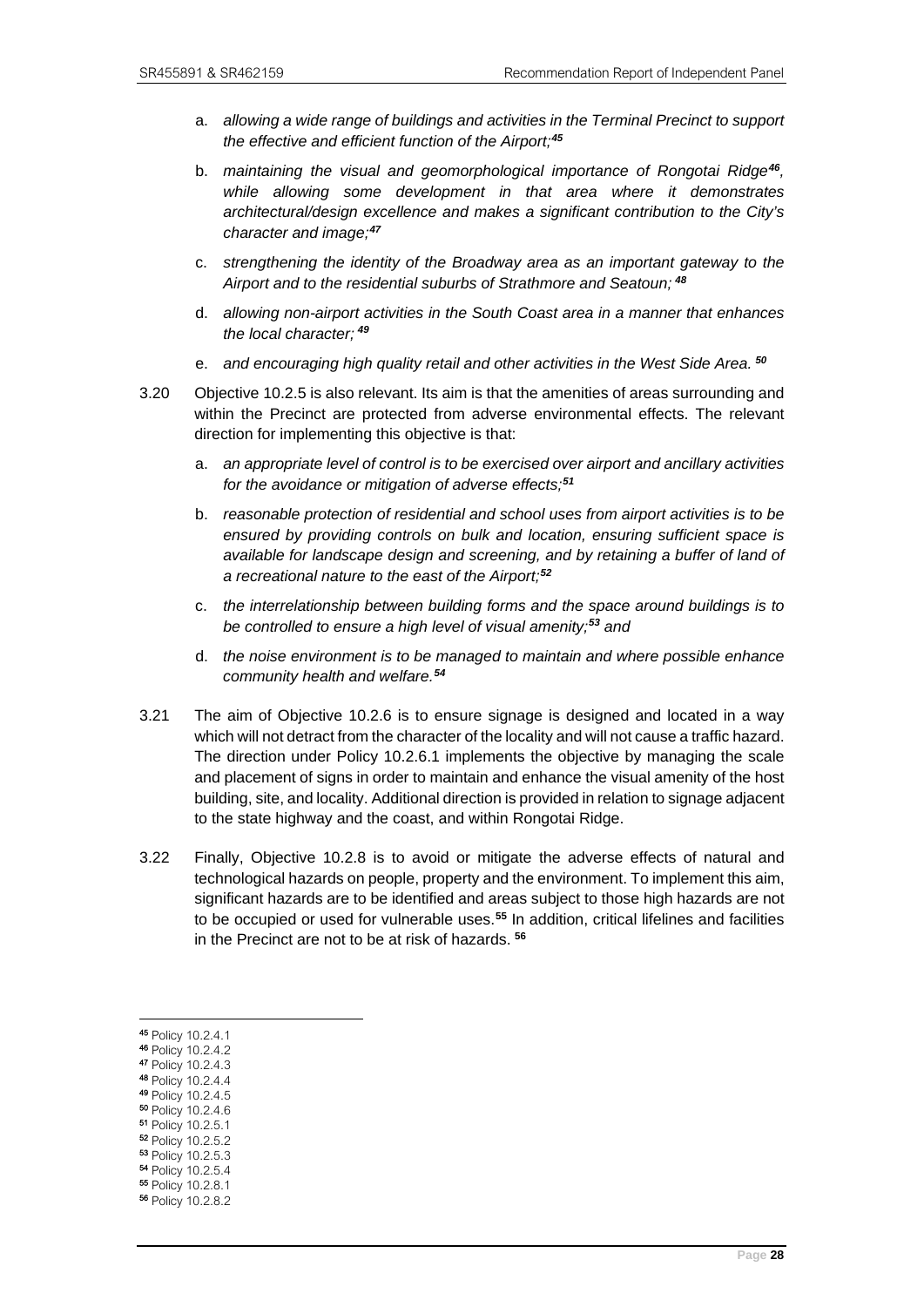a. *allowing a wide range of buildings and activities in the Terminal Precinct to support the effective and efficient function of the Airport;*[45]

b. *maintaining the visual and geomorphological importance of Rongotai Ridge*[46]*, while allowing some development in that area where it demonstrates architectural/design excellence and makes a significant contribution to the City's character and image;*[47]

c. *strengthening the identity of the Broadway area as an important gateway to the Airport and to the residential suburbs of Strathmore and Seatoun;*[48]

d. *allowing non-airport activities in the South Coast area in a manner that enhances the local character;*[49]

e. *and encouraging high quality retail and other activities in the West Side Area.*[50]

3.20 Objective 10.2.5 is also relevant. Its aim is that the amenities of areas surrounding and within the Precinct are protected from adverse environmental effects. The relevant direction for implementing this objective is that:

a. *an appropriate level of control is to be exercised over airport and ancillary activities for the avoidance or mitigation of adverse effects;*[51]

b. *reasonable protection of residential and school uses from airport activities is to be ensured by providing controls on bulk and location, ensuring sufficient space is available for landscape design and screening, and by retaining a buffer of land of a recreational nature to the east of the Airport;*[52]

c. *the interrelationship between building forms and the space around buildings is to be controlled to ensure a high level of visual amenity;*[53] *and*

d. *the noise environment is to be managed to maintain and where possible enhance community health and welfare.*[54]

3.21 The aim of Objective 10.2.6 is to ensure signage is designed and located in a way which will not detract from the character of the locality and will not cause a traffic hazard. The direction under Policy 10.2.6.1 implements the objective by managing the scale and placement of signs in order to maintain and enhance the visual amenity of the host building, site, and locality. Additional direction is provided in relation to signage adjacent to the state highway and the coast, and within Rongotai Ridge.

3.22 Finally, Objective 10.2.8 is to avoid or mitigate the adverse effects of natural and technological hazards on people, property and the environment. To implement this aim, significant hazards are to be identified and areas subject to those high hazards are not to be occupied or used for vulnerable uses.[55] In addition, critical lifelines and facilities in the Precinct are not to be at risk of hazards.[56]

---

[45] Policy 10.2.4.1
[46] Policy 10.2.4.2
[47] Policy 10.2.4.3
[48] Policy 10.2.4.4
[49] Policy 10.2.4.5
[50] Policy 10.2.4.6
[51] Policy 10.2.5.1
[52] Policy 10.2.5.2
[53] Policy 10.2.5.3
[54] Policy 10.2.5.4
[55] Policy 10.2.8.1
[56] Policy 10.2.8.2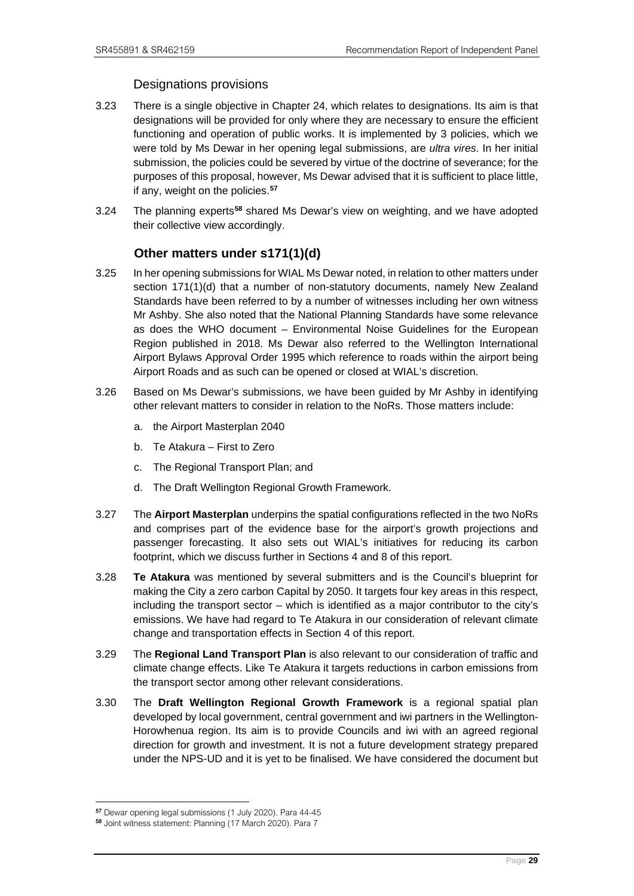### Designations provisions

3.23 There is a single objective in Chapter 24, which relates to designations. Its aim is that designations will be provided for only where they are necessary to ensure the efficient functioning and operation of public works. It is implemented by 3 policies, which we were told by Ms Dewar in her opening legal submissions, are *ultra vires*. In her initial submission, the policies could be severed by virtue of the doctrine of severance; for the purposes of this proposal, however, Ms Dewar advised that it is sufficient to place little, if any, weight on the policies.[57]

3.24 The planning experts[58] shared Ms Dewar's view on weighting, and we have adopted their collective view accordingly.

### Other matters under s171(1)(d)

3.25 In her opening submissions for WIAL Ms Dewar noted, in relation to other matters under section 171(1)(d) that a number of non-statutory documents, namely New Zealand Standards have been referred to by a number of witnesses including her own witness Mr Ashby. She also noted that the National Planning Standards have some relevance as does the WHO document – Environmental Noise Guidelines for the European Region published in 2018. Ms Dewar also referred to the Wellington International Airport Bylaws Approval Order 1995 which reference to roads within the airport being Airport Roads and as such can be opened or closed at WIAL's discretion.

3.26 Based on Ms Dewar's submissions, we have been guided by Mr Ashby in identifying other relevant matters to consider in relation to the NoRs. Those matters include:

a. the Airport Masterplan 2040

b. Te Atakura – First to Zero

c. The Regional Transport Plan; and

d. The Draft Wellington Regional Growth Framework.

3.27 The **Airport Masterplan** underpins the spatial configurations reflected in the two NoRs and comprises part of the evidence base for the airport's growth projections and passenger forecasting. It also sets out WIAL's initiatives for reducing its carbon footprint, which we discuss further in Sections 4 and 8 of this report.

3.28 **Te Atakura** was mentioned by several submitters and is the Council's blueprint for making the City a zero carbon Capital by 2050. It targets four key areas in this respect, including the transport sector – which is identified as a major contributor to the city's emissions. We have had regard to Te Atakura in our consideration of relevant climate change and transportation effects in Section 4 of this report.

3.29 The **Regional Land Transport Plan** is also relevant to our consideration of traffic and climate change effects. Like Te Atakura it targets reductions in carbon emissions from the transport sector among other relevant considerations.

3.30 The **Draft Wellington Regional Growth Framework** is a regional spatial plan developed by local government, central government and iwi partners in the Wellington-Horowhenua region. Its aim is to provide Councils and iwi with an agreed regional direction for growth and investment. It is not a future development strategy prepared under the NPS-UD and it is yet to be finalised. We have considered the document but

[57] Dewar opening legal submissions (1 July 2020). Para 44-45

[58] Joint witness statement: Planning (17 March 2020). Para 7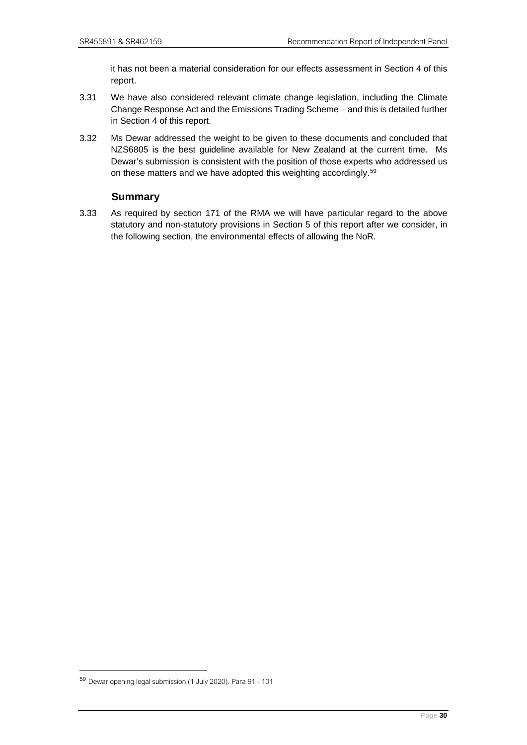it has not been a material consideration for our effects assessment in Section 4 of this report.

3.31 We have also considered relevant climate change legislation, including the Climate Change Response Act and the Emissions Trading Scheme – and this is detailed further in Section 4 of this report.

3.32 Ms Dewar addressed the weight to be given to these documents and concluded that NZS6805 is the best guideline available for New Zealand at the current time. Ms Dewar's submission is consistent with the position of those experts who addressed us on these matters and we have adopted this weighting accordingly.[59]

### Summary

3.33 As required by section 171 of the RMA we will have particular regard to the above statutory and non-statutory provisions in Section 5 of this report after we consider, in the following section, the environmental effects of allowing the NoR.

---

[59] Dewar opening legal submission (1 July 2020). Para 91 - 101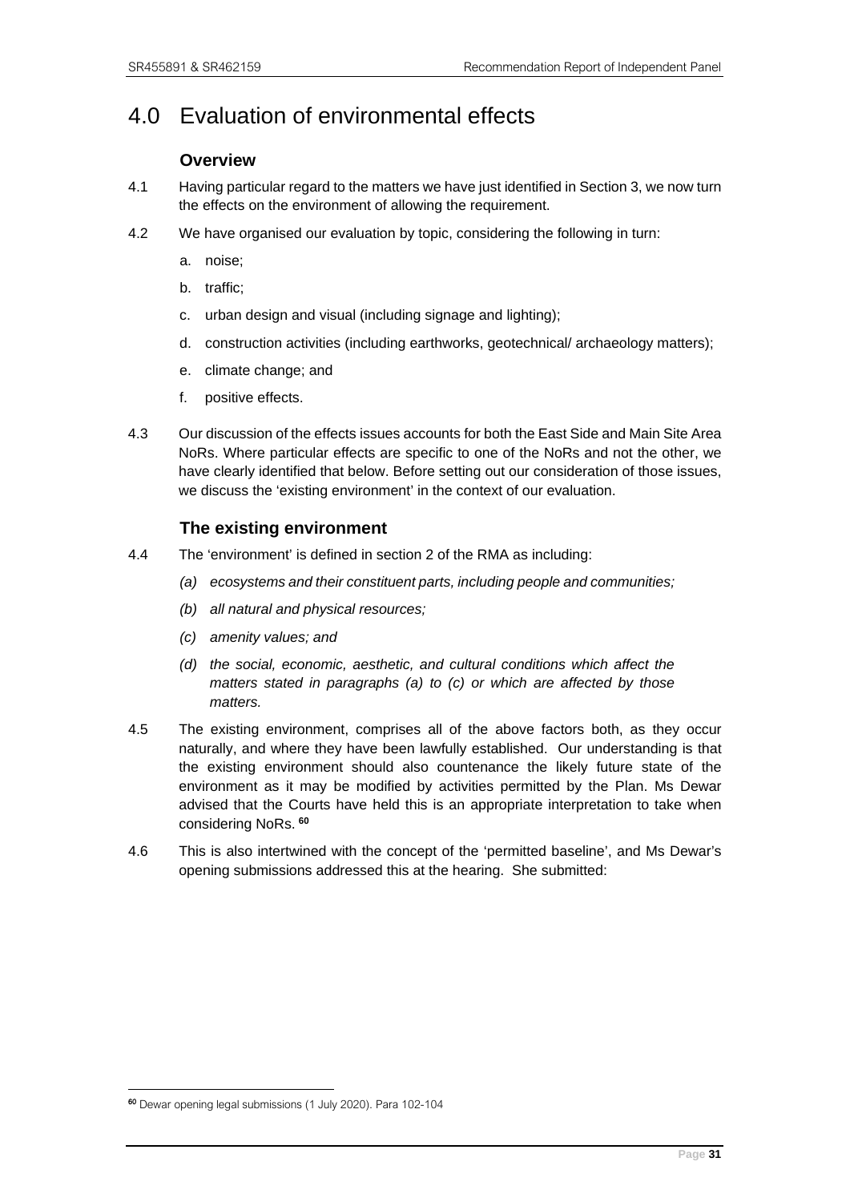# 4.0 Evaluation of environmental effects

### Overview

4.1 Having particular regard to the matters we have just identified in Section 3, we now turn the effects on the environment of allowing the requirement.

4.2 We have organised our evaluation by topic, considering the following in turn:

a. noise;

b. traffic;

c. urban design and visual (including signage and lighting);

d. construction activities (including earthworks, geotechnical/ archaeology matters);

e. climate change; and

f. positive effects.

4.3 Our discussion of the effects issues accounts for both the East Side and Main Site Area NoRs. Where particular effects are specific to one of the NoRs and not the other, we have clearly identified that below. Before setting out our consideration of those issues, we discuss the 'existing environment' in the context of our evaluation.

### The existing environment

4.4 The 'environment' is defined in section 2 of the RMA as including:

*(a) ecosystems and their constituent parts, including people and communities;*

*(b) all natural and physical resources;*

*(c) amenity values; and*

*(d) the social, economic, aesthetic, and cultural conditions which affect the matters stated in paragraphs (a) to (c) or which are affected by those matters.*

4.5 The existing environment, comprises all of the above factors both, as they occur naturally, and where they have been lawfully established. Our understanding is that the existing environment should also countenance the likely future state of the environment as it may be modified by activities permitted by the Plan. Ms Dewar advised that the Courts have held this is an appropriate interpretation to take when considering NoRs. [60]

4.6 This is also intertwined with the concept of the 'permitted baseline', and Ms Dewar's opening submissions addressed this at the hearing. She submitted:

[60] Dewar opening legal submissions (1 July 2020). Para 102-104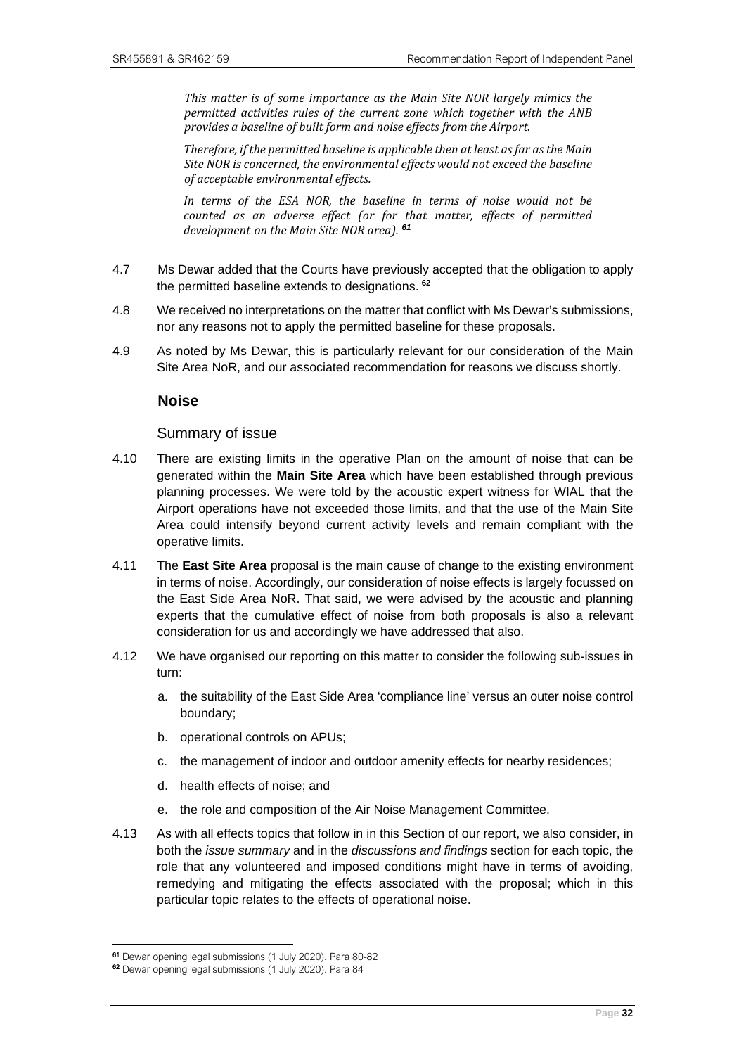*This matter is of some importance as the Main Site NOR largely mimics the permitted activities rules of the current zone which together with the ANB provides a baseline of built form and noise effects from the Airport.*

*Therefore, if the permitted baseline is applicable then at least as far as the Main Site NOR is concerned, the environmental effects would not exceed the baseline of acceptable environmental effects.*

*In terms of the ESA NOR, the baseline in terms of noise would not be counted as an adverse effect (or for that matter, effects of permitted development on the Main Site NOR area).* [61]

4.7 Ms Dewar added that the Courts have previously accepted that the obligation to apply the permitted baseline extends to designations. [62]

4.8 We received no interpretations on the matter that conflict with Ms Dewar's submissions, nor any reasons not to apply the permitted baseline for these proposals.

4.9 As noted by Ms Dewar, this is particularly relevant for our consideration of the Main Site Area NoR, and our associated recommendation for reasons we discuss shortly.

## Noise

### Summary of issue

4.10 There are existing limits in the operative Plan on the amount of noise that can be generated within the **Main Site Area** which have been established through previous planning processes. We were told by the acoustic expert witness for WIAL that the Airport operations have not exceeded those limits, and that the use of the Main Site Area could intensify beyond current activity levels and remain compliant with the operative limits.

4.11 The **East Site Area** proposal is the main cause of change to the existing environment in terms of noise. Accordingly, our consideration of noise effects is largely focussed on the East Side Area NoR. That said, we were advised by the acoustic and planning experts that the cumulative effect of noise from both proposals is also a relevant consideration for us and accordingly we have addressed that also.

4.12 We have organised our reporting on this matter to consider the following sub-issues in turn:

a. the suitability of the East Side Area 'compliance line' versus an outer noise control boundary;

b. operational controls on APUs;

c. the management of indoor and outdoor amenity effects for nearby residences;

d. health effects of noise; and

e. the role and composition of the Air Noise Management Committee.

4.13 As with all effects topics that follow in in this Section of our report, we also consider, in both the *issue summary* and in the *discussions and findings* section for each topic, the role that any volunteered and imposed conditions might have in terms of avoiding, remedying and mitigating the effects associated with the proposal; which in this particular topic relates to the effects of operational noise.

[61] Dewar opening legal submissions (1 July 2020). Para 80-82

[62] Dewar opening legal submissions (1 July 2020). Para 84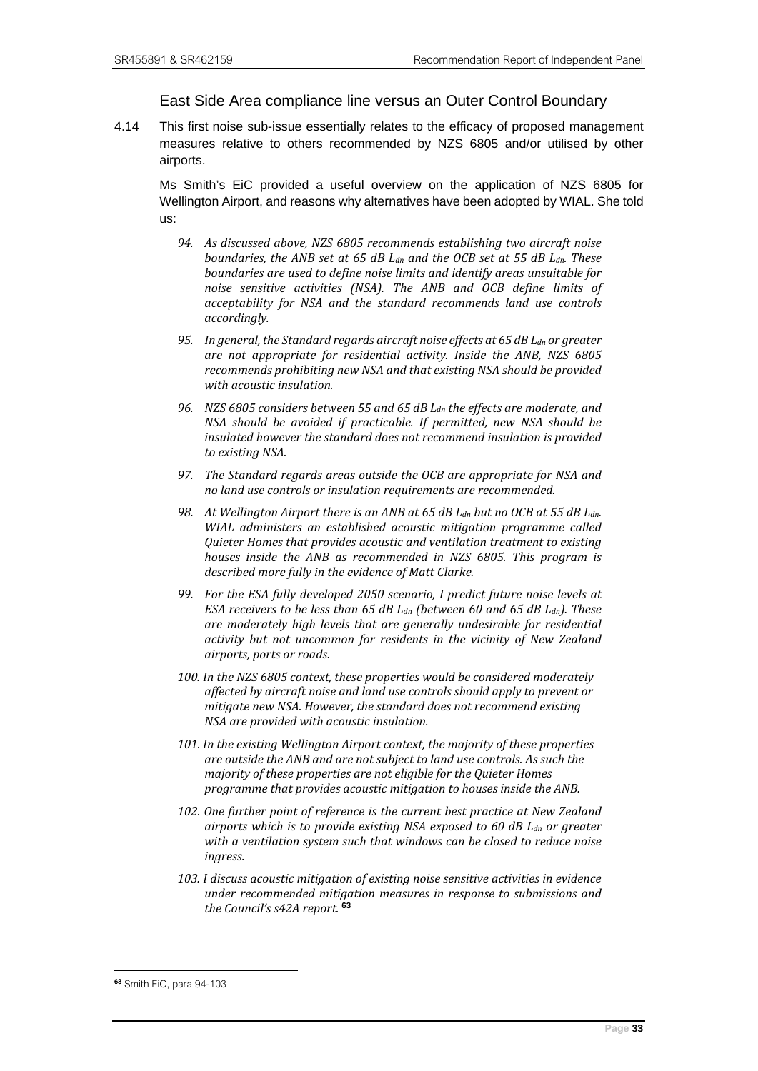### East Side Area compliance line versus an Outer Control Boundary

4.14 This first noise sub-issue essentially relates to the efficacy of proposed management measures relative to others recommended by NZS 6805 and/or utilised by other airports.

Ms Smith's EiC provided a useful overview on the application of NZS 6805 for Wellington Airport, and reasons why alternatives have been adopted by WIAL. She told us:

> *94. As discussed above, NZS 6805 recommends establishing two aircraft noise boundaries, the ANB set at 65 dB $L_{dn}$ and the OCB set at 55 dB $L_{dn}$. These boundaries are used to define noise limits and identify areas unsuitable for noise sensitive activities (NSA). The ANB and OCB define limits of acceptability for NSA and the standard recommends land use controls accordingly.*
>
> *95. In general, the Standard regards aircraft noise effects at 65 dB $L_{dn}$ or greater are not appropriate for residential activity. Inside the ANB, NZS 6805 recommends prohibiting new NSA and that existing NSA should be provided with acoustic insulation.*
>
> *96. NZS 6805 considers between 55 and 65 dB $L_{dn}$ the effects are moderate, and NSA should be avoided if practicable. If permitted, new NSA should be insulated however the standard does not recommend insulation is provided to existing NSA.*
>
> *97. The Standard regards areas outside the OCB are appropriate for NSA and no land use controls or insulation requirements are recommended.*
>
> *98. At Wellington Airport there is an ANB at 65 dB $L_{dn}$ but no OCB at 55 dB $L_{dn}$. WIAL administers an established acoustic mitigation programme called Quieter Homes that provides acoustic and ventilation treatment to existing houses inside the ANB as recommended in NZS 6805. This program is described more fully in the evidence of Matt Clarke.*
>
> *99. For the ESA fully developed 2050 scenario, I predict future noise levels at ESA receivers to be less than 65 dB $L_{dn}$ (between 60 and 65 dB $L_{dn}$). These are moderately high levels that are generally undesirable for residential activity but not uncommon for residents in the vicinity of New Zealand airports, ports or roads.*
>
> *100. In the NZS 6805 context, these properties would be considered moderately affected by aircraft noise and land use controls should apply to prevent or mitigate new NSA. However, the standard does not recommend existing NSA are provided with acoustic insulation.*
>
> *101. In the existing Wellington Airport context, the majority of these properties are outside the ANB and are not subject to land use controls. As such the majority of these properties are not eligible for the Quieter Homes programme that provides acoustic mitigation to houses inside the ANB.*
>
> *102. One further point of reference is the current best practice at New Zealand airports which is to provide existing NSA exposed to 60 dB $L_{dn}$ or greater with a ventilation system such that windows can be closed to reduce noise ingress.*
>
> *103. I discuss acoustic mitigation of existing noise sensitive activities in evidence under recommended mitigation measures in response to submissions and the Council's s42A report.* [63]

---

[63] Smith EiC, para 94-103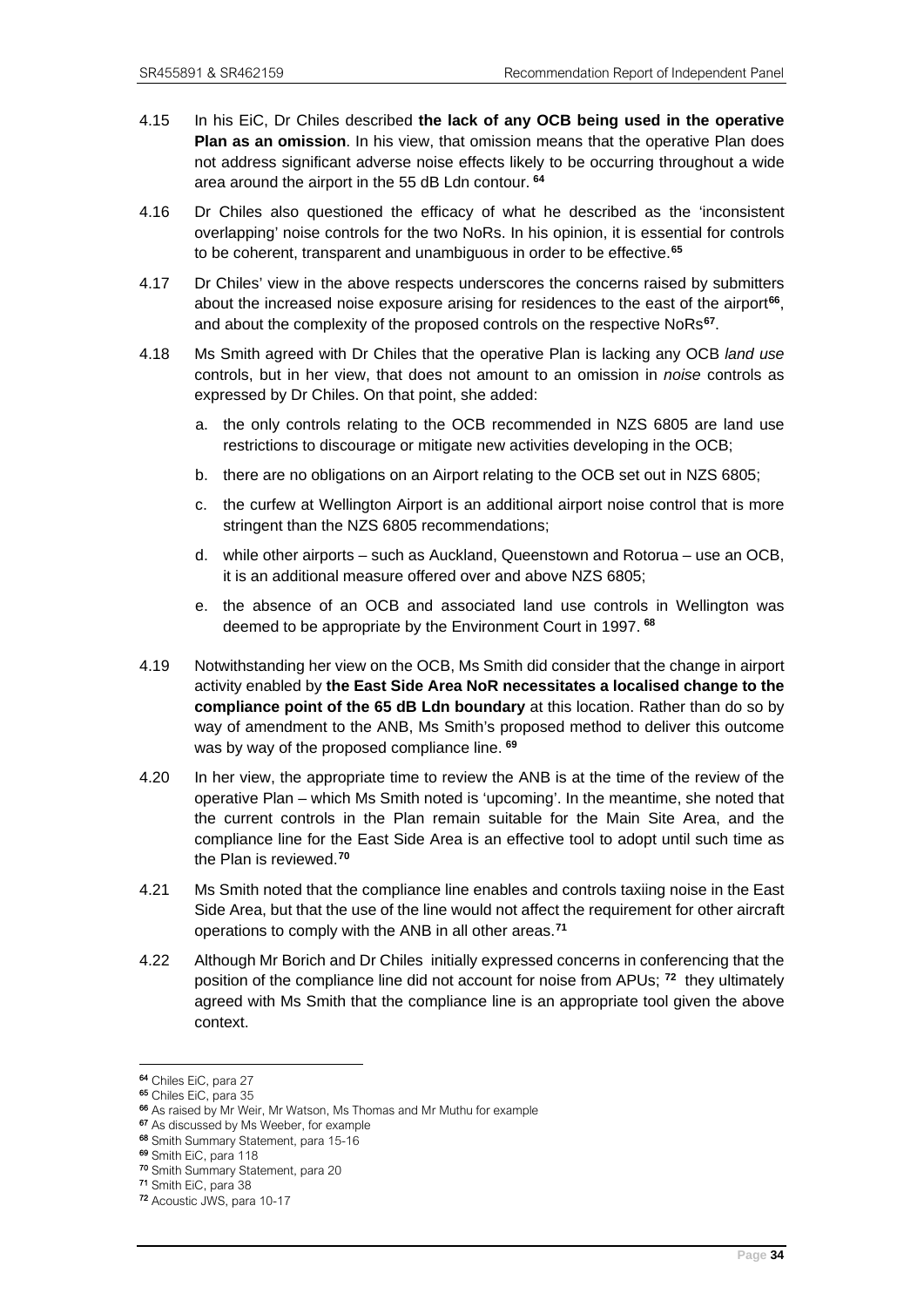4.15 In his EiC, Dr Chiles described **the lack of any OCB being used in the operative Plan as an omission**. In his view, that omission means that the operative Plan does not address significant adverse noise effects likely to be occurring throughout a wide area around the airport in the 55 dB Ldn contour. [64]

4.16 Dr Chiles also questioned the efficacy of what he described as the 'inconsistent overlapping' noise controls for the two NoRs. In his opinion, it is essential for controls to be coherent, transparent and unambiguous in order to be effective.[65]

4.17 Dr Chiles' view in the above respects underscores the concerns raised by submitters about the increased noise exposure arising for residences to the east of the airport[66], and about the complexity of the proposed controls on the respective NoRs[67].

4.18 Ms Smith agreed with Dr Chiles that the operative Plan is lacking any OCB *land use* controls, but in her view, that does not amount to an omission in *noise* controls as expressed by Dr Chiles. On that point, she added:

a. the only controls relating to the OCB recommended in NZS 6805 are land use restrictions to discourage or mitigate new activities developing in the OCB;

b. there are no obligations on an Airport relating to the OCB set out in NZS 6805;

c. the curfew at Wellington Airport is an additional airport noise control that is more stringent than the NZS 6805 recommendations;

d. while other airports – such as Auckland, Queenstown and Rotorua – use an OCB, it is an additional measure offered over and above NZS 6805;

e. the absence of an OCB and associated land use controls in Wellington was deemed to be appropriate by the Environment Court in 1997. [68]

4.19 Notwithstanding her view on the OCB, Ms Smith did consider that the change in airport activity enabled by **the East Side Area NoR necessitates a localised change to the compliance point of the 65 dB Ldn boundary** at this location. Rather than do so by way of amendment to the ANB, Ms Smith's proposed method to deliver this outcome was by way of the proposed compliance line. [69]

4.20 In her view, the appropriate time to review the ANB is at the time of the review of the operative Plan – which Ms Smith noted is 'upcoming'. In the meantime, she noted that the current controls in the Plan remain suitable for the Main Site Area, and the compliance line for the East Side Area is an effective tool to adopt until such time as the Plan is reviewed.[70]

4.21 Ms Smith noted that the compliance line enables and controls taxiing noise in the East Side Area, but that the use of the line would not affect the requirement for other aircraft operations to comply with the ANB in all other areas.[71]

4.22 Although Mr Borich and Dr Chiles initially expressed concerns in conferencing that the position of the compliance line did not account for noise from APUs; [72] they ultimately agreed with Ms Smith that the compliance line is an appropriate tool given the above context.

---

[64] Chiles EiC, para 27
[65] Chiles EiC, para 35
[66] As raised by Mr Weir, Mr Watson, Ms Thomas and Mr Muthu for example
[67] As discussed by Ms Weeber, for example
[68] Smith Summary Statement, para 15-16
[69] Smith EiC, para 118
[70] Smith Summary Statement, para 20
[71] Smith EiC, para 38
[72] Acoustic JWS, para 10-17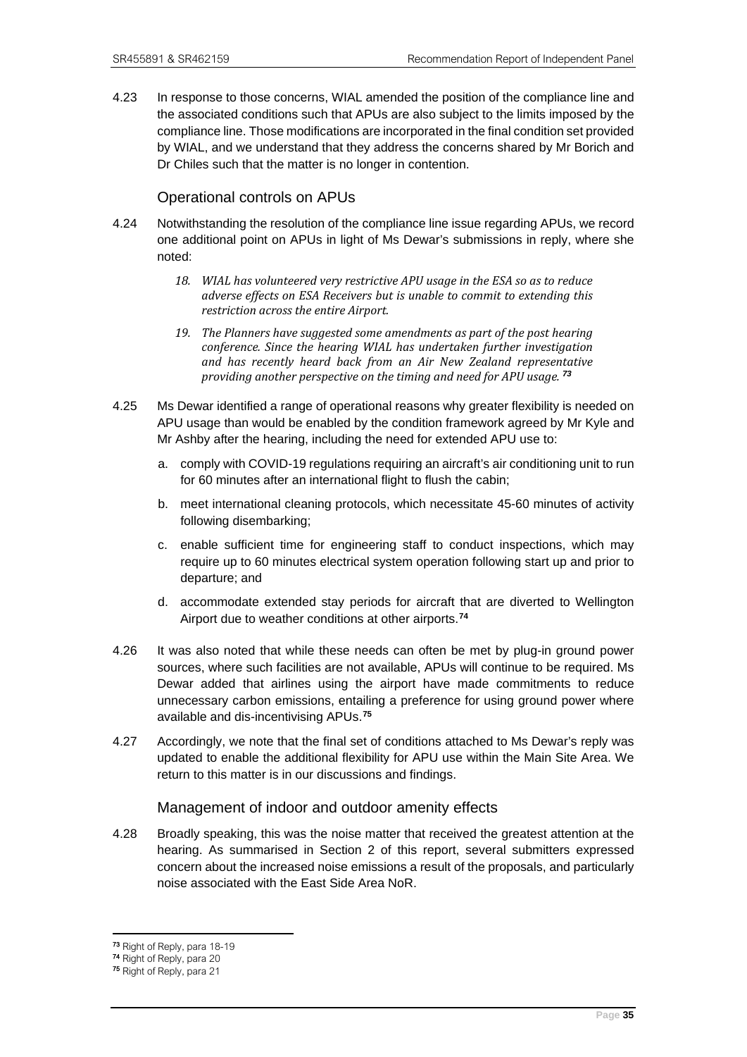4.23 In response to those concerns, WIAL amended the position of the compliance line and the associated conditions such that APUs are also subject to the limits imposed by the compliance line. Those modifications are incorporated in the final condition set provided by WIAL, and we understand that they address the concerns shared by Mr Borich and Dr Chiles such that the matter is no longer in contention.

### Operational controls on APUs

4.24 Notwithstanding the resolution of the compliance line issue regarding APUs, we record one additional point on APUs in light of Ms Dewar's submissions in reply, where she noted:

> *18. WIAL has volunteered very restrictive APU usage in the ESA so as to reduce adverse effects on ESA Receivers but is unable to commit to extending this restriction across the entire Airport.*
>
> *19. The Planners have suggested some amendments as part of the post hearing conference. Since the hearing WIAL has undertaken further investigation and has recently heard back from an Air New Zealand representative providing another perspective on the timing and need for APU usage.* [73]

4.25 Ms Dewar identified a range of operational reasons why greater flexibility is needed on APU usage than would be enabled by the condition framework agreed by Mr Kyle and Mr Ashby after the hearing, including the need for extended APU use to:

a. comply with COVID-19 regulations requiring an aircraft's air conditioning unit to run for 60 minutes after an international flight to flush the cabin;

b. meet international cleaning protocols, which necessitate 45-60 minutes of activity following disembarking;

c. enable sufficient time for engineering staff to conduct inspections, which may require up to 60 minutes electrical system operation following start up and prior to departure; and

d. accommodate extended stay periods for aircraft that are diverted to Wellington Airport due to weather conditions at other airports.[74]

4.26 It was also noted that while these needs can often be met by plug-in ground power sources, where such facilities are not available, APUs will continue to be required. Ms Dewar added that airlines using the airport have made commitments to reduce unnecessary carbon emissions, entailing a preference for using ground power where available and dis-incentivising APUs.[75]

4.27 Accordingly, we note that the final set of conditions attached to Ms Dewar's reply was updated to enable the additional flexibility for APU use within the Main Site Area. We return to this matter is in our discussions and findings.

### Management of indoor and outdoor amenity effects

4.28 Broadly speaking, this was the noise matter that received the greatest attention at the hearing. As summarised in Section 2 of this report, several submitters expressed concern about the increased noise emissions a result of the proposals, and particularly noise associated with the East Side Area NoR.

---

[73] Right of Reply, para 18-19

[74] Right of Reply, para 20

[75] Right of Reply, para 21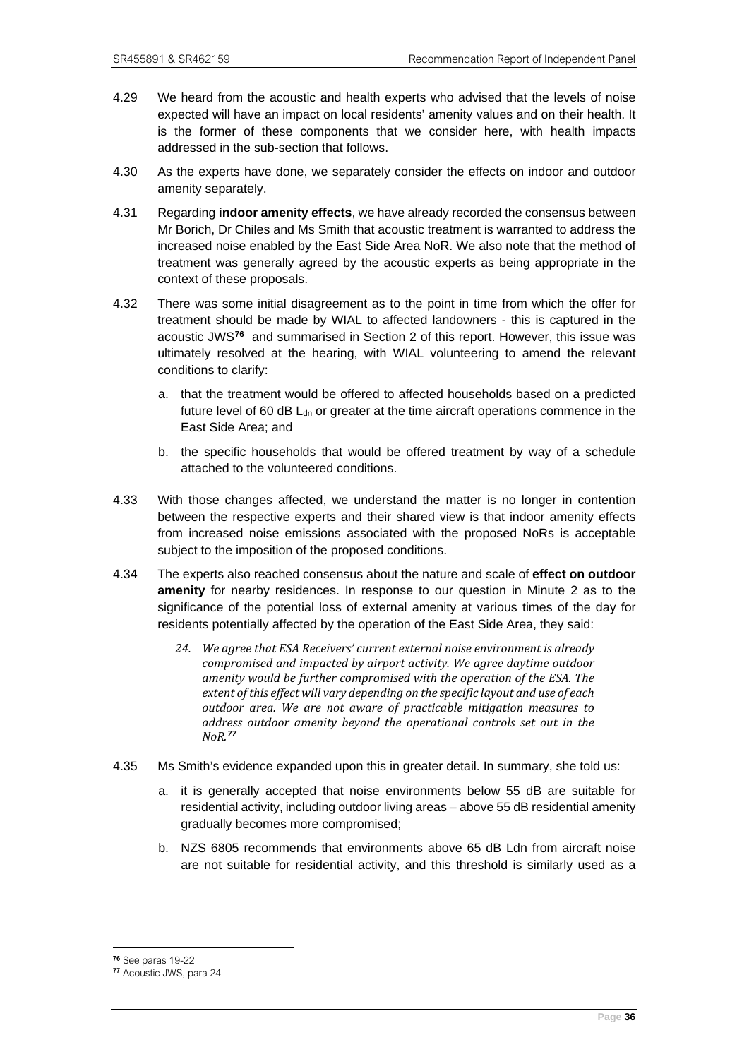4.29 We heard from the acoustic and health experts who advised that the levels of noise expected will have an impact on local residents' amenity values and on their health. It is the former of these components that we consider here, with health impacts addressed in the sub-section that follows.

4.30 As the experts have done, we separately consider the effects on indoor and outdoor amenity separately.

4.31 Regarding **indoor amenity effects**, we have already recorded the consensus between Mr Borich, Dr Chiles and Ms Smith that acoustic treatment is warranted to address the increased noise enabled by the East Side Area NoR. We also note that the method of treatment was generally agreed by the acoustic experts as being appropriate in the context of these proposals.

4.32 There was some initial disagreement as to the point in time from which the offer for treatment should be made by WIAL to affected landowners - this is captured in the acoustic JWS[76] and summarised in Section 2 of this report. However, this issue was ultimately resolved at the hearing, with WIAL volunteering to amend the relevant conditions to clarify:

a. that the treatment would be offered to affected households based on a predicted future level of 60 dB $L_{dn}$ or greater at the time aircraft operations commence in the East Side Area; and

b. the specific households that would be offered treatment by way of a schedule attached to the volunteered conditions.

4.33 With those changes affected, we understand the matter is no longer in contention between the respective experts and their shared view is that indoor amenity effects from increased noise emissions associated with the proposed NoRs is acceptable subject to the imposition of the proposed conditions.

4.34 The experts also reached consensus about the nature and scale of **effect on outdoor amenity** for nearby residences. In response to our question in Minute 2 as to the significance of the potential loss of external amenity at various times of the day for residents potentially affected by the operation of the East Side Area, they said:

> *24. We agree that ESA Receivers' current external noise environment is already compromised and impacted by airport activity. We agree daytime outdoor amenity would be further compromised with the operation of the ESA. The extent of this effect will vary depending on the specific layout and use of each outdoor area. We are not aware of practicable mitigation measures to address outdoor amenity beyond the operational controls set out in the NoR.*[77]

4.35 Ms Smith's evidence expanded upon this in greater detail. In summary, she told us:

a. it is generally accepted that noise environments below 55 dB are suitable for residential activity, including outdoor living areas – above 55 dB residential amenity gradually becomes more compromised;

b. NZS 6805 recommends that environments above 65 dB Ldn from aircraft noise are not suitable for residential activity, and this threshold is similarly used as a

---

[76] See paras 19-22

[77] Acoustic JWS, para 24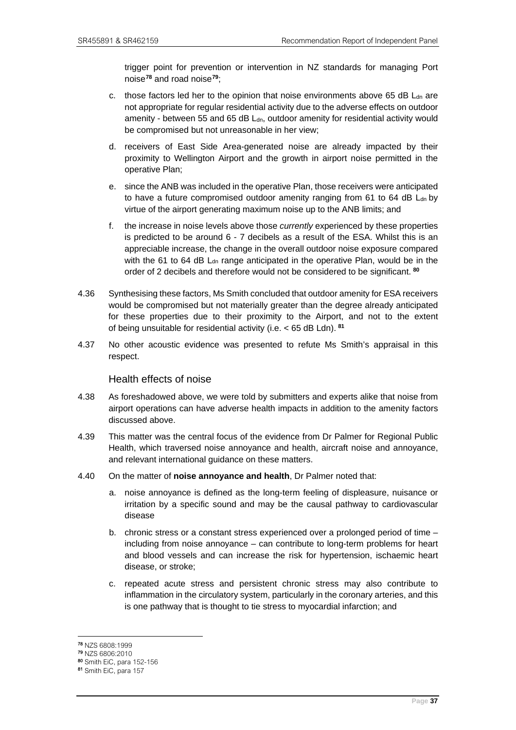trigger point for prevention or intervention in NZ standards for managing Port noise[78] and road noise[79];

c. those factors led her to the opinion that noise environments above 65 dB $L_{dn}$ are not appropriate for regular residential activity due to the adverse effects on outdoor amenity - between 55 and 65 dB $L_{dn}$, outdoor amenity for residential activity would be compromised but not unreasonable in her view;

d. receivers of East Side Area-generated noise are already impacted by their proximity to Wellington Airport and the growth in airport noise permitted in the operative Plan;

e. since the ANB was included in the operative Plan, those receivers were anticipated to have a future compromised outdoor amenity ranging from 61 to 64 dB $L_{dn}$ by virtue of the airport generating maximum noise up to the ANB limits; and

f. the increase in noise levels above those *currently* experienced by these properties is predicted to be around 6 - 7 decibels as a result of the ESA. Whilst this is an appreciable increase, the change in the overall outdoor noise exposure compared with the 61 to 64 dB $L_{dn}$ range anticipated in the operative Plan, would be in the order of 2 decibels and therefore would not be considered to be significant. [80]

4.36 Synthesising these factors, Ms Smith concluded that outdoor amenity for ESA receivers would be compromised but not materially greater than the degree already anticipated for these properties due to their proximity to the Airport, and not to the extent of being unsuitable for residential activity (i.e. < 65 dB Ldn). [81]

4.37 No other acoustic evidence was presented to refute Ms Smith's appraisal in this respect.

### Health effects of noise

4.38 As foreshadowed above, we were told by submitters and experts alike that noise from airport operations can have adverse health impacts in addition to the amenity factors discussed above.

4.39 This matter was the central focus of the evidence from Dr Palmer for Regional Public Health, which traversed noise annoyance and health, aircraft noise and annoyance, and relevant international guidance on these matters.

4.40 On the matter of **noise annoyance and health**, Dr Palmer noted that:

a. noise annoyance is defined as the long-term feeling of displeasure, nuisance or irritation by a specific sound and may be the causal pathway to cardiovascular disease

b. chronic stress or a constant stress experienced over a prolonged period of time – including from noise annoyance – can contribute to long-term problems for heart and blood vessels and can increase the risk for hypertension, ischaemic heart disease, or stroke;

c. repeated acute stress and persistent chronic stress may also contribute to inflammation in the circulatory system, particularly in the coronary arteries, and this is one pathway that is thought to tie stress to myocardial infarction; and

---

[78] NZS 6808:1999

[79] NZS 6806:2010

[80] Smith EiC, para 152-156

[81] Smith EiC, para 157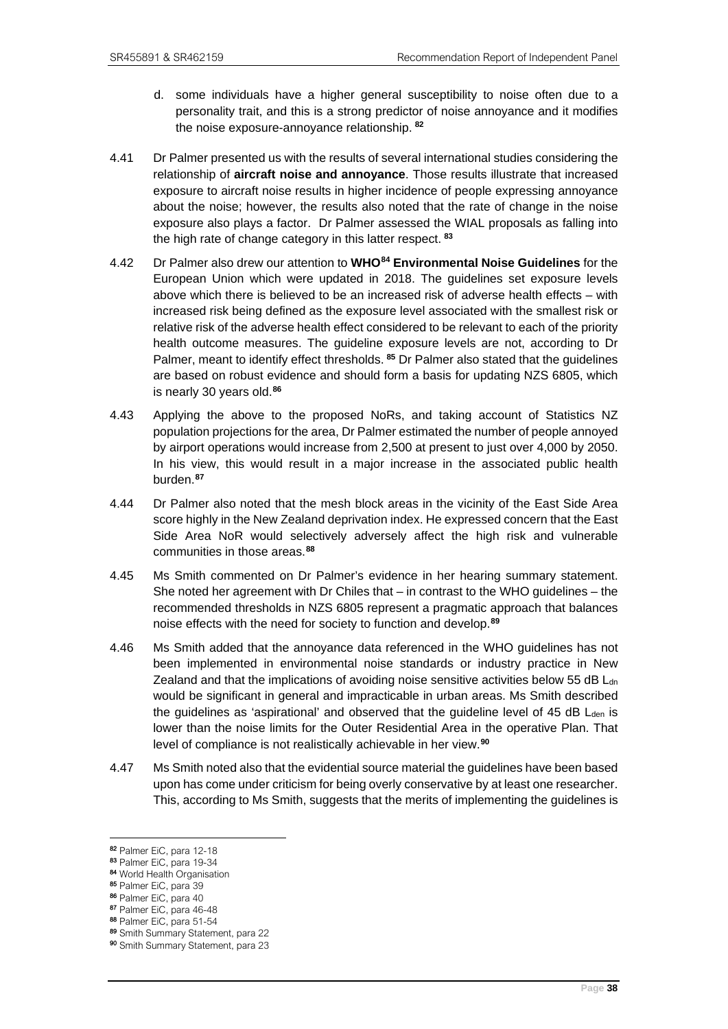d. some individuals have a higher general susceptibility to noise often due to a personality trait, and this is a strong predictor of noise annoyance and it modifies the noise exposure-annoyance relationship. [82]

4.41 Dr Palmer presented us with the results of several international studies considering the relationship of **aircraft noise and annoyance**. Those results illustrate that increased exposure to aircraft noise results in higher incidence of people expressing annoyance about the noise; however, the results also noted that the rate of change in the noise exposure also plays a factor. Dr Palmer assessed the WIAL proposals as falling into the high rate of change category in this latter respect. [83]

4.42 Dr Palmer also drew our attention to **WHO[84] Environmental Noise Guidelines** for the European Union which were updated in 2018. The guidelines set exposure levels above which there is believed to be an increased risk of adverse health effects – with increased risk being defined as the exposure level associated with the smallest risk or relative risk of the adverse health effect considered to be relevant to each of the priority health outcome measures. The guideline exposure levels are not, according to Dr Palmer, meant to identify effect thresholds. [85] Dr Palmer also stated that the guidelines are based on robust evidence and should form a basis for updating NZS 6805, which is nearly 30 years old.[86]

4.43 Applying the above to the proposed NoRs, and taking account of Statistics NZ population projections for the area, Dr Palmer estimated the number of people annoyed by airport operations would increase from 2,500 at present to just over 4,000 by 2050. In his view, this would result in a major increase in the associated public health burden.[87]

4.44 Dr Palmer also noted that the mesh block areas in the vicinity of the East Side Area score highly in the New Zealand deprivation index. He expressed concern that the East Side Area NoR would selectively adversely affect the high risk and vulnerable communities in those areas.[88]

4.45 Ms Smith commented on Dr Palmer's evidence in her hearing summary statement. She noted her agreement with Dr Chiles that – in contrast to the WHO guidelines – the recommended thresholds in NZS 6805 represent a pragmatic approach that balances noise effects with the need for society to function and develop.[89]

4.46 Ms Smith added that the annoyance data referenced in the WHO guidelines has not been implemented in environmental noise standards or industry practice in New Zealand and that the implications of avoiding noise sensitive activities below 55 dB $L_{dn}$ would be significant in general and impracticable in urban areas. Ms Smith described the guidelines as 'aspirational' and observed that the guideline level of 45 dB $L_{den}$ is lower than the noise limits for the Outer Residential Area in the operative Plan. That level of compliance is not realistically achievable in her view.[90]

4.47 Ms Smith noted also that the evidential source material the guidelines have been based upon has come under criticism for being overly conservative by at least one researcher. This, according to Ms Smith, suggests that the merits of implementing the guidelines is

---

[82] Palmer EiC, para 12-18
[83] Palmer EiC, para 19-34
[84] World Health Organisation
[85] Palmer EiC, para 39
[86] Palmer EiC, para 40
[87] Palmer EiC, para 46-48
[88] Palmer EiC, para 51-54
[89] Smith Summary Statement, para 22
[90] Smith Summary Statement, para 23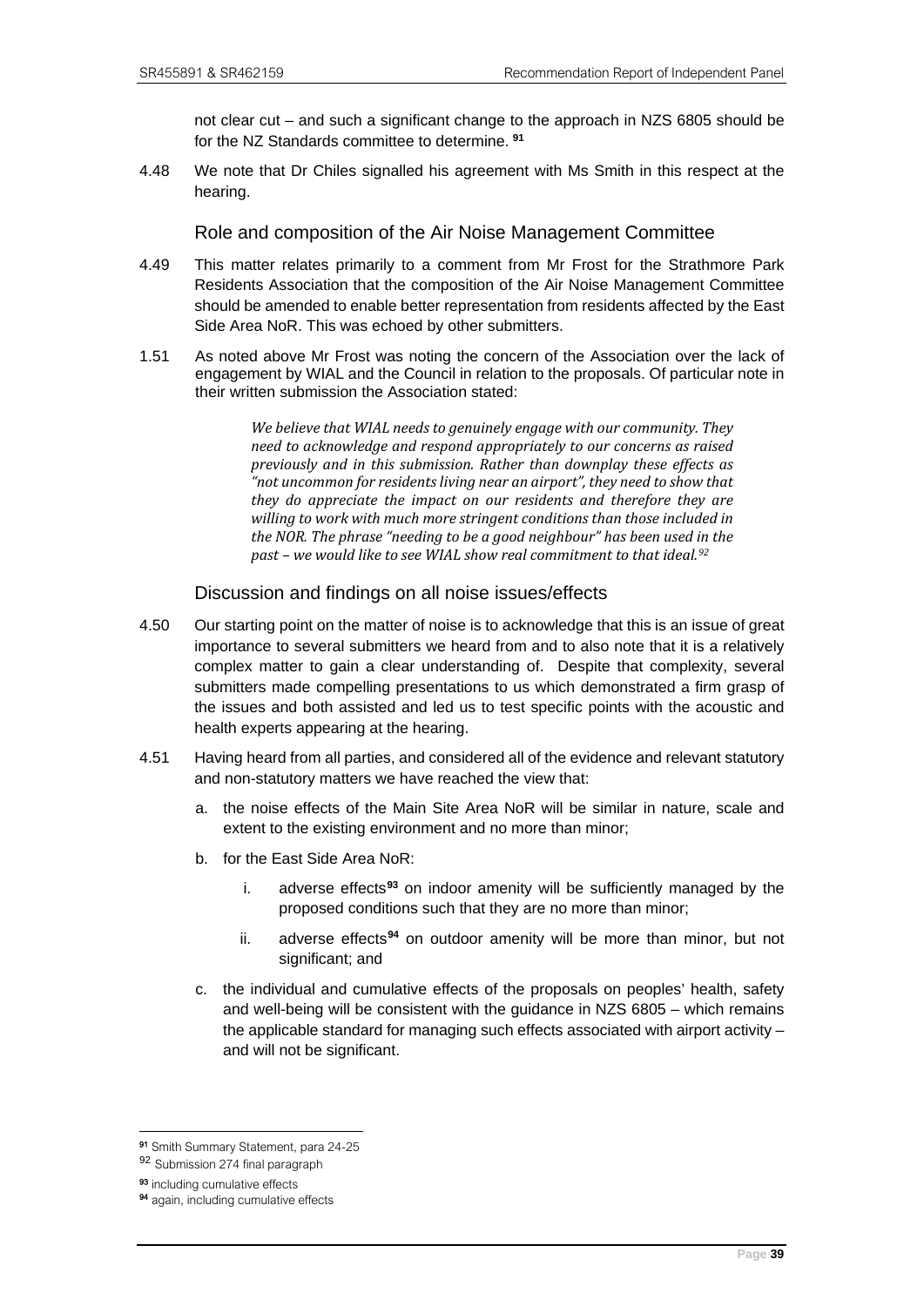not clear cut – and such a significant change to the approach in NZS 6805 should be for the NZ Standards committee to determine. [91]

4.48 We note that Dr Chiles signalled his agreement with Ms Smith in this respect at the hearing.

### Role and composition of the Air Noise Management Committee

4.49 This matter relates primarily to a comment from Mr Frost for the Strathmore Park Residents Association that the composition of the Air Noise Management Committee should be amended to enable better representation from residents affected by the East Side Area NoR. This was echoed by other submitters.

1.51 As noted above Mr Frost was noting the concern of the Association over the lack of engagement by WIAL and the Council in relation to the proposals. Of particular note in their written submission the Association stated:

> *We believe that WIAL needs to genuinely engage with our community. They need to acknowledge and respond appropriately to our concerns as raised previously and in this submission. Rather than downplay these effects as "not uncommon for residents living near an airport", they need to show that they do appreciate the impact on our residents and therefore they are willing to work with much more stringent conditions than those included in the NOR. The phrase "needing to be a good neighbour" has been used in the past – we would like to see WIAL show real commitment to that ideal.*[92]

### Discussion and findings on all noise issues/effects

4.50 Our starting point on the matter of noise is to acknowledge that this is an issue of great importance to several submitters we heard from and to also note that it is a relatively complex matter to gain a clear understanding of. Despite that complexity, several submitters made compelling presentations to us which demonstrated a firm grasp of the issues and both assisted and led us to test specific points with the acoustic and health experts appearing at the hearing.

4.51 Having heard from all parties, and considered all of the evidence and relevant statutory and non-statutory matters we have reached the view that:

a. the noise effects of the Main Site Area NoR will be similar in nature, scale and extent to the existing environment and no more than minor;

b. for the East Side Area NoR:

   i. adverse effects[93] on indoor amenity will be sufficiently managed by the proposed conditions such that they are no more than minor;

   ii. adverse effects[94] on outdoor amenity will be more than minor, but not significant; and

c. the individual and cumulative effects of the proposals on peoples' health, safety and well-being will be consistent with the guidance in NZS 6805 – which remains the applicable standard for managing such effects associated with airport activity – and will not be significant.

---

[91] Smith Summary Statement, para 24-25

[92] Submission 274 final paragraph

[93] including cumulative effects

[94] again, including cumulative effects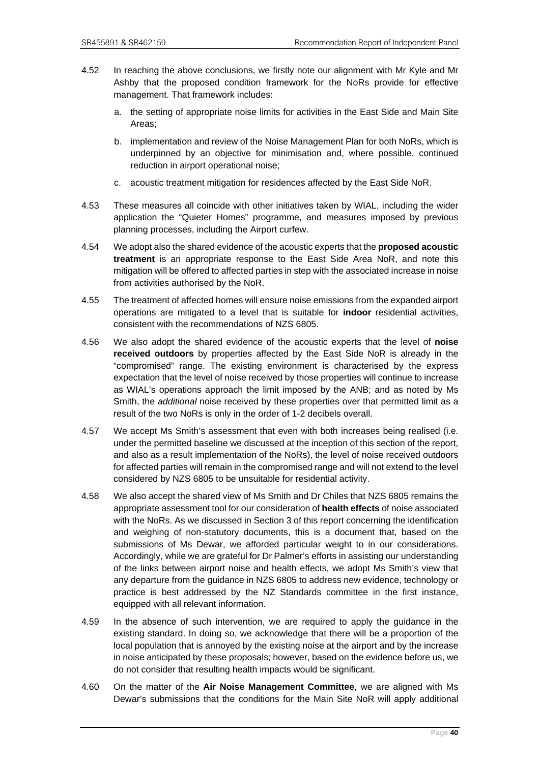4.52 In reaching the above conclusions, we firstly note our alignment with Mr Kyle and Mr Ashby that the proposed condition framework for the NoRs provide for effective management. That framework includes:

a. the setting of appropriate noise limits for activities in the East Side and Main Site Areas;

b. implementation and review of the Noise Management Plan for both NoRs, which is underpinned by an objective for minimisation and, where possible, continued reduction in airport operational noise;

c. acoustic treatment mitigation for residences affected by the East Side NoR.

4.53 These measures all coincide with other initiatives taken by WIAL, including the wider application the "Quieter Homes" programme, and measures imposed by previous planning processes, including the Airport curfew.

4.54 We adopt also the shared evidence of the acoustic experts that the **proposed acoustic treatment** is an appropriate response to the East Side Area NoR, and note this mitigation will be offered to affected parties in step with the associated increase in noise from activities authorised by the NoR.

4.55 The treatment of affected homes will ensure noise emissions from the expanded airport operations are mitigated to a level that is suitable for **indoor** residential activities, consistent with the recommendations of NZS 6805.

4.56 We also adopt the shared evidence of the acoustic experts that the level of **noise received outdoors** by properties affected by the East Side NoR is already in the "compromised" range. The existing environment is characterised by the express expectation that the level of noise received by those properties will continue to increase as WIAL's operations approach the limit imposed by the ANB; and as noted by Ms Smith, the *additional* noise received by these properties over that permitted limit as a result of the two NoRs is only in the order of 1-2 decibels overall.

4.57 We accept Ms Smith's assessment that even with both increases being realised (i.e. under the permitted baseline we discussed at the inception of this section of the report, and also as a result implementation of the NoRs), the level of noise received outdoors for affected parties will remain in the compromised range and will not extend to the level considered by NZS 6805 to be unsuitable for residential activity.

4.58 We also accept the shared view of Ms Smith and Dr Chiles that NZS 6805 remains the appropriate assessment tool for our consideration of **health effects** of noise associated with the NoRs. As we discussed in Section 3 of this report concerning the identification and weighing of non-statutory documents, this is a document that, based on the submissions of Ms Dewar, we afforded particular weight to in our considerations. Accordingly, while we are grateful for Dr Palmer's efforts in assisting our understanding of the links between airport noise and health effects, we adopt Ms Smith's view that any departure from the guidance in NZS 6805 to address new evidence, technology or practice is best addressed by the NZ Standards committee in the first instance, equipped with all relevant information.

4.59 In the absence of such intervention, we are required to apply the guidance in the existing standard. In doing so, we acknowledge that there will be a proportion of the local population that is annoyed by the existing noise at the airport and by the increase in noise anticipated by these proposals; however, based on the evidence before us, we do not consider that resulting health impacts would be significant.

4.60 On the matter of the **Air Noise Management Committee**, we are aligned with Ms Dewar's submissions that the conditions for the Main Site NoR will apply additional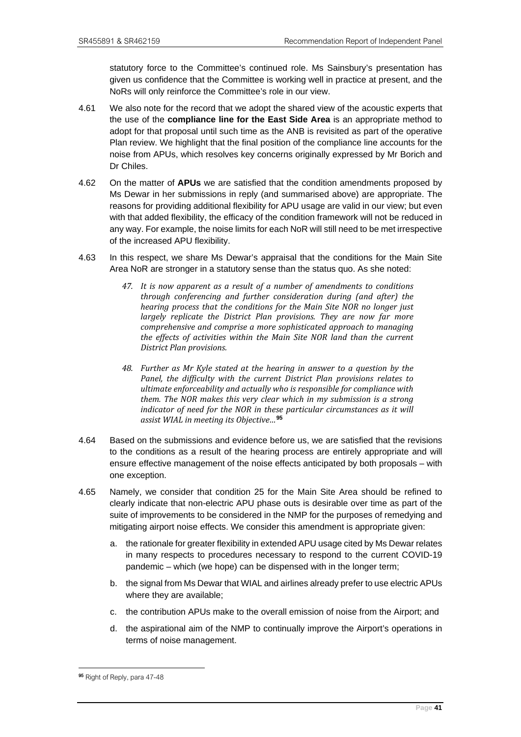statutory force to the Committee's continued role. Ms Sainsbury's presentation has given us confidence that the Committee is working well in practice at present, and the NoRs will only reinforce the Committee's role in our view.

4.61 We also note for the record that we adopt the shared view of the acoustic experts that the use of the **compliance line for the East Side Area** is an appropriate method to adopt for that proposal until such time as the ANB is revisited as part of the operative Plan review. We highlight that the final position of the compliance line accounts for the noise from APUs, which resolves key concerns originally expressed by Mr Borich and Dr Chiles.

4.62 On the matter of **APUs** we are satisfied that the condition amendments proposed by Ms Dewar in her submissions in reply (and summarised above) are appropriate. The reasons for providing additional flexibility for APU usage are valid in our view; but even with that added flexibility, the efficacy of the condition framework will not be reduced in any way. For example, the noise limits for each NoR will still need to be met irrespective of the increased APU flexibility.

4.63 In this respect, we share Ms Dewar's appraisal that the conditions for the Main Site Area NoR are stronger in a statutory sense than the status quo. As she noted:

> *47. It is now apparent as a result of a number of amendments to conditions through conferencing and further consideration during (and after) the hearing process that the conditions for the Main Site NOR no longer just largely replicate the District Plan provisions. They are now far more comprehensive and comprise a more sophisticated approach to managing the effects of activities within the Main Site NOR land than the current District Plan provisions.*
>
> *48. Further as Mr Kyle stated at the hearing in answer to a question by the Panel, the difficulty with the current District Plan provisions relates to ultimate enforceability and actually who is responsible for compliance with them. The NOR makes this very clear which in my submission is a strong indicator of need for the NOR in these particular circumstances as it will assist WIAL in meeting its Objective…*[95]

4.64 Based on the submissions and evidence before us, we are satisfied that the revisions to the conditions as a result of the hearing process are entirely appropriate and will ensure effective management of the noise effects anticipated by both proposals – with one exception.

4.65 Namely, we consider that condition 25 for the Main Site Area should be refined to clearly indicate that non-electric APU phase outs is desirable over time as part of the suite of improvements to be considered in the NMP for the purposes of remedying and mitigating airport noise effects. We consider this amendment is appropriate given:

a. the rationale for greater flexibility in extended APU usage cited by Ms Dewar relates in many respects to procedures necessary to respond to the current COVID-19 pandemic – which (we hope) can be dispensed with in the longer term;

b. the signal from Ms Dewar that WIAL and airlines already prefer to use electric APUs where they are available;

c. the contribution APUs make to the overall emission of noise from the Airport; and

d. the aspirational aim of the NMP to continually improve the Airport's operations in terms of noise management.

[95] Right of Reply, para 47-48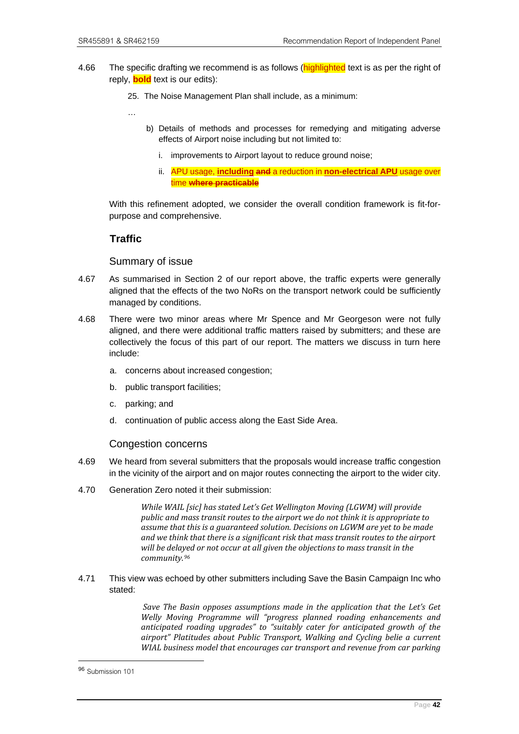4.66 The specific drafting we recommend is as follows (highlighted text is as per the right of reply, **bold** text is our edits):

25. The Noise Management Plan shall include, as a minimum:

…

b) Details of methods and processes for remedying and mitigating adverse effects of Airport noise including but not limited to:

i. improvements to Airport layout to reduce ground noise;

ii. APU usage, **including** ~~**and**~~ a reduction in **non-electrical APU** usage over time ~~**where practicable**~~

With this refinement adopted, we consider the overall condition framework is fit-for-purpose and comprehensive.

## Traffic

### Summary of issue

4.67 As summarised in Section 2 of our report above, the traffic experts were generally aligned that the effects of the two NoRs on the transport network could be sufficiently managed by conditions.

4.68 There were two minor areas where Mr Spence and Mr Georgeson were not fully aligned, and there were additional traffic matters raised by submitters; and these are collectively the focus of this part of our report. The matters we discuss in turn here include:

a. concerns about increased congestion;

b. public transport facilities;

c. parking; and

d. continuation of public access along the East Side Area.

### Congestion concerns

4.69 We heard from several submitters that the proposals would increase traffic congestion in the vicinity of the airport and on major routes connecting the airport to the wider city.

4.70 Generation Zero noted it their submission:

> *While WAIL [sic] has stated Let's Get Wellington Moving (LGWM) will provide public and mass transit routes to the airport we do not think it is appropriate to assume that this is a guaranteed solution. Decisions on LGWM are yet to be made and we think that there is a significant risk that mass transit routes to the airport will be delayed or not occur at all given the objections to mass transit in the community.*[96]

4.71 This view was echoed by other submitters including Save the Basin Campaign Inc who stated:

> *Save The Basin opposes assumptions made in the application that the Let's Get Welly Moving Programme will "progress planned roading enhancements and anticipated roading upgrades" to "suitably cater for anticipated growth of the airport" Platitudes about Public Transport, Walking and Cycling belie a current WIAL business model that encourages car transport and revenue from car parking*

[96] Submission 101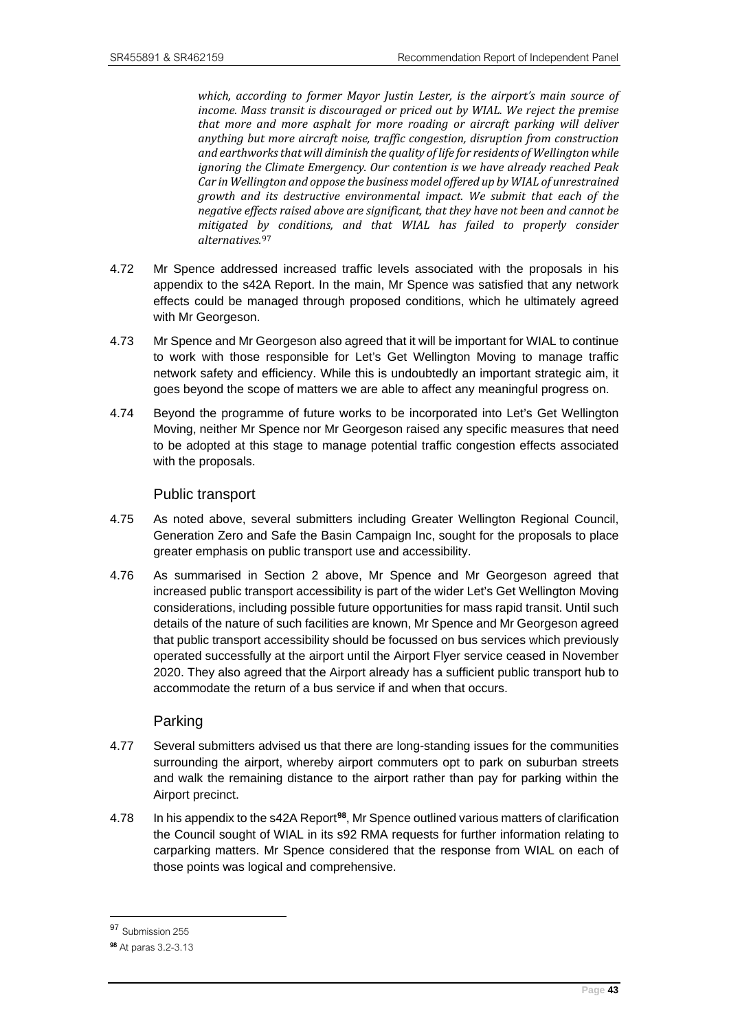> *which, according to former Mayor Justin Lester, is the airport's main source of income. Mass transit is discouraged or priced out by WIAL. We reject the premise that more and more asphalt for more roading or aircraft parking will deliver anything but more aircraft noise, traffic congestion, disruption from construction and earthworks that will diminish the quality of life for residents of Wellington while ignoring the Climate Emergency. Our contention is we have already reached Peak Car in Wellington and oppose the business model offered up by WIAL of unrestrained growth and its destructive environmental impact. We submit that each of the negative effects raised above are significant, that they have not been and cannot be mitigated by conditions, and that WIAL has failed to properly consider alternatives.*[97]

4.72 Mr Spence addressed increased traffic levels associated with the proposals in his appendix to the s42A Report. In the main, Mr Spence was satisfied that any network effects could be managed through proposed conditions, which he ultimately agreed with Mr Georgeson.

4.73 Mr Spence and Mr Georgeson also agreed that it will be important for WIAL to continue to work with those responsible for Let's Get Wellington Moving to manage traffic network safety and efficiency. While this is undoubtedly an important strategic aim, it goes beyond the scope of matters we are able to affect any meaningful progress on.

4.74 Beyond the programme of future works to be incorporated into Let's Get Wellington Moving, neither Mr Spence nor Mr Georgeson raised any specific measures that need to be adopted at this stage to manage potential traffic congestion effects associated with the proposals.

### Public transport

4.75 As noted above, several submitters including Greater Wellington Regional Council, Generation Zero and Safe the Basin Campaign Inc, sought for the proposals to place greater emphasis on public transport use and accessibility.

4.76 As summarised in Section 2 above, Mr Spence and Mr Georgeson agreed that increased public transport accessibility is part of the wider Let's Get Wellington Moving considerations, including possible future opportunities for mass rapid transit. Until such details of the nature of such facilities are known, Mr Spence and Mr Georgeson agreed that public transport accessibility should be focussed on bus services which previously operated successfully at the airport until the Airport Flyer service ceased in November 2020. They also agreed that the Airport already has a sufficient public transport hub to accommodate the return of a bus service if and when that occurs.

### Parking

4.77 Several submitters advised us that there are long-standing issues for the communities surrounding the airport, whereby airport commuters opt to park on suburban streets and walk the remaining distance to the airport rather than pay for parking within the Airport precinct.

4.78 In his appendix to the s42A Report[98], Mr Spence outlined various matters of clarification the Council sought of WIAL in its s92 RMA requests for further information relating to carparking matters. Mr Spence considered that the response from WIAL on each of those points was logical and comprehensive.

---

[97] Submission 255

[98] At paras 3.2-3.13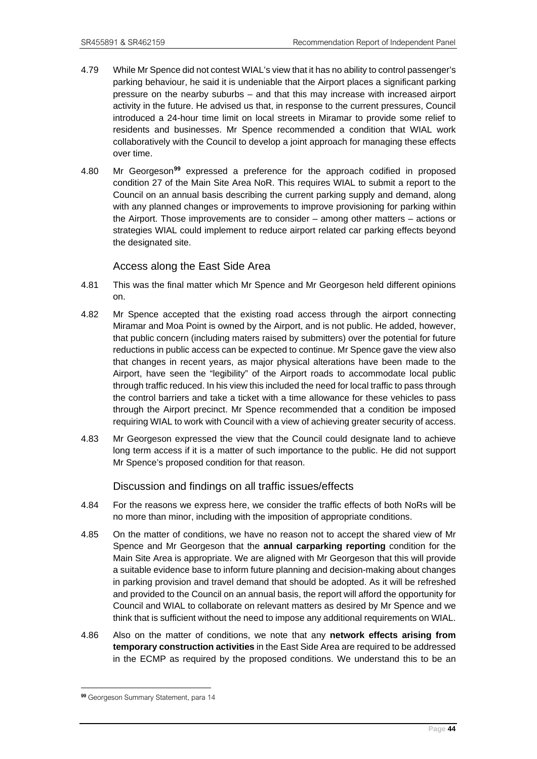4.79 While Mr Spence did not contest WIAL's view that it has no ability to control passenger's parking behaviour, he said it is undeniable that the Airport places a significant parking pressure on the nearby suburbs – and that this may increase with increased airport activity in the future. He advised us that, in response to the current pressures, Council introduced a 24-hour time limit on local streets in Miramar to provide some relief to residents and businesses. Mr Spence recommended a condition that WIAL work collaboratively with the Council to develop a joint approach for managing these effects over time.

4.80 Mr Georgeson[99] expressed a preference for the approach codified in proposed condition 27 of the Main Site Area NoR. This requires WIAL to submit a report to the Council on an annual basis describing the current parking supply and demand, along with any planned changes or improvements to improve provisioning for parking within the Airport. Those improvements are to consider – among other matters – actions or strategies WIAL could implement to reduce airport related car parking effects beyond the designated site.

### Access along the East Side Area

4.81 This was the final matter which Mr Spence and Mr Georgeson held different opinions on.

4.82 Mr Spence accepted that the existing road access through the airport connecting Miramar and Moa Point is owned by the Airport, and is not public. He added, however, that public concern (including maters raised by submitters) over the potential for future reductions in public access can be expected to continue. Mr Spence gave the view also that changes in recent years, as major physical alterations have been made to the Airport, have seen the "legibility" of the Airport roads to accommodate local public through traffic reduced. In his view this included the need for local traffic to pass through the control barriers and take a ticket with a time allowance for these vehicles to pass through the Airport precinct. Mr Spence recommended that a condition be imposed requiring WIAL to work with Council with a view of achieving greater security of access.

4.83 Mr Georgeson expressed the view that the Council could designate land to achieve long term access if it is a matter of such importance to the public. He did not support Mr Spence's proposed condition for that reason.

### Discussion and findings on all traffic issues/effects

4.84 For the reasons we express here, we consider the traffic effects of both NoRs will be no more than minor, including with the imposition of appropriate conditions.

4.85 On the matter of conditions, we have no reason not to accept the shared view of Mr Spence and Mr Georgeson that the **annual carparking reporting** condition for the Main Site Area is appropriate. We are aligned with Mr Georgeson that this will provide a suitable evidence base to inform future planning and decision-making about changes in parking provision and travel demand that should be adopted. As it will be refreshed and provided to the Council on an annual basis, the report will afford the opportunity for Council and WIAL to collaborate on relevant matters as desired by Mr Spence and we think that is sufficient without the need to impose any additional requirements on WIAL.

4.86 Also on the matter of conditions, we note that any **network effects arising from temporary construction activities** in the East Side Area are required to be addressed in the ECMP as required by the proposed conditions. We understand this to be an

---

[99] Georgeson Summary Statement, para 14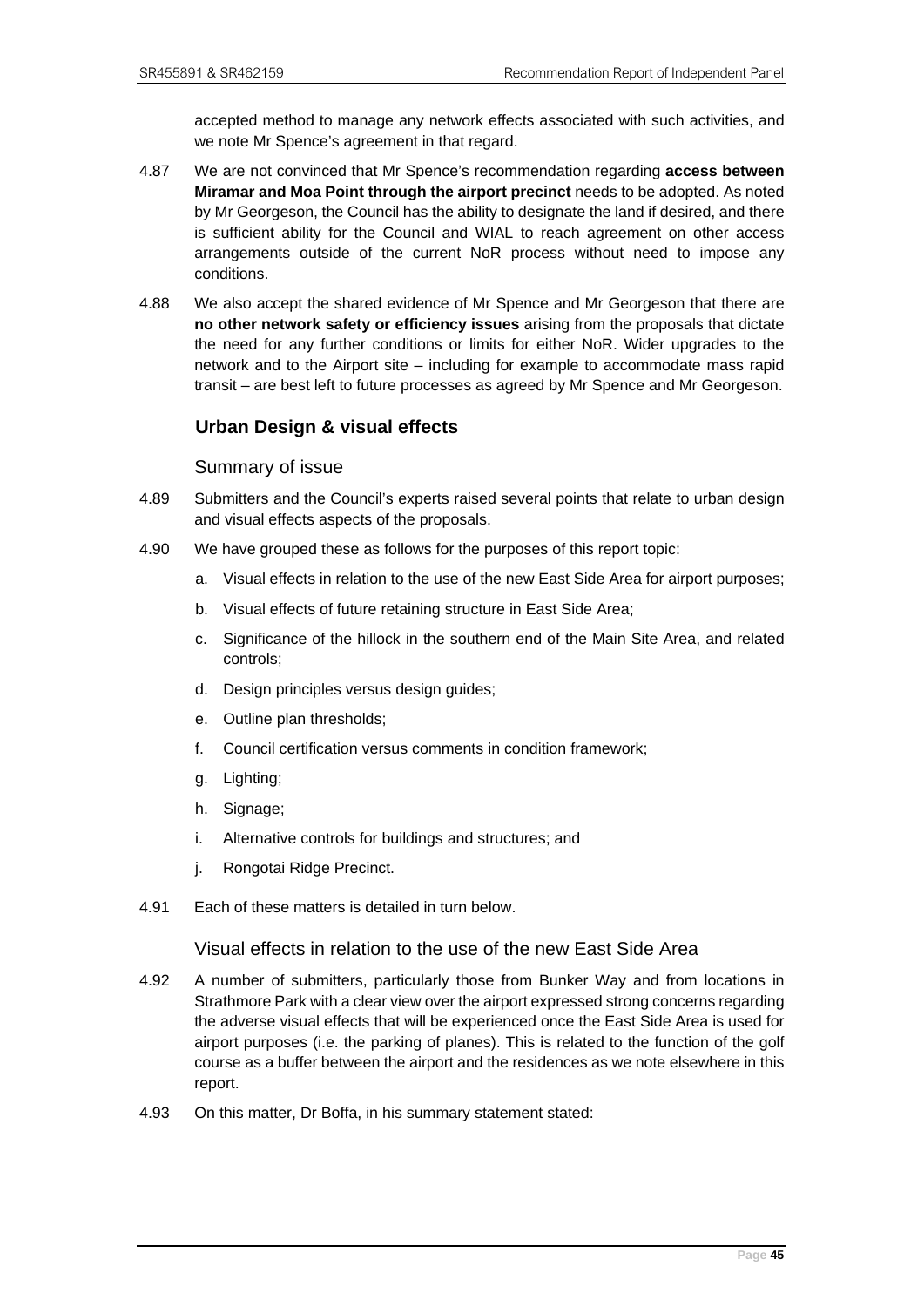accepted method to manage any network effects associated with such activities, and we note Mr Spence's agreement in that regard.

4.87 We are not convinced that Mr Spence's recommendation regarding **access between Miramar and Moa Point through the airport precinct** needs to be adopted. As noted by Mr Georgeson, the Council has the ability to designate the land if desired, and there is sufficient ability for the Council and WIAL to reach agreement on other access arrangements outside of the current NoR process without need to impose any conditions.

4.88 We also accept the shared evidence of Mr Spence and Mr Georgeson that there are **no other network safety or efficiency issues** arising from the proposals that dictate the need for any further conditions or limits for either NoR. Wider upgrades to the network and to the Airport site – including for example to accommodate mass rapid transit – are best left to future processes as agreed by Mr Spence and Mr Georgeson.

## Urban Design & visual effects

### Summary of issue

4.89 Submitters and the Council's experts raised several points that relate to urban design and visual effects aspects of the proposals.

4.90 We have grouped these as follows for the purposes of this report topic:

a. Visual effects in relation to the use of the new East Side Area for airport purposes;

b. Visual effects of future retaining structure in East Side Area;

c. Significance of the hillock in the southern end of the Main Site Area, and related controls;

d. Design principles versus design guides;

e. Outline plan thresholds;

f. Council certification versus comments in condition framework;

g. Lighting;

h. Signage;

i. Alternative controls for buildings and structures; and

j. Rongotai Ridge Precinct.

4.91 Each of these matters is detailed in turn below.

### Visual effects in relation to the use of the new East Side Area

4.92 A number of submitters, particularly those from Bunker Way and from locations in Strathmore Park with a clear view over the airport expressed strong concerns regarding the adverse visual effects that will be experienced once the East Side Area is used for airport purposes (i.e. the parking of planes). This is related to the function of the golf course as a buffer between the airport and the residences as we note elsewhere in this report.

4.93 On this matter, Dr Boffa, in his summary statement stated: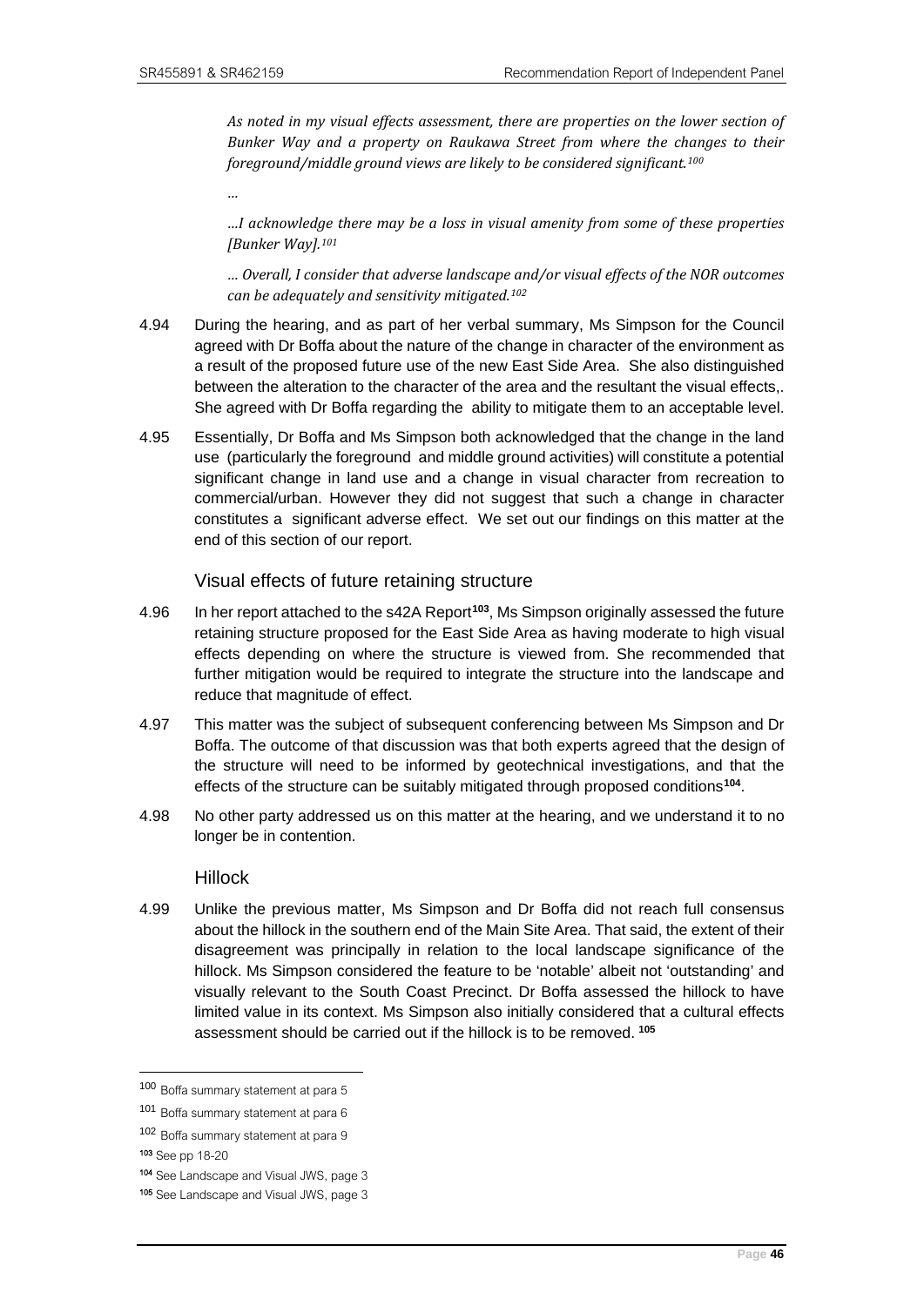> *As noted in my visual effects assessment, there are properties on the lower section of Bunker Way and a property on Raukawa Street from where the changes to their foreground/middle ground views are likely to be considered significant.*[100]
>
> *...*
>
> *...I acknowledge there may be a loss in visual amenity from some of these properties [Bunker Way].*[101]
>
> *... Overall, I consider that adverse landscape and/or visual effects of the NOR outcomes can be adequately and sensitivity mitigated.*[102]

4.94 During the hearing, and as part of her verbal summary, Ms Simpson for the Council agreed with Dr Boffa about the nature of the change in character of the environment as a result of the proposed future use of the new East Side Area. She also distinguished between the alteration to the character of the area and the resultant the visual effects,. She agreed with Dr Boffa regarding the ability to mitigate them to an acceptable level.

4.95 Essentially, Dr Boffa and Ms Simpson both acknowledged that the change in the land use (particularly the foreground and middle ground activities) will constitute a potential significant change in land use and a change in visual character from recreation to commercial/urban. However they did not suggest that such a change in character constitutes a significant adverse effect. We set out our findings on this matter at the end of this section of our report.

### Visual effects of future retaining structure

4.96 In her report attached to the s42A Report[103], Ms Simpson originally assessed the future retaining structure proposed for the East Side Area as having moderate to high visual effects depending on where the structure is viewed from. She recommended that further mitigation would be required to integrate the structure into the landscape and reduce that magnitude of effect.

4.97 This matter was the subject of subsequent conferencing between Ms Simpson and Dr Boffa. The outcome of that discussion was that both experts agreed that the design of the structure will need to be informed by geotechnical investigations, and that the effects of the structure can be suitably mitigated through proposed conditions[104].

4.98 No other party addressed us on this matter at the hearing, and we understand it to no longer be in contention.

### Hillock

4.99 Unlike the previous matter, Ms Simpson and Dr Boffa did not reach full consensus about the hillock in the southern end of the Main Site Area. That said, the extent of their disagreement was principally in relation to the local landscape significance of the hillock. Ms Simpson considered the feature to be 'notable' albeit not 'outstanding' and visually relevant to the South Coast Precinct. Dr Boffa assessed the hillock to have limited value in its context. Ms Simpson also initially considered that a cultural effects assessment should be carried out if the hillock is to be removed. [105]

---

[100] Boffa summary statement at para 5

[101] Boffa summary statement at para 6

[102] Boffa summary statement at para 9

[103] See pp 18-20

[104] See Landscape and Visual JWS, page 3

[105] See Landscape and Visual JWS, page 3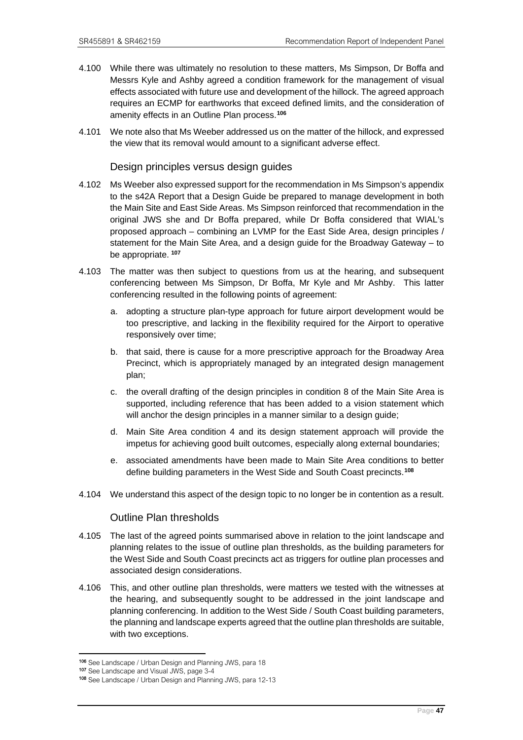4.100 While there was ultimately no resolution to these matters, Ms Simpson, Dr Boffa and Messrs Kyle and Ashby agreed a condition framework for the management of visual effects associated with future use and development of the hillock. The agreed approach requires an ECMP for earthworks that exceed defined limits, and the consideration of amenity effects in an Outline Plan process.[106]

4.101 We note also that Ms Weeber addressed us on the matter of the hillock, and expressed the view that its removal would amount to a significant adverse effect.

### Design principles versus design guides

4.102 Ms Weeber also expressed support for the recommendation in Ms Simpson's appendix to the s42A Report that a Design Guide be prepared to manage development in both the Main Site and East Side Areas. Ms Simpson reinforced that recommendation in the original JWS she and Dr Boffa prepared, while Dr Boffa considered that WIAL's proposed approach – combining an LVMP for the East Side Area, design principles / statement for the Main Site Area, and a design guide for the Broadway Gateway – to be appropriate. [107]

4.103 The matter was then subject to questions from us at the hearing, and subsequent conferencing between Ms Simpson, Dr Boffa, Mr Kyle and Mr Ashby. This latter conferencing resulted in the following points of agreement:

a. adopting a structure plan-type approach for future airport development would be too prescriptive, and lacking in the flexibility required for the Airport to operative responsively over time;

b. that said, there is cause for a more prescriptive approach for the Broadway Area Precinct, which is appropriately managed by an integrated design management plan;

c. the overall drafting of the design principles in condition 8 of the Main Site Area is supported, including reference that has been added to a vision statement which will anchor the design principles in a manner similar to a design guide;

d. Main Site Area condition 4 and its design statement approach will provide the impetus for achieving good built outcomes, especially along external boundaries;

e. associated amendments have been made to Main Site Area conditions to better define building parameters in the West Side and South Coast precincts.[108]

4.104 We understand this aspect of the design topic to no longer be in contention as a result.

### Outline Plan thresholds

4.105 The last of the agreed points summarised above in relation to the joint landscape and planning relates to the issue of outline plan thresholds, as the building parameters for the West Side and South Coast precincts act as triggers for outline plan processes and associated design considerations.

4.106 This, and other outline plan thresholds, were matters we tested with the witnesses at the hearing, and subsequently sought to be addressed in the joint landscape and planning conferencing. In addition to the West Side / South Coast building parameters, the planning and landscape experts agreed that the outline plan thresholds are suitable, with two exceptions.

---

[106] See Landscape / Urban Design and Planning JWS, para 18

[107] See Landscape and Visual JWS, page 3-4

[108] See Landscape / Urban Design and Planning JWS, para 12-13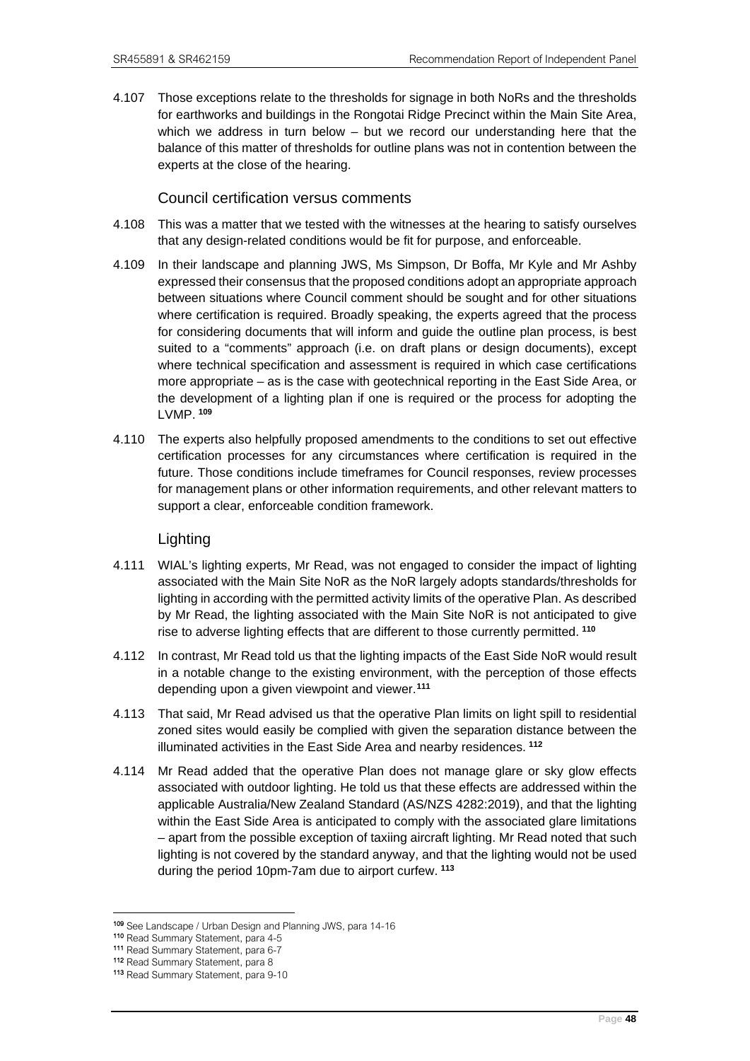4.107 Those exceptions relate to the thresholds for signage in both NoRs and the thresholds for earthworks and buildings in the Rongotai Ridge Precinct within the Main Site Area, which we address in turn below – but we record our understanding here that the balance of this matter of thresholds for outline plans was not in contention between the experts at the close of the hearing.

### Council certification versus comments

4.108 This was a matter that we tested with the witnesses at the hearing to satisfy ourselves that any design-related conditions would be fit for purpose, and enforceable.

4.109 In their landscape and planning JWS, Ms Simpson, Dr Boffa, Mr Kyle and Mr Ashby expressed their consensus that the proposed conditions adopt an appropriate approach between situations where Council comment should be sought and for other situations where certification is required. Broadly speaking, the experts agreed that the process for considering documents that will inform and guide the outline plan process, is best suited to a "comments" approach (i.e. on draft plans or design documents), except where technical specification and assessment is required in which case certifications more appropriate – as is the case with geotechnical reporting in the East Side Area, or the development of a lighting plan if one is required or the process for adopting the LVMP. [109]

4.110 The experts also helpfully proposed amendments to the conditions to set out effective certification processes for any circumstances where certification is required in the future. Those conditions include timeframes for Council responses, review processes for management plans or other information requirements, and other relevant matters to support a clear, enforceable condition framework.

### Lighting

4.111 WIAL's lighting experts, Mr Read, was not engaged to consider the impact of lighting associated with the Main Site NoR as the NoR largely adopts standards/thresholds for lighting in according with the permitted activity limits of the operative Plan. As described by Mr Read, the lighting associated with the Main Site NoR is not anticipated to give rise to adverse lighting effects that are different to those currently permitted. [110]

4.112 In contrast, Mr Read told us that the lighting impacts of the East Side NoR would result in a notable change to the existing environment, with the perception of those effects depending upon a given viewpoint and viewer.[111]

4.113 That said, Mr Read advised us that the operative Plan limits on light spill to residential zoned sites would easily be complied with given the separation distance between the illuminated activities in the East Side Area and nearby residences. [112]

4.114 Mr Read added that the operative Plan does not manage glare or sky glow effects associated with outdoor lighting. He told us that these effects are addressed within the applicable Australia/New Zealand Standard (AS/NZS 4282:2019), and that the lighting within the East Side Area is anticipated to comply with the associated glare limitations – apart from the possible exception of taxiing aircraft lighting. Mr Read noted that such lighting is not covered by the standard anyway, and that the lighting would not be used during the period 10pm-7am due to airport curfew. [113]

---

[109] See Landscape / Urban Design and Planning JWS, para 14-16

[110] Read Summary Statement, para 4-5

[111] Read Summary Statement, para 6-7

[112] Read Summary Statement, para 8

[113] Read Summary Statement, para 9-10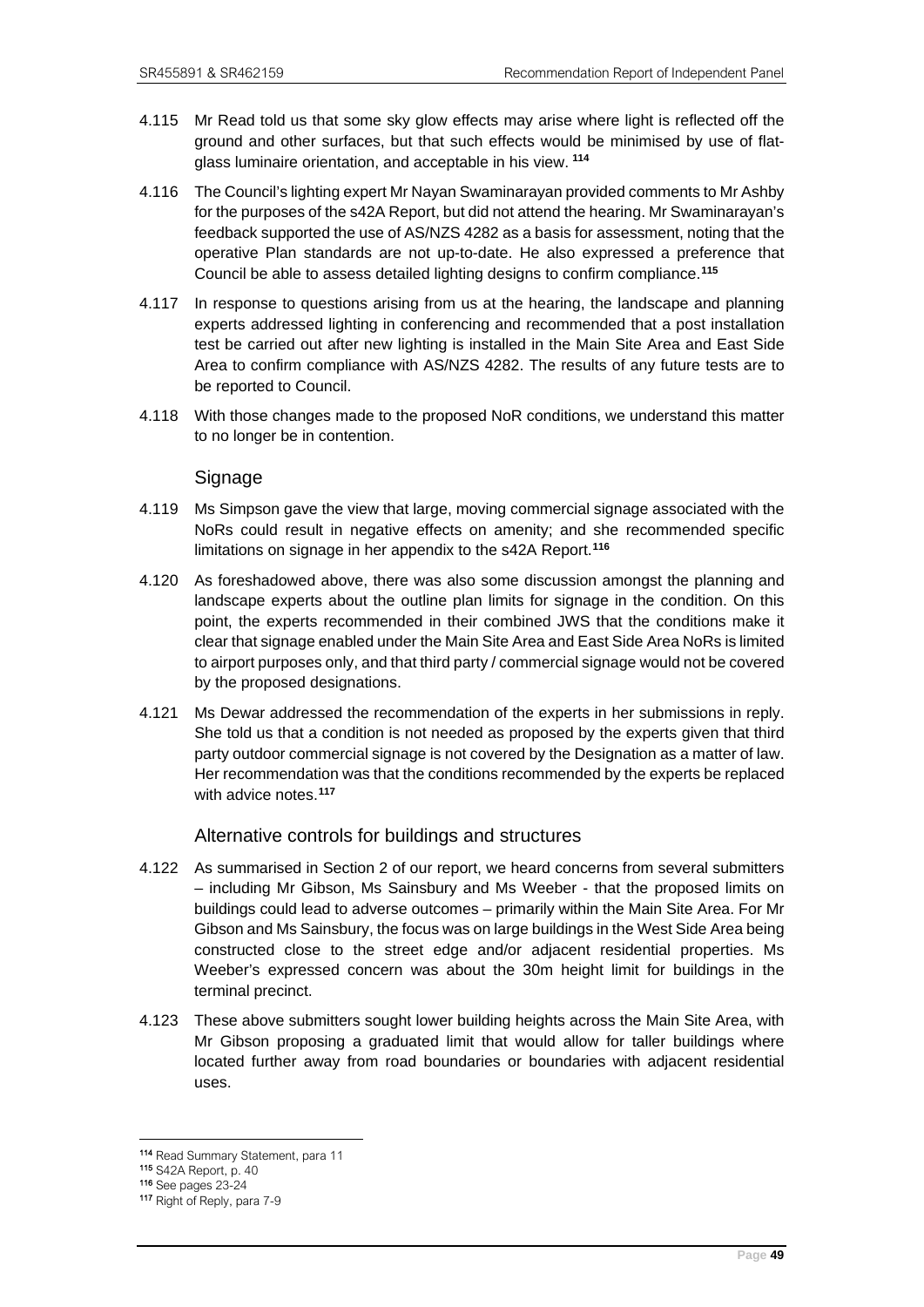4.115 Mr Read told us that some sky glow effects may arise where light is reflected off the ground and other surfaces, but that such effects would be minimised by use of flat-glass luminaire orientation, and acceptable in his view. [114]

4.116 The Council's lighting expert Mr Nayan Swaminarayan provided comments to Mr Ashby for the purposes of the s42A Report, but did not attend the hearing. Mr Swaminarayan's feedback supported the use of AS/NZS 4282 as a basis for assessment, noting that the operative Plan standards are not up-to-date. He also expressed a preference that Council be able to assess detailed lighting designs to confirm compliance.[115]

4.117 In response to questions arising from us at the hearing, the landscape and planning experts addressed lighting in conferencing and recommended that a post installation test be carried out after new lighting is installed in the Main Site Area and East Side Area to confirm compliance with AS/NZS 4282. The results of any future tests are to be reported to Council.

4.118 With those changes made to the proposed NoR conditions, we understand this matter to no longer be in contention.

### Signage

4.119 Ms Simpson gave the view that large, moving commercial signage associated with the NoRs could result in negative effects on amenity; and she recommended specific limitations on signage in her appendix to the s42A Report.[116]

4.120 As foreshadowed above, there was also some discussion amongst the planning and landscape experts about the outline plan limits for signage in the condition. On this point, the experts recommended in their combined JWS that the conditions make it clear that signage enabled under the Main Site Area and East Side Area NoRs is limited to airport purposes only, and that third party / commercial signage would not be covered by the proposed designations.

4.121 Ms Dewar addressed the recommendation of the experts in her submissions in reply. She told us that a condition is not needed as proposed by the experts given that third party outdoor commercial signage is not covered by the Designation as a matter of law. Her recommendation was that the conditions recommended by the experts be replaced with advice notes.[117]

### Alternative controls for buildings and structures

4.122 As summarised in Section 2 of our report, we heard concerns from several submitters – including Mr Gibson, Ms Sainsbury and Ms Weeber - that the proposed limits on buildings could lead to adverse outcomes – primarily within the Main Site Area. For Mr Gibson and Ms Sainsbury, the focus was on large buildings in the West Side Area being constructed close to the street edge and/or adjacent residential properties. Ms Weeber's expressed concern was about the 30m height limit for buildings in the terminal precinct.

4.123 These above submitters sought lower building heights across the Main Site Area, with Mr Gibson proposing a graduated limit that would allow for taller buildings where located further away from road boundaries or boundaries with adjacent residential uses.

---

[114] Read Summary Statement, para 11

[115] S42A Report, p. 40

[116] See pages 23-24

[117] Right of Reply, para 7-9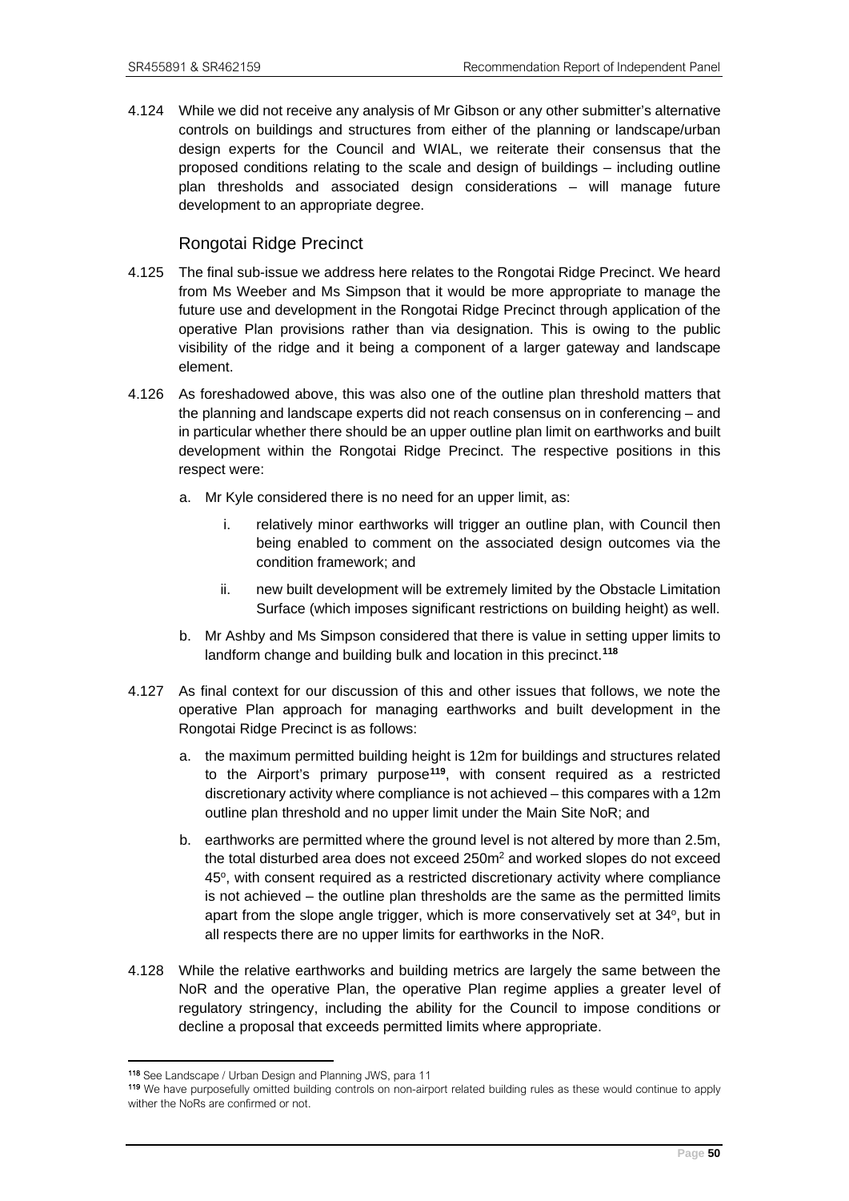4.124 While we did not receive any analysis of Mr Gibson or any other submitter's alternative controls on buildings and structures from either of the planning or landscape/urban design experts for the Council and WIAL, we reiterate their consensus that the proposed conditions relating to the scale and design of buildings – including outline plan thresholds and associated design considerations – will manage future development to an appropriate degree.

### Rongotai Ridge Precinct

4.125 The final sub-issue we address here relates to the Rongotai Ridge Precinct. We heard from Ms Weeber and Ms Simpson that it would be more appropriate to manage the future use and development in the Rongotai Ridge Precinct through application of the operative Plan provisions rather than via designation. This is owing to the public visibility of the ridge and it being a component of a larger gateway and landscape element.

4.126 As foreshadowed above, this was also one of the outline plan threshold matters that the planning and landscape experts did not reach consensus on in conferencing – and in particular whether there should be an upper outline plan limit on earthworks and built development within the Rongotai Ridge Precinct. The respective positions in this respect were:

a. Mr Kyle considered there is no need for an upper limit, as:

   i. relatively minor earthworks will trigger an outline plan, with Council then being enabled to comment on the associated design outcomes via the condition framework; and

   ii. new built development will be extremely limited by the Obstacle Limitation Surface (which imposes significant restrictions on building height) as well.

b. Mr Ashby and Ms Simpson considered that there is value in setting upper limits to landform change and building bulk and location in this precinct.[118]

4.127 As final context for our discussion of this and other issues that follows, we note the operative Plan approach for managing earthworks and built development in the Rongotai Ridge Precinct is as follows:

a. the maximum permitted building height is 12m for buildings and structures related to the Airport's primary purpose[119], with consent required as a restricted discretionary activity where compliance is not achieved – this compares with a 12m outline plan threshold and no upper limit under the Main Site NoR; and

b. earthworks are permitted where the ground level is not altered by more than 2.5m, the total disturbed area does not exceed 250m$^2$ and worked slopes do not exceed 45$^o$, with consent required as a restricted discretionary activity where compliance is not achieved – the outline plan thresholds are the same as the permitted limits apart from the slope angle trigger, which is more conservatively set at 34$^o$, but in all respects there are no upper limits for earthworks in the NoR.

4.128 While the relative earthworks and building metrics are largely the same between the NoR and the operative Plan, the operative Plan regime applies a greater level of regulatory stringency, including the ability for the Council to impose conditions or decline a proposal that exceeds permitted limits where appropriate.

---

[118] See Landscape / Urban Design and Planning JWS, para 11

[119] We have purposefully omitted building controls on non-airport related building rules as these would continue to apply wither the NoRs are confirmed or not.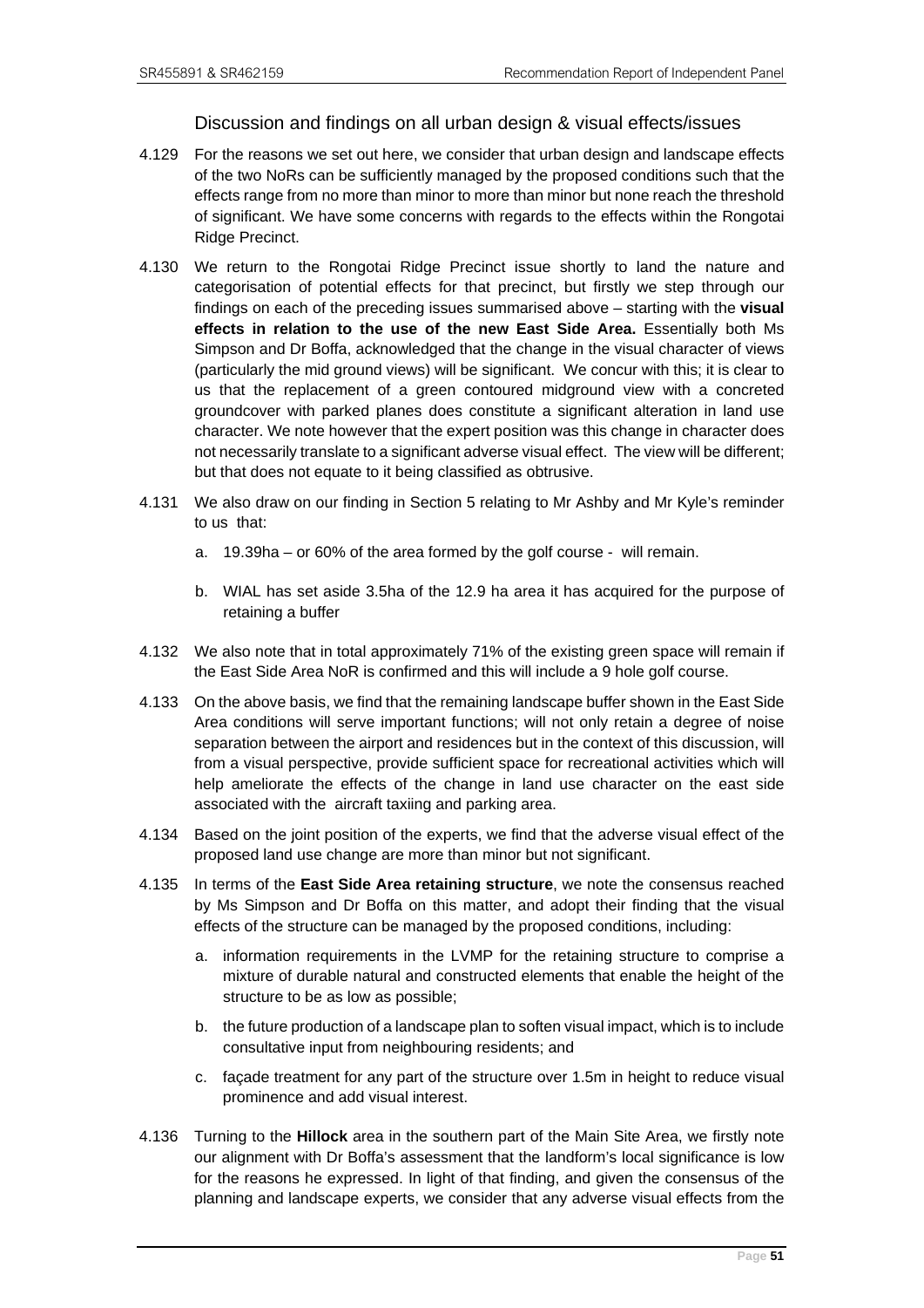### Discussion and findings on all urban design & visual effects/issues

4.129 For the reasons we set out here, we consider that urban design and landscape effects of the two NoRs can be sufficiently managed by the proposed conditions such that the effects range from no more than minor to more than minor but none reach the threshold of significant. We have some concerns with regards to the effects within the Rongotai Ridge Precinct.

4.130 We return to the Rongotai Ridge Precinct issue shortly to land the nature and categorisation of potential effects for that precinct, but firstly we step through our findings on each of the preceding issues summarised above – starting with the **visual effects in relation to the use of the new East Side Area.** Essentially both Ms Simpson and Dr Boffa, acknowledged that the change in the visual character of views (particularly the mid ground views) will be significant. We concur with this; it is clear to us that the replacement of a green contoured midground view with a concreted groundcover with parked planes does constitute a significant alteration in land use character. We note however that the expert position was this change in character does not necessarily translate to a significant adverse visual effect. The view will be different; but that does not equate to it being classified as obtrusive.

4.131 We also draw on our finding in Section 5 relating to Mr Ashby and Mr Kyle's reminder to us that:

a. 19.39ha – or 60% of the area formed by the golf course - will remain.

b. WIAL has set aside 3.5ha of the 12.9 ha area it has acquired for the purpose of retaining a buffer

4.132 We also note that in total approximately 71% of the existing green space will remain if the East Side Area NoR is confirmed and this will include a 9 hole golf course.

4.133 On the above basis, we find that the remaining landscape buffer shown in the East Side Area conditions will serve important functions; will not only retain a degree of noise separation between the airport and residences but in the context of this discussion, will from a visual perspective, provide sufficient space for recreational activities which will help ameliorate the effects of the change in land use character on the east side associated with the aircraft taxiing and parking area.

4.134 Based on the joint position of the experts, we find that the adverse visual effect of the proposed land use change are more than minor but not significant.

4.135 In terms of the **East Side Area retaining structure**, we note the consensus reached by Ms Simpson and Dr Boffa on this matter, and adopt their finding that the visual effects of the structure can be managed by the proposed conditions, including:

a. information requirements in the LVMP for the retaining structure to comprise a mixture of durable natural and constructed elements that enable the height of the structure to be as low as possible;

b. the future production of a landscape plan to soften visual impact, which is to include consultative input from neighbouring residents; and

c. façade treatment for any part of the structure over 1.5m in height to reduce visual prominence and add visual interest.

4.136 Turning to the **Hillock** area in the southern part of the Main Site Area, we firstly note our alignment with Dr Boffa's assessment that the landform's local significance is low for the reasons he expressed. In light of that finding, and given the consensus of the planning and landscape experts, we consider that any adverse visual effects from the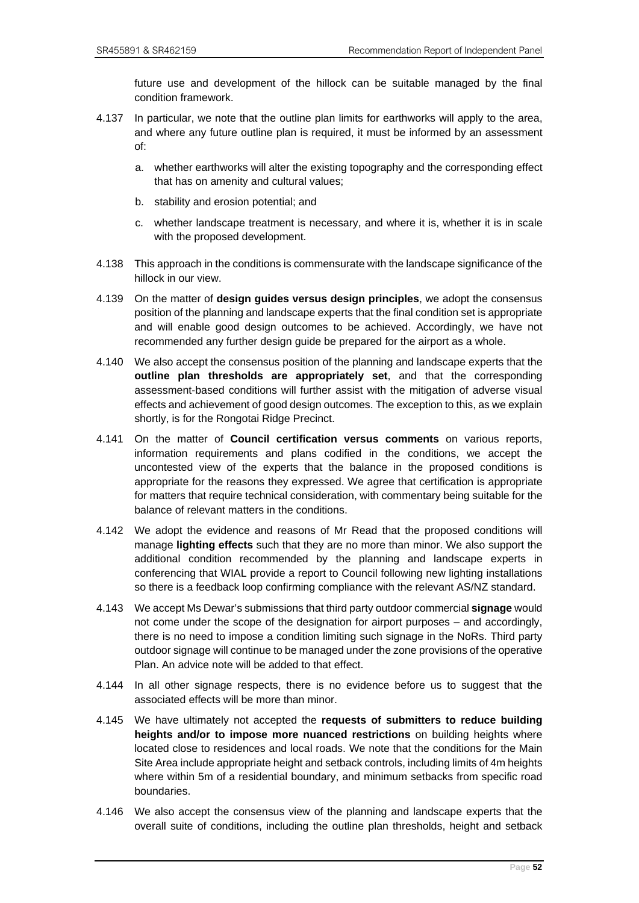future use and development of the hillock can be suitable managed by the final condition framework.

4.137 In particular, we note that the outline plan limits for earthworks will apply to the area, and where any future outline plan is required, it must be informed by an assessment of:

a. whether earthworks will alter the existing topography and the corresponding effect that has on amenity and cultural values;

b. stability and erosion potential; and

c. whether landscape treatment is necessary, and where it is, whether it is in scale with the proposed development.

4.138 This approach in the conditions is commensurate with the landscape significance of the hillock in our view.

4.139 On the matter of **design guides versus design principles**, we adopt the consensus position of the planning and landscape experts that the final condition set is appropriate and will enable good design outcomes to be achieved. Accordingly, we have not recommended any further design guide be prepared for the airport as a whole.

4.140 We also accept the consensus position of the planning and landscape experts that the **outline plan thresholds are appropriately set**, and that the corresponding assessment-based conditions will further assist with the mitigation of adverse visual effects and achievement of good design outcomes. The exception to this, as we explain shortly, is for the Rongotai Ridge Precinct.

4.141 On the matter of **Council certification versus comments** on various reports, information requirements and plans codified in the conditions, we accept the uncontested view of the experts that the balance in the proposed conditions is appropriate for the reasons they expressed. We agree that certification is appropriate for matters that require technical consideration, with commentary being suitable for the balance of relevant matters in the conditions.

4.142 We adopt the evidence and reasons of Mr Read that the proposed conditions will manage **lighting effects** such that they are no more than minor. We also support the additional condition recommended by the planning and landscape experts in conferencing that WIAL provide a report to Council following new lighting installations so there is a feedback loop confirming compliance with the relevant AS/NZ standard.

4.143 We accept Ms Dewar's submissions that third party outdoor commercial **signage** would not come under the scope of the designation for airport purposes – and accordingly, there is no need to impose a condition limiting such signage in the NoRs. Third party outdoor signage will continue to be managed under the zone provisions of the operative Plan. An advice note will be added to that effect.

4.144 In all other signage respects, there is no evidence before us to suggest that the associated effects will be more than minor.

4.145 We have ultimately not accepted the **requests of submitters to reduce building heights and/or to impose more nuanced restrictions** on building heights where located close to residences and local roads. We note that the conditions for the Main Site Area include appropriate height and setback controls, including limits of 4m heights where within 5m of a residential boundary, and minimum setbacks from specific road boundaries.

4.146 We also accept the consensus view of the planning and landscape experts that the overall suite of conditions, including the outline plan thresholds, height and setback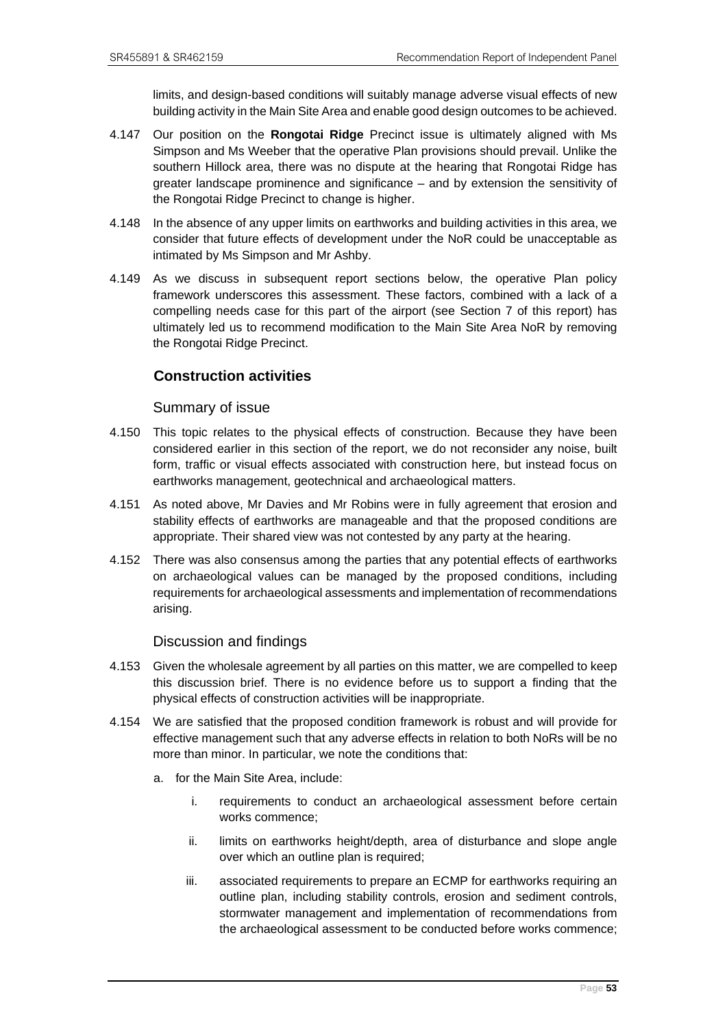limits, and design-based conditions will suitably manage adverse visual effects of new building activity in the Main Site Area and enable good design outcomes to be achieved.

4.147 Our position on the **Rongotai Ridge** Precinct issue is ultimately aligned with Ms Simpson and Ms Weeber that the operative Plan provisions should prevail. Unlike the southern Hillock area, there was no dispute at the hearing that Rongotai Ridge has greater landscape prominence and significance – and by extension the sensitivity of the Rongotai Ridge Precinct to change is higher.

4.148 In the absence of any upper limits on earthworks and building activities in this area, we consider that future effects of development under the NoR could be unacceptable as intimated by Ms Simpson and Mr Ashby.

4.149 As we discuss in subsequent report sections below, the operative Plan policy framework underscores this assessment. These factors, combined with a lack of a compelling needs case for this part of the airport (see Section 7 of this report) has ultimately led us to recommend modification to the Main Site Area NoR by removing the Rongotai Ridge Precinct.

## Construction activities

### Summary of issue

4.150 This topic relates to the physical effects of construction. Because they have been considered earlier in this section of the report, we do not reconsider any noise, built form, traffic or visual effects associated with construction here, but instead focus on earthworks management, geotechnical and archaeological matters.

4.151 As noted above, Mr Davies and Mr Robins were in fully agreement that erosion and stability effects of earthworks are manageable and that the proposed conditions are appropriate. Their shared view was not contested by any party at the hearing.

4.152 There was also consensus among the parties that any potential effects of earthworks on archaeological values can be managed by the proposed conditions, including requirements for archaeological assessments and implementation of recommendations arising.

### Discussion and findings

4.153 Given the wholesale agreement by all parties on this matter, we are compelled to keep this discussion brief. There is no evidence before us to support a finding that the physical effects of construction activities will be inappropriate.

4.154 We are satisfied that the proposed condition framework is robust and will provide for effective management such that any adverse effects in relation to both NoRs will be no more than minor. In particular, we note the conditions that:

a. for the Main Site Area, include:

   i. requirements to conduct an archaeological assessment before certain works commence;

   ii. limits on earthworks height/depth, area of disturbance and slope angle over which an outline plan is required;

   iii. associated requirements to prepare an ECMP for earthworks requiring an outline plan, including stability controls, erosion and sediment controls, stormwater management and implementation of recommendations from the archaeological assessment to be conducted before works commence;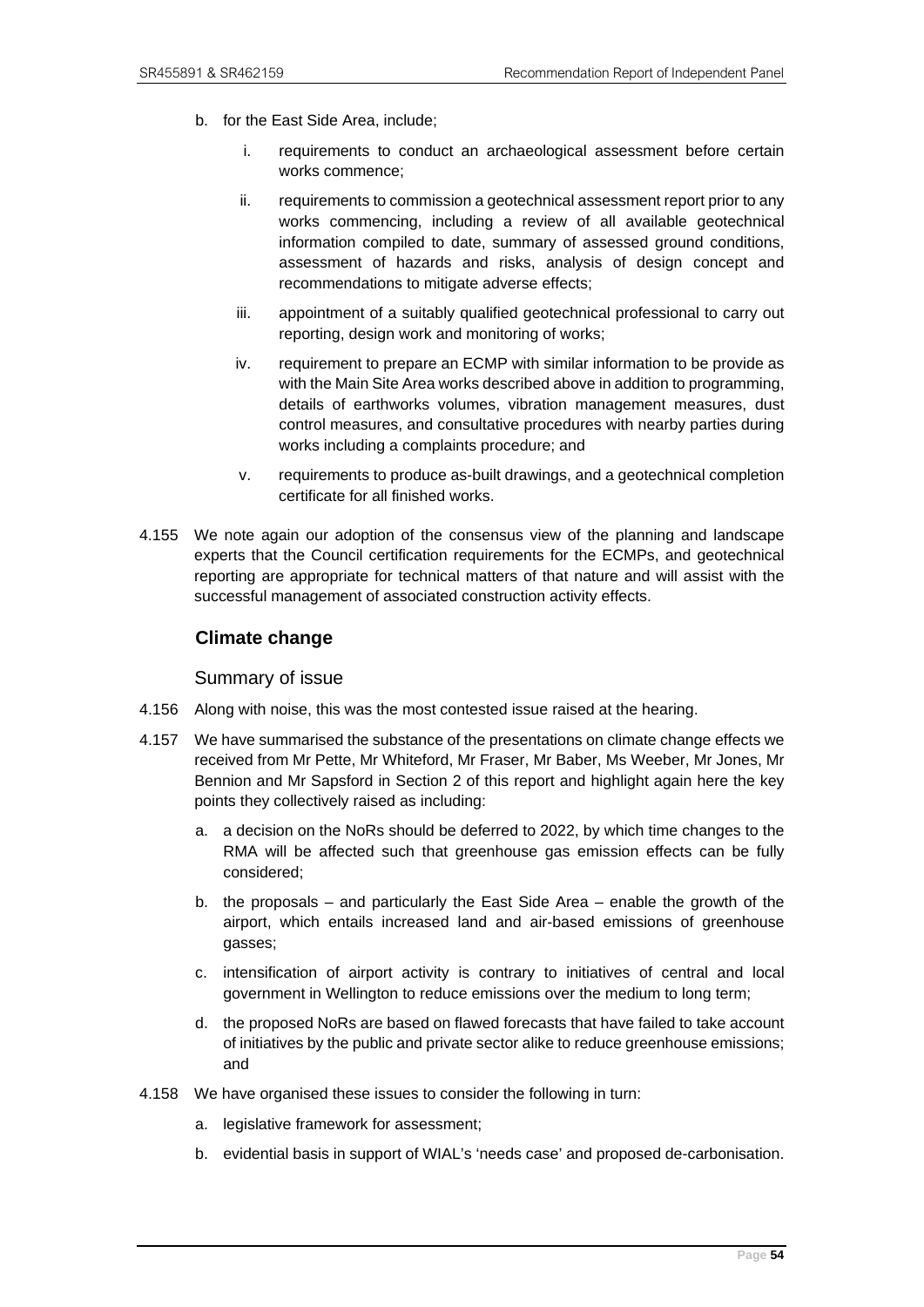b. for the East Side Area, include;

    i. requirements to conduct an archaeological assessment before certain works commence;

    ii. requirements to commission a geotechnical assessment report prior to any works commencing, including a review of all available geotechnical information compiled to date, summary of assessed ground conditions, assessment of hazards and risks, analysis of design concept and recommendations to mitigate adverse effects;

    iii. appointment of a suitably qualified geotechnical professional to carry out reporting, design work and monitoring of works;

    iv. requirement to prepare an ECMP with similar information to be provide as with the Main Site Area works described above in addition to programming, details of earthworks volumes, vibration management measures, dust control measures, and consultative procedures with nearby parties during works including a complaints procedure; and

    v. requirements to produce as-built drawings, and a geotechnical completion certificate for all finished works.

4.155 We note again our adoption of the consensus view of the planning and landscape experts that the Council certification requirements for the ECMPs, and geotechnical reporting are appropriate for technical matters of that nature and will assist with the successful management of associated construction activity effects.

## Climate change

### Summary of issue

4.156 Along with noise, this was the most contested issue raised at the hearing.

4.157 We have summarised the substance of the presentations on climate change effects we received from Mr Pette, Mr Whiteford, Mr Fraser, Mr Baber, Ms Weeber, Mr Jones, Mr Bennion and Mr Sapsford in Section 2 of this report and highlight again here the key points they collectively raised as including:

a. a decision on the NoRs should be deferred to 2022, by which time changes to the RMA will be affected such that greenhouse gas emission effects can be fully considered;

b. the proposals – and particularly the East Side Area – enable the growth of the airport, which entails increased land and air-based emissions of greenhouse gasses;

c. intensification of airport activity is contrary to initiatives of central and local government in Wellington to reduce emissions over the medium to long term;

d. the proposed NoRs are based on flawed forecasts that have failed to take account of initiatives by the public and private sector alike to reduce greenhouse emissions; and

4.158 We have organised these issues to consider the following in turn:

a. legislative framework for assessment;

b. evidential basis in support of WIAL's 'needs case' and proposed de-carbonisation.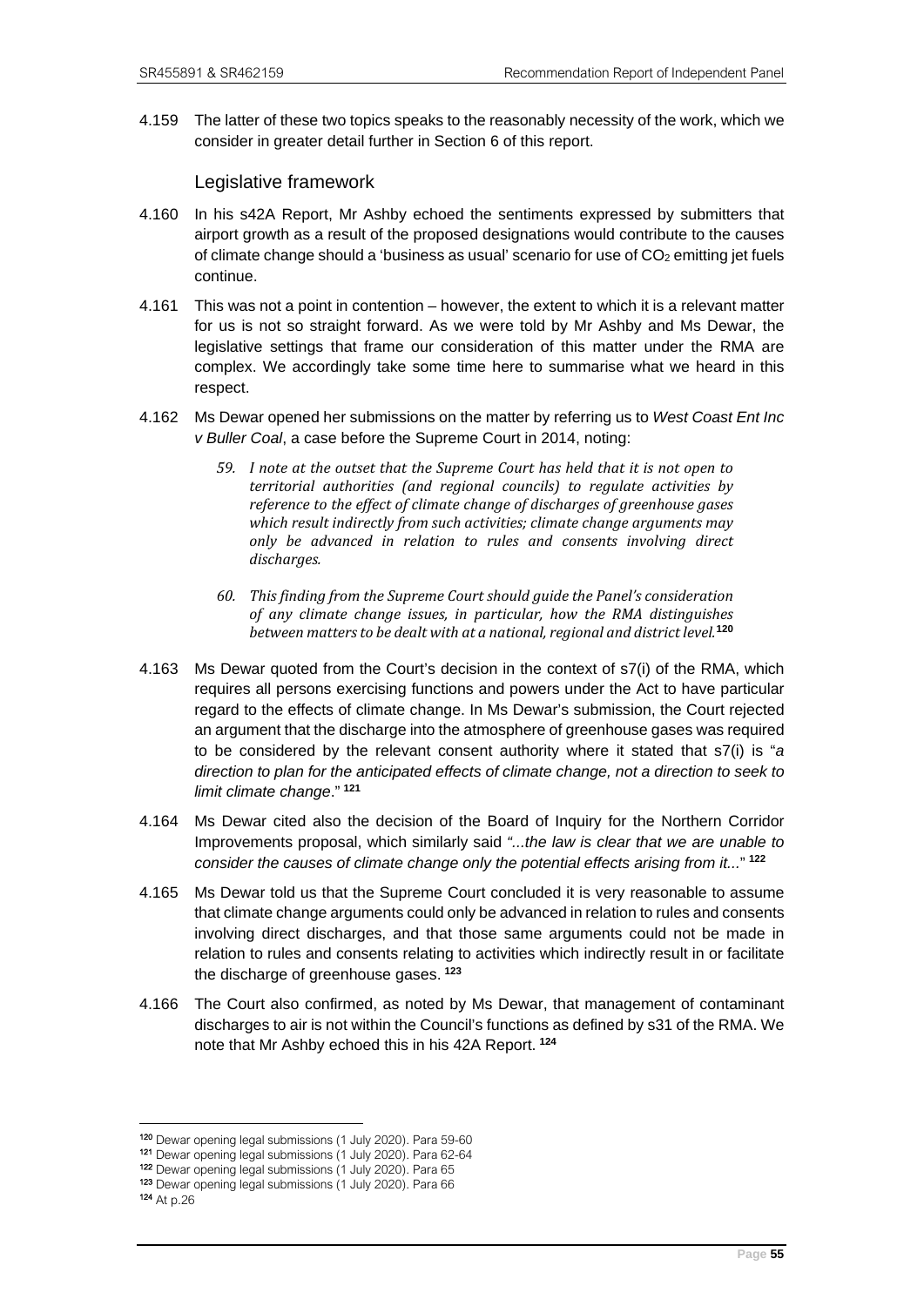4.159 The latter of these two topics speaks to the reasonably necessity of the work, which we consider in greater detail further in Section 6 of this report.

## Legislative framework

4.160 In his s42A Report, Mr Ashby echoed the sentiments expressed by submitters that airport growth as a result of the proposed designations would contribute to the causes of climate change should a 'business as usual' scenario for use of $CO_2$ emitting jet fuels continue.

4.161 This was not a point in contention – however, the extent to which it is a relevant matter for us is not so straight forward. As we were told by Mr Ashby and Ms Dewar, the legislative settings that frame our consideration of this matter under the RMA are complex. We accordingly take some time here to summarise what we heard in this respect.

4.162 Ms Dewar opened her submissions on the matter by referring us to *West Coast Ent Inc v Buller Coal*, a case before the Supreme Court in 2014, noting:

> *59. I note at the outset that the Supreme Court has held that it is not open to territorial authorities (and regional councils) to regulate activities by reference to the effect of climate change of discharges of greenhouse gases which result indirectly from such activities; climate change arguments may only be advanced in relation to rules and consents involving direct discharges.*
>
> *60. This finding from the Supreme Court should guide the Panel's consideration of any climate change issues, in particular, how the RMA distinguishes between matters to be dealt with at a national, regional and district level.*[120]

4.163 Ms Dewar quoted from the Court's decision in the context of s7(i) of the RMA, which requires all persons exercising functions and powers under the Act to have particular regard to the effects of climate change. In Ms Dewar's submission, the Court rejected an argument that the discharge into the atmosphere of greenhouse gases was required to be considered by the relevant consent authority where it stated that s7(i) is "*a direction to plan for the anticipated effects of climate change, not a direction to seek to limit climate change*." [121]

4.164 Ms Dewar cited also the decision of the Board of Inquiry for the Northern Corridor Improvements proposal, which similarly said *"...the law is clear that we are unable to consider the causes of climate change only the potential effects arising from it...*" [122]

4.165 Ms Dewar told us that the Supreme Court concluded it is very reasonable to assume that climate change arguments could only be advanced in relation to rules and consents involving direct discharges, and that those same arguments could not be made in relation to rules and consents relating to activities which indirectly result in or facilitate the discharge of greenhouse gases. [123]

4.166 The Court also confirmed, as noted by Ms Dewar, that management of contaminant discharges to air is not within the Council's functions as defined by s31 of the RMA. We note that Mr Ashby echoed this in his 42A Report. [124]

---

[120] Dewar opening legal submissions (1 July 2020). Para 59-60

[121] Dewar opening legal submissions (1 July 2020). Para 62-64

[122] Dewar opening legal submissions (1 July 2020). Para 65

[123] Dewar opening legal submissions (1 July 2020). Para 66

[124] At p.26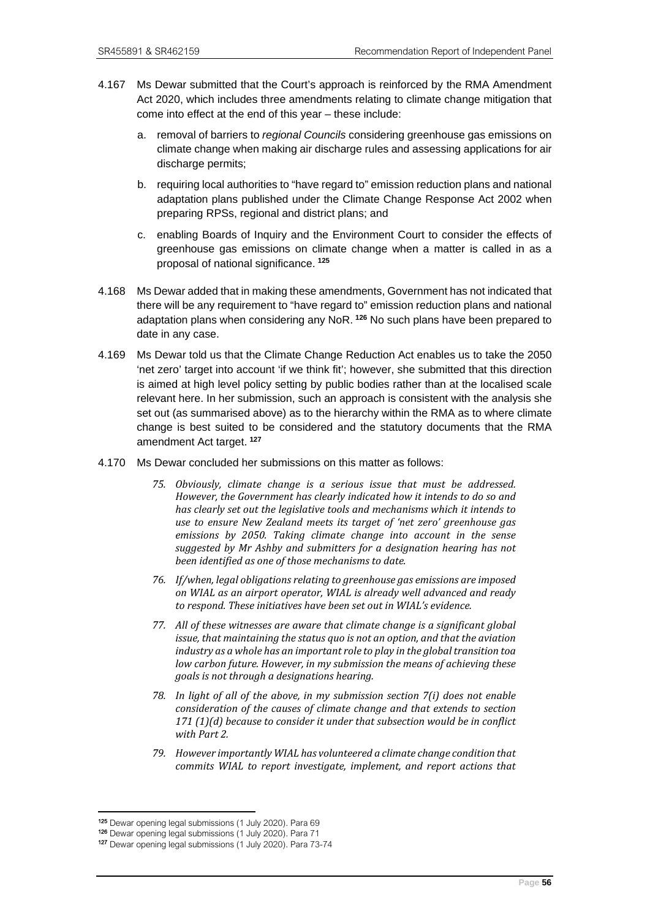4.167 Ms Dewar submitted that the Court's approach is reinforced by the RMA Amendment Act 2020, which includes three amendments relating to climate change mitigation that come into effect at the end of this year – these include:

a. removal of barriers to *regional Councils* considering greenhouse gas emissions on climate change when making air discharge rules and assessing applications for air discharge permits;

b. requiring local authorities to "have regard to" emission reduction plans and national adaptation plans published under the Climate Change Response Act 2002 when preparing RPSs, regional and district plans; and

c. enabling Boards of Inquiry and the Environment Court to consider the effects of greenhouse gas emissions on climate change when a matter is called in as a proposal of national significance. [125]

4.168 Ms Dewar added that in making these amendments, Government has not indicated that there will be any requirement to "have regard to" emission reduction plans and national adaptation plans when considering any NoR. [126] No such plans have been prepared to date in any case.

4.169 Ms Dewar told us that the Climate Change Reduction Act enables us to take the 2050 'net zero' target into account 'if we think fit'; however, she submitted that this direction is aimed at high level policy setting by public bodies rather than at the localised scale relevant here. In her submission, such an approach is consistent with the analysis she set out (as summarised above) as to the hierarchy within the RMA as to where climate change is best suited to be considered and the statutory documents that the RMA amendment Act target. [127]

4.170 Ms Dewar concluded her submissions on this matter as follows:

> *75. Obviously, climate change is a serious issue that must be addressed. However, the Government has clearly indicated how it intends to do so and has clearly set out the legislative tools and mechanisms which it intends to use to ensure New Zealand meets its target of 'net zero' greenhouse gas emissions by 2050. Taking climate change into account in the sense suggested by Mr Ashby and submitters for a designation hearing has not been identified as one of those mechanisms to date.*
>
> *76. If/when, legal obligations relating to greenhouse gas emissions are imposed on WIAL as an airport operator, WIAL is already well advanced and ready to respond. These initiatives have been set out in WIAL's evidence.*
>
> *77. All of these witnesses are aware that climate change is a significant global issue, that maintaining the status quo is not an option, and that the aviation industry as a whole has an important role to play in the global transition toa low carbon future. However, in my submission the means of achieving these goals is not through a designations hearing.*
>
> *78. In light of all of the above, in my submission section 7(i) does not enable consideration of the causes of climate change and that extends to section 171 (1)(d) because to consider it under that subsection would be in conflict with Part 2.*
>
> *79. However importantly WIAL has volunteered a climate change condition that commits WIAL to report investigate, implement, and report actions that*

---

[125] Dewar opening legal submissions (1 July 2020). Para 69

[126] Dewar opening legal submissions (1 July 2020). Para 71

[127] Dewar opening legal submissions (1 July 2020). Para 73-74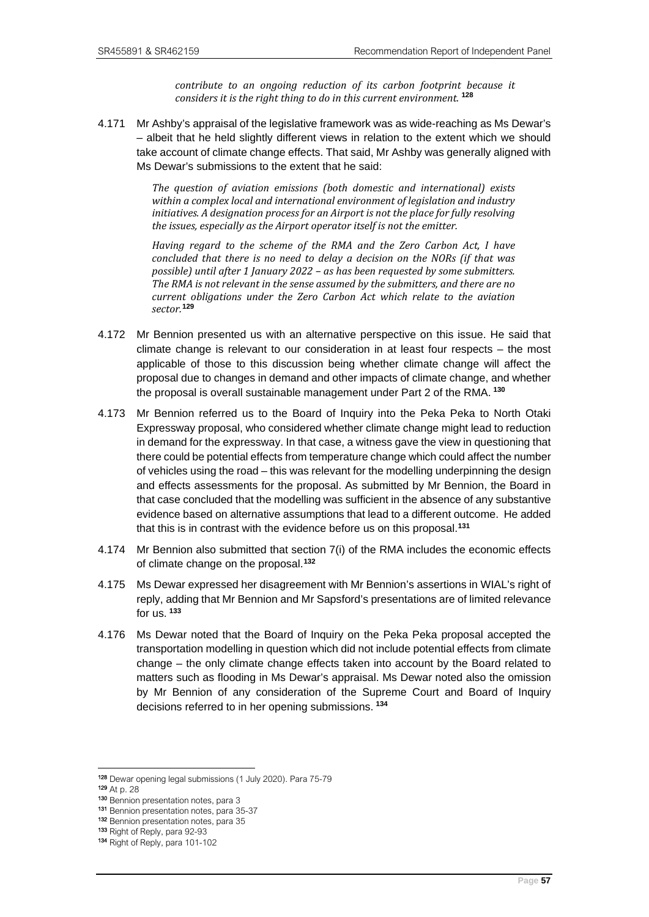*contribute to an ongoing reduction of its carbon footprint because it considers it is the right thing to do in this current environment.* [128]

4.171 Mr Ashby's appraisal of the legislative framework was as wide-reaching as Ms Dewar's – albeit that he held slightly different views in relation to the extent which we should take account of climate change effects. That said, Mr Ashby was generally aligned with Ms Dewar's submissions to the extent that he said:

> *The question of aviation emissions (both domestic and international) exists within a complex local and international environment of legislation and industry initiatives. A designation process for an Airport is not the place for fully resolving the issues, especially as the Airport operator itself is not the emitter.*
>
> *Having regard to the scheme of the RMA and the Zero Carbon Act, I have concluded that there is no need to delay a decision on the NORs (if that was possible) until after 1 January 2022 – as has been requested by some submitters. The RMA is not relevant in the sense assumed by the submitters, and there are no current obligations under the Zero Carbon Act which relate to the aviation sector.* [129]

4.172 Mr Bennion presented us with an alternative perspective on this issue. He said that climate change is relevant to our consideration in at least four respects – the most applicable of those to this discussion being whether climate change will affect the proposal due to changes in demand and other impacts of climate change, and whether the proposal is overall sustainable management under Part 2 of the RMA. [130]

4.173 Mr Bennion referred us to the Board of Inquiry into the Peka Peka to North Otaki Expressway proposal, who considered whether climate change might lead to reduction in demand for the expressway. In that case, a witness gave the view in questioning that there could be potential effects from temperature change which could affect the number of vehicles using the road – this was relevant for the modelling underpinning the design and effects assessments for the proposal. As submitted by Mr Bennion, the Board in that case concluded that the modelling was sufficient in the absence of any substantive evidence based on alternative assumptions that lead to a different outcome. He added that this is in contrast with the evidence before us on this proposal.[131]

4.174 Mr Bennion also submitted that section 7(i) of the RMA includes the economic effects of climate change on the proposal.[132]

4.175 Ms Dewar expressed her disagreement with Mr Bennion's assertions in WIAL's right of reply, adding that Mr Bennion and Mr Sapsford's presentations are of limited relevance for us. [133]

4.176 Ms Dewar noted that the Board of Inquiry on the Peka Peka proposal accepted the transportation modelling in question which did not include potential effects from climate change – the only climate change effects taken into account by the Board related to matters such as flooding in Ms Dewar's appraisal. Ms Dewar noted also the omission by Mr Bennion of any consideration of the Supreme Court and Board of Inquiry decisions referred to in her opening submissions. [134]

---

[128] Dewar opening legal submissions (1 July 2020). Para 75-79

[129] At p. 28

[130] Bennion presentation notes, para 3

[131] Bennion presentation notes, para 35-37

[132] Bennion presentation notes, para 35

[133] Right of Reply, para 92-93

[134] Right of Reply, para 101-102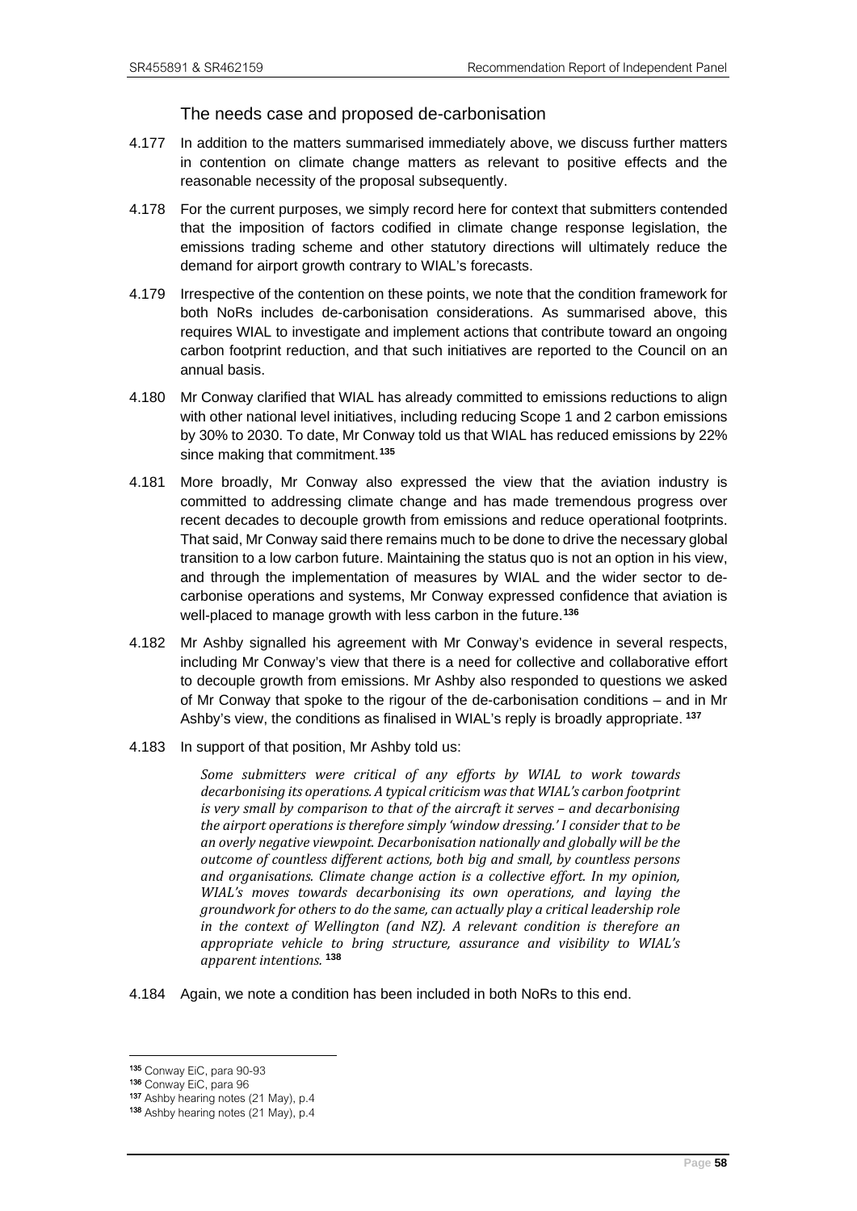### The needs case and proposed de-carbonisation

4.177 In addition to the matters summarised immediately above, we discuss further matters in contention on climate change matters as relevant to positive effects and the reasonable necessity of the proposal subsequently.

4.178 For the current purposes, we simply record here for context that submitters contended that the imposition of factors codified in climate change response legislation, the emissions trading scheme and other statutory directions will ultimately reduce the demand for airport growth contrary to WIAL's forecasts.

4.179 Irrespective of the contention on these points, we note that the condition framework for both NoRs includes de-carbonisation considerations. As summarised above, this requires WIAL to investigate and implement actions that contribute toward an ongoing carbon footprint reduction, and that such initiatives are reported to the Council on an annual basis.

4.180 Mr Conway clarified that WIAL has already committed to emissions reductions to align with other national level initiatives, including reducing Scope 1 and 2 carbon emissions by 30% to 2030. To date, Mr Conway told us that WIAL has reduced emissions by 22% since making that commitment.[135]

4.181 More broadly, Mr Conway also expressed the view that the aviation industry is committed to addressing climate change and has made tremendous progress over recent decades to decouple growth from emissions and reduce operational footprints. That said, Mr Conway said there remains much to be done to drive the necessary global transition to a low carbon future. Maintaining the status quo is not an option in his view, and through the implementation of measures by WIAL and the wider sector to de-carbonise operations and systems, Mr Conway expressed confidence that aviation is well-placed to manage growth with less carbon in the future.[136]

4.182 Mr Ashby signalled his agreement with Mr Conway's evidence in several respects, including Mr Conway's view that there is a need for collective and collaborative effort to decouple growth from emissions. Mr Ashby also responded to questions we asked of Mr Conway that spoke to the rigour of the de-carbonisation conditions – and in Mr Ashby's view, the conditions as finalised in WIAL's reply is broadly appropriate.[137]

4.183 In support of that position, Mr Ashby told us:

> *Some submitters were critical of any efforts by WIAL to work towards decarbonising its operations. A typical criticism was that WIAL's carbon footprint is very small by comparison to that of the aircraft it serves – and decarbonising the airport operations is therefore simply 'window dressing.' I consider that to be an overly negative viewpoint. Decarbonisation nationally and globally will be the outcome of countless different actions, both big and small, by countless persons and organisations. Climate change action is a collective effort. In my opinion, WIAL's moves towards decarbonising its own operations, and laying the groundwork for others to do the same, can actually play a critical leadership role in the context of Wellington (and NZ). A relevant condition is therefore an appropriate vehicle to bring structure, assurance and visibility to WIAL's apparent intentions.*[138]

4.184 Again, we note a condition has been included in both NoRs to this end.

---

[135] Conway EiC, para 90-93

[136] Conway EiC, para 96

[137] Ashby hearing notes (21 May), p.4

[138] Ashby hearing notes (21 May), p.4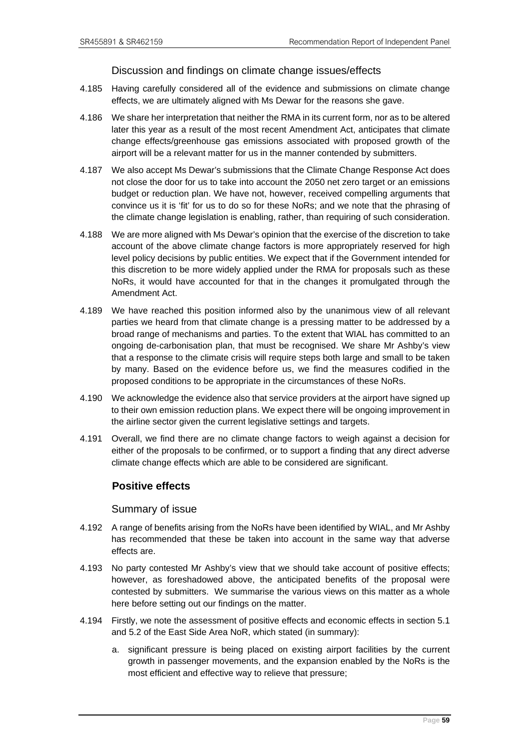### Discussion and findings on climate change issues/effects

4.185 Having carefully considered all of the evidence and submissions on climate change effects, we are ultimately aligned with Ms Dewar for the reasons she gave.

4.186 We share her interpretation that neither the RMA in its current form, nor as to be altered later this year as a result of the most recent Amendment Act, anticipates that climate change effects/greenhouse gas emissions associated with proposed growth of the airport will be a relevant matter for us in the manner contended by submitters.

4.187 We also accept Ms Dewar's submissions that the Climate Change Response Act does not close the door for us to take into account the 2050 net zero target or an emissions budget or reduction plan. We have not, however, received compelling arguments that convince us it is 'fit' for us to do so for these NoRs; and we note that the phrasing of the climate change legislation is enabling, rather, than requiring of such consideration.

4.188 We are more aligned with Ms Dewar's opinion that the exercise of the discretion to take account of the above climate change factors is more appropriately reserved for high level policy decisions by public entities. We expect that if the Government intended for this discretion to be more widely applied under the RMA for proposals such as these NoRs, it would have accounted for that in the changes it promulgated through the Amendment Act.

4.189 We have reached this position informed also by the unanimous view of all relevant parties we heard from that climate change is a pressing matter to be addressed by a broad range of mechanisms and parties. To the extent that WIAL has committed to an ongoing de-carbonisation plan, that must be recognised. We share Mr Ashby's view that a response to the climate crisis will require steps both large and small to be taken by many. Based on the evidence before us, we find the measures codified in the proposed conditions to be appropriate in the circumstances of these NoRs.

4.190 We acknowledge the evidence also that service providers at the airport have signed up to their own emission reduction plans. We expect there will be ongoing improvement in the airline sector given the current legislative settings and targets.

4.191 Overall, we find there are no climate change factors to weigh against a decision for either of the proposals to be confirmed, or to support a finding that any direct adverse climate change effects which are able to be considered are significant.

## Positive effects

### Summary of issue

4.192 A range of benefits arising from the NoRs have been identified by WIAL, and Mr Ashby has recommended that these be taken into account in the same way that adverse effects are.

4.193 No party contested Mr Ashby's view that we should take account of positive effects; however, as foreshadowed above, the anticipated benefits of the proposal were contested by submitters. We summarise the various views on this matter as a whole here before setting out our findings on the matter.

4.194 Firstly, we note the assessment of positive effects and economic effects in section 5.1 and 5.2 of the East Side Area NoR, which stated (in summary):

a. significant pressure is being placed on existing airport facilities by the current growth in passenger movements, and the expansion enabled by the NoRs is the most efficient and effective way to relieve that pressure;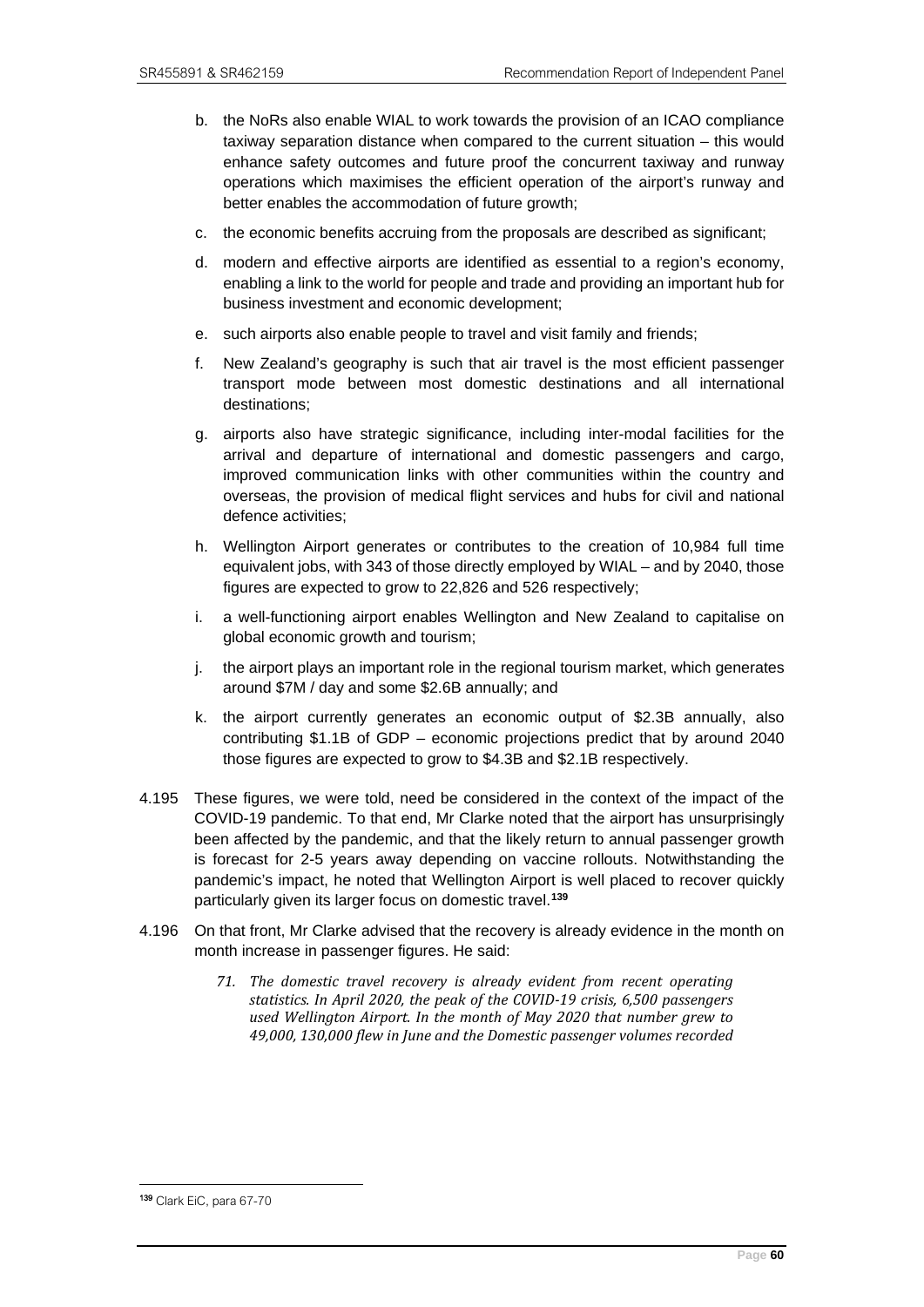b. the NoRs also enable WIAL to work towards the provision of an ICAO compliance taxiway separation distance when compared to the current situation – this would enhance safety outcomes and future proof the concurrent taxiway and runway operations which maximises the efficient operation of the airport's runway and better enables the accommodation of future growth;

c. the economic benefits accruing from the proposals are described as significant;

d. modern and effective airports are identified as essential to a region's economy, enabling a link to the world for people and trade and providing an important hub for business investment and economic development;

e. such airports also enable people to travel and visit family and friends;

f. New Zealand's geography is such that air travel is the most efficient passenger transport mode between most domestic destinations and all international destinations;

g. airports also have strategic significance, including inter-modal facilities for the arrival and departure of international and domestic passengers and cargo, improved communication links with other communities within the country and overseas, the provision of medical flight services and hubs for civil and national defence activities;

h. Wellington Airport generates or contributes to the creation of 10,984 full time equivalent jobs, with 343 of those directly employed by WIAL – and by 2040, those figures are expected to grow to 22,826 and 526 respectively;

i. a well-functioning airport enables Wellington and New Zealand to capitalise on global economic growth and tourism;

j. the airport plays an important role in the regional tourism market, which generates around $7M / day and some $2.6B annually; and

k. the airport currently generates an economic output of $2.3B annually, also contributing $1.1B of GDP – economic projections predict that by around 2040 those figures are expected to grow to $4.3B and $2.1B respectively.

4.195 These figures, we were told, need be considered in the context of the impact of the COVID-19 pandemic. To that end, Mr Clarke noted that the airport has unsurprisingly been affected by the pandemic, and that the likely return to annual passenger growth is forecast for 2-5 years away depending on vaccine rollouts. Notwithstanding the pandemic's impact, he noted that Wellington Airport is well placed to recover quickly particularly given its larger focus on domestic travel.[139]

4.196 On that front, Mr Clarke advised that the recovery is already evidence in the month on month increase in passenger figures. He said:

> *71. The domestic travel recovery is already evident from recent operating statistics. In April 2020, the peak of the COVID-19 crisis, 6,500 passengers used Wellington Airport. In the month of May 2020 that number grew to 49,000, 130,000 flew in June and the Domestic passenger volumes recorded*

[139] Clark EiC, para 67-70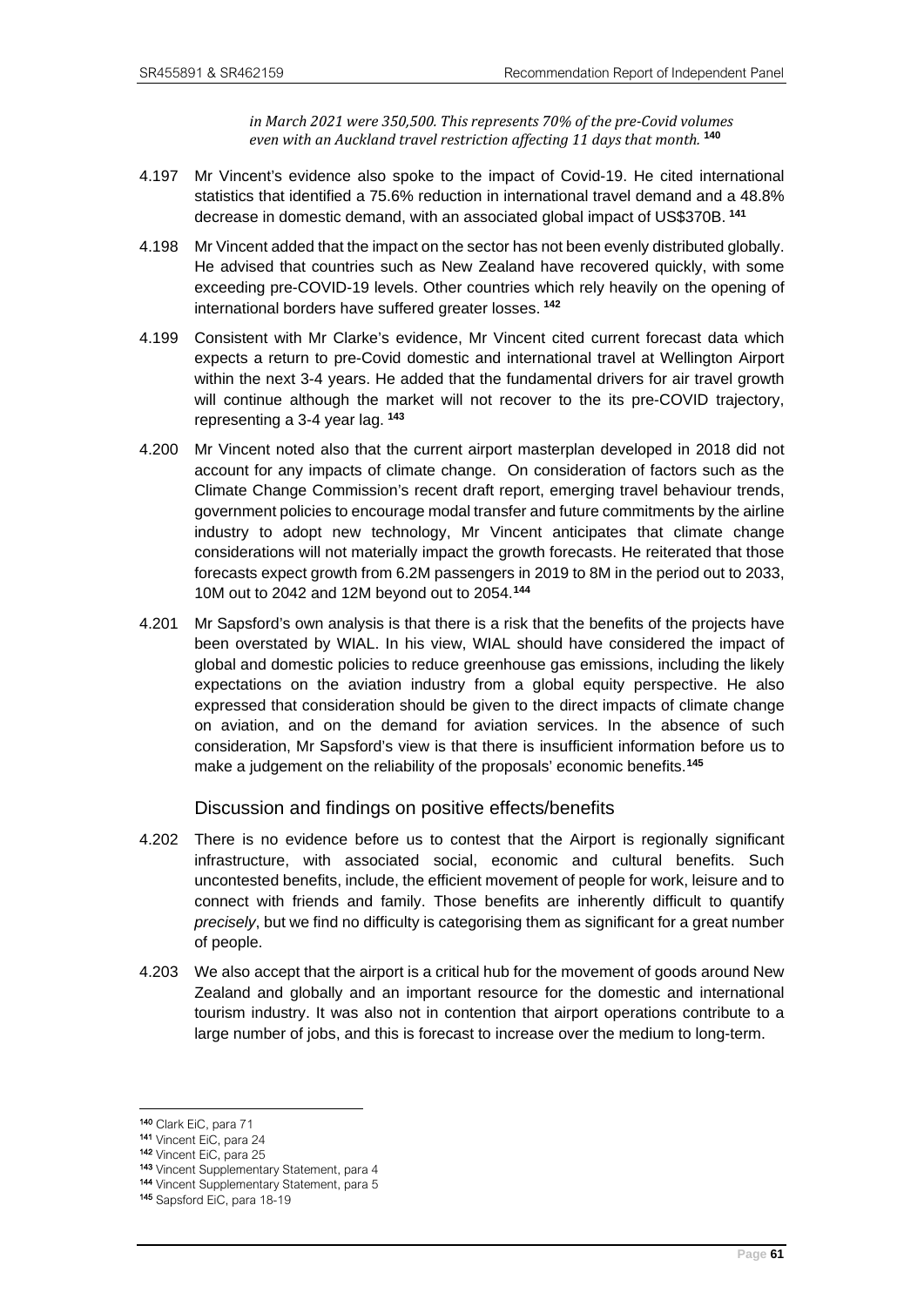*in March 2021 were 350,500. This represents 70% of the pre-Covid volumes even with an Auckland travel restriction affecting 11 days that month.* [140]

4.197 Mr Vincent's evidence also spoke to the impact of Covid-19. He cited international statistics that identified a 75.6% reduction in international travel demand and a 48.8% decrease in domestic demand, with an associated global impact of US$370B. [141]

4.198 Mr Vincent added that the impact on the sector has not been evenly distributed globally. He advised that countries such as New Zealand have recovered quickly, with some exceeding pre-COVID-19 levels. Other countries which rely heavily on the opening of international borders have suffered greater losses. [142]

4.199 Consistent with Mr Clarke's evidence, Mr Vincent cited current forecast data which expects a return to pre-Covid domestic and international travel at Wellington Airport within the next 3-4 years. He added that the fundamental drivers for air travel growth will continue although the market will not recover to the its pre-COVID trajectory, representing a 3-4 year lag. [143]

4.200 Mr Vincent noted also that the current airport masterplan developed in 2018 did not account for any impacts of climate change. On consideration of factors such as the Climate Change Commission's recent draft report, emerging travel behaviour trends, government policies to encourage modal transfer and future commitments by the airline industry to adopt new technology, Mr Vincent anticipates that climate change considerations will not materially impact the growth forecasts. He reiterated that those forecasts expect growth from 6.2M passengers in 2019 to 8M in the period out to 2033, 10M out to 2042 and 12M beyond out to 2054.[144]

4.201 Mr Sapsford's own analysis is that there is a risk that the benefits of the projects have been overstated by WIAL. In his view, WIAL should have considered the impact of global and domestic policies to reduce greenhouse gas emissions, including the likely expectations on the aviation industry from a global equity perspective. He also expressed that consideration should be given to the direct impacts of climate change on aviation, and on the demand for aviation services. In the absence of such consideration, Mr Sapsford's view is that there is insufficient information before us to make a judgement on the reliability of the proposals' economic benefits.[145]

## Discussion and findings on positive effects/benefits

4.202 There is no evidence before us to contest that the Airport is regionally significant infrastructure, with associated social, economic and cultural benefits. Such uncontested benefits, include, the efficient movement of people for work, leisure and to connect with friends and family. Those benefits are inherently difficult to quantify *precisely*, but we find no difficulty is categorising them as significant for a great number of people.

4.203 We also accept that the airport is a critical hub for the movement of goods around New Zealand and globally and an important resource for the domestic and international tourism industry. It was also not in contention that airport operations contribute to a large number of jobs, and this is forecast to increase over the medium to long-term.

---

[140] Clark EiC, para 71
[141] Vincent EiC, para 24
[142] Vincent EiC, para 25
[143] Vincent Supplementary Statement, para 4
[144] Vincent Supplementary Statement, para 5
[145] Sapsford EiC, para 18-19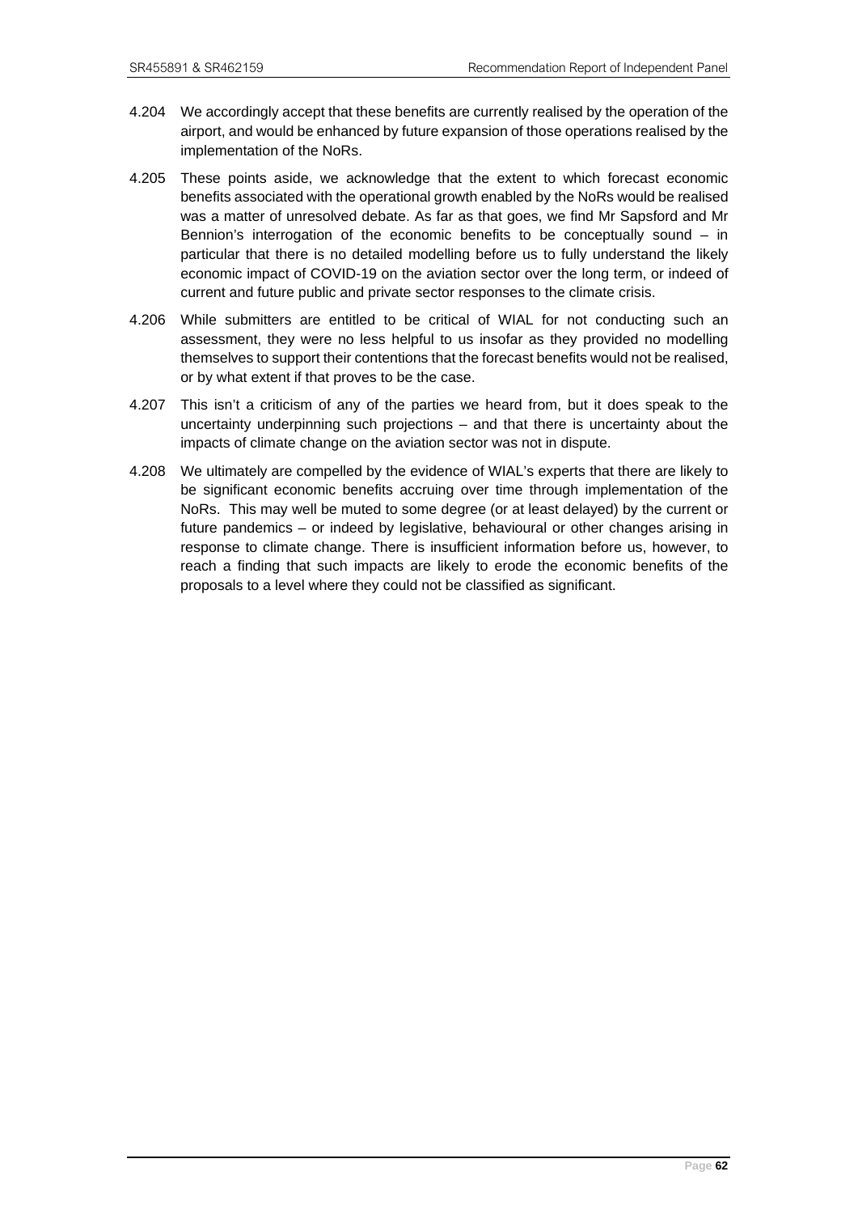4.204 We accordingly accept that these benefits are currently realised by the operation of the airport, and would be enhanced by future expansion of those operations realised by the implementation of the NoRs.

4.205 These points aside, we acknowledge that the extent to which forecast economic benefits associated with the operational growth enabled by the NoRs would be realised was a matter of unresolved debate. As far as that goes, we find Mr Sapsford and Mr Bennion's interrogation of the economic benefits to be conceptually sound – in particular that there is no detailed modelling before us to fully understand the likely economic impact of COVID-19 on the aviation sector over the long term, or indeed of current and future public and private sector responses to the climate crisis.

4.206 While submitters are entitled to be critical of WIAL for not conducting such an assessment, they were no less helpful to us insofar as they provided no modelling themselves to support their contentions that the forecast benefits would not be realised, or by what extent if that proves to be the case.

4.207 This isn't a criticism of any of the parties we heard from, but it does speak to the uncertainty underpinning such projections – and that there is uncertainty about the impacts of climate change on the aviation sector was not in dispute.

4.208 We ultimately are compelled by the evidence of WIAL's experts that there are likely to be significant economic benefits accruing over time through implementation of the NoRs. This may well be muted to some degree (or at least delayed) by the current or future pandemics – or indeed by legislative, behavioural or other changes arising in response to climate change. There is insufficient information before us, however, to reach a finding that such impacts are likely to erode the economic benefits of the proposals to a level where they could not be classified as significant.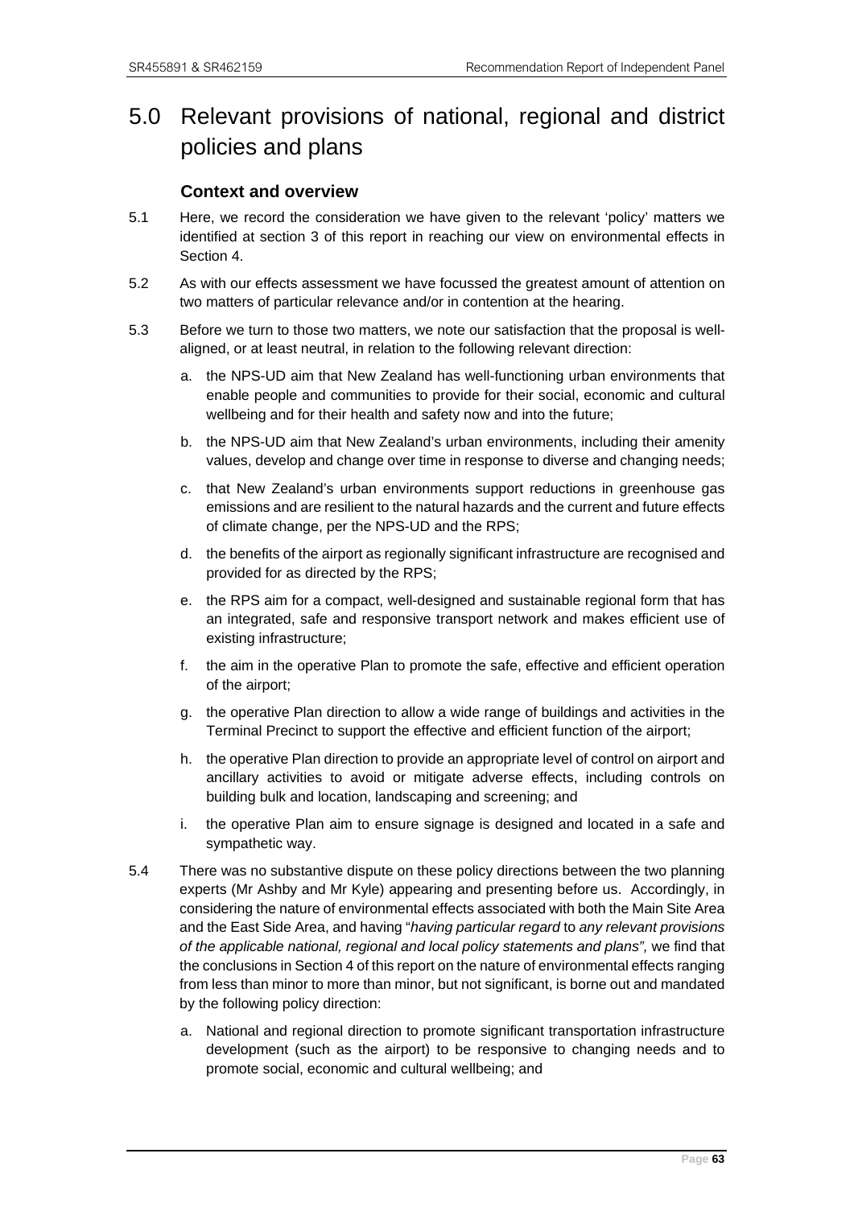# 5.0 Relevant provisions of national, regional and district policies and plans

### Context and overview

5.1 Here, we record the consideration we have given to the relevant 'policy' matters we identified at section 3 of this report in reaching our view on environmental effects in Section 4.

5.2 As with our effects assessment we have focussed the greatest amount of attention on two matters of particular relevance and/or in contention at the hearing.

5.3 Before we turn to those two matters, we note our satisfaction that the proposal is well-aligned, or at least neutral, in relation to the following relevant direction:

a. the NPS-UD aim that New Zealand has well-functioning urban environments that enable people and communities to provide for their social, economic and cultural wellbeing and for their health and safety now and into the future;

b. the NPS-UD aim that New Zealand's urban environments, including their amenity values, develop and change over time in response to diverse and changing needs;

c. that New Zealand's urban environments support reductions in greenhouse gas emissions and are resilient to the natural hazards and the current and future effects of climate change, per the NPS-UD and the RPS;

d. the benefits of the airport as regionally significant infrastructure are recognised and provided for as directed by the RPS;

e. the RPS aim for a compact, well-designed and sustainable regional form that has an integrated, safe and responsive transport network and makes efficient use of existing infrastructure;

f. the aim in the operative Plan to promote the safe, effective and efficient operation of the airport;

g. the operative Plan direction to allow a wide range of buildings and activities in the Terminal Precinct to support the effective and efficient function of the airport;

h. the operative Plan direction to provide an appropriate level of control on airport and ancillary activities to avoid or mitigate adverse effects, including controls on building bulk and location, landscaping and screening; and

i. the operative Plan aim to ensure signage is designed and located in a safe and sympathetic way.

5.4 There was no substantive dispute on these policy directions between the two planning experts (Mr Ashby and Mr Kyle) appearing and presenting before us. Accordingly, in considering the nature of environmental effects associated with both the Main Site Area and the East Side Area, and having "*having particular regard* to *any relevant provisions of the applicable national, regional and local policy statements and plans",* we find that the conclusions in Section 4 of this report on the nature of environmental effects ranging from less than minor to more than minor, but not significant, is borne out and mandated by the following policy direction:

a. National and regional direction to promote significant transportation infrastructure development (such as the airport) to be responsive to changing needs and to promote social, economic and cultural wellbeing; and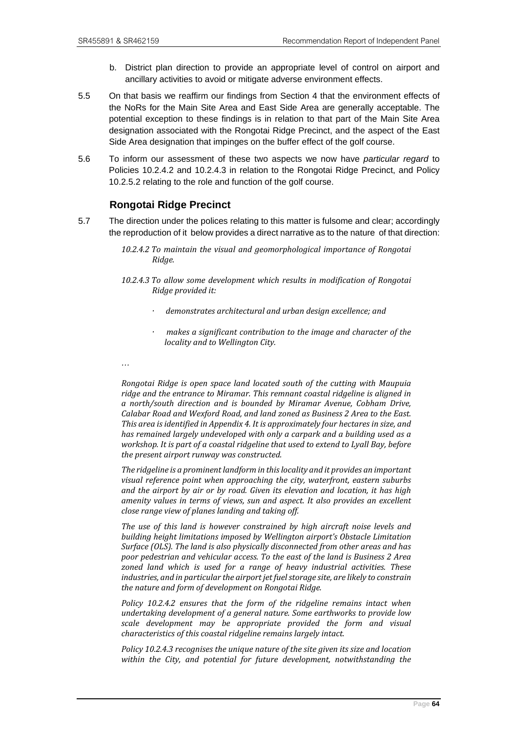b. District plan direction to provide an appropriate level of control on airport and ancillary activities to avoid or mitigate adverse environment effects.

5.5 On that basis we reaffirm our findings from Section 4 that the environment effects of the NoRs for the Main Site Area and East Side Area are generally acceptable. The potential exception to these findings is in relation to that part of the Main Site Area designation associated with the Rongotai Ridge Precinct, and the aspect of the East Side Area designation that impinges on the buffer effect of the golf course.

5.6 To inform our assessment of these two aspects we now have *particular regard* to Policies 10.2.4.2 and 10.2.4.3 in relation to the Rongotai Ridge Precinct, and Policy 10.2.5.2 relating to the role and function of the golf course.

### Rongotai Ridge Precinct

5.7 The direction under the polices relating to this matter is fulsome and clear; accordingly the reproduction of it below provides a direct narrative as to the nature of that direction:

> *10.2.4.2 To maintain the visual and geomorphological importance of Rongotai Ridge.*
>
> *10.2.4.3 To allow some development which results in modification of Rongotai Ridge provided it:*
>
> - *demonstrates architectural and urban design excellence; and*
> - *makes a significant contribution to the image and character of the locality and to Wellington City.*
>
> *…*
>
> *Rongotai Ridge is open space land located south of the cutting with Maupuia ridge and the entrance to Miramar. This remnant coastal ridgeline is aligned in a north/south direction and is bounded by Miramar Avenue, Cobham Drive, Calabar Road and Wexford Road, and land zoned as Business 2 Area to the East. This area is identified in Appendix 4. It is approximately four hectares in size, and has remained largely undeveloped with only a carpark and a building used as a workshop. It is part of a coastal ridgeline that used to extend to Lyall Bay, before the present airport runway was constructed.*
>
> *The ridgeline is a prominent landform in this locality and it provides an important visual reference point when approaching the city, waterfront, eastern suburbs and the airport by air or by road. Given its elevation and location, it has high amenity values in terms of views, sun and aspect. It also provides an excellent close range view of planes landing and taking off.*
>
> *The use of this land is however constrained by high aircraft noise levels and building height limitations imposed by Wellington airport's Obstacle Limitation Surface (OLS). The land is also physically disconnected from other areas and has poor pedestrian and vehicular access. To the east of the land is Business 2 Area zoned land which is used for a range of heavy industrial activities. These industries, and in particular the airport jet fuel storage site, are likely to constrain the nature and form of development on Rongotai Ridge.*
>
> *Policy 10.2.4.2 ensures that the form of the ridgeline remains intact when undertaking development of a general nature. Some earthworks to provide low scale development may be appropriate provided the form and visual characteristics of this coastal ridgeline remains largely intact.*
>
> *Policy 10.2.4.3 recognises the unique nature of the site given its size and location within the City, and potential for future development, notwithstanding the*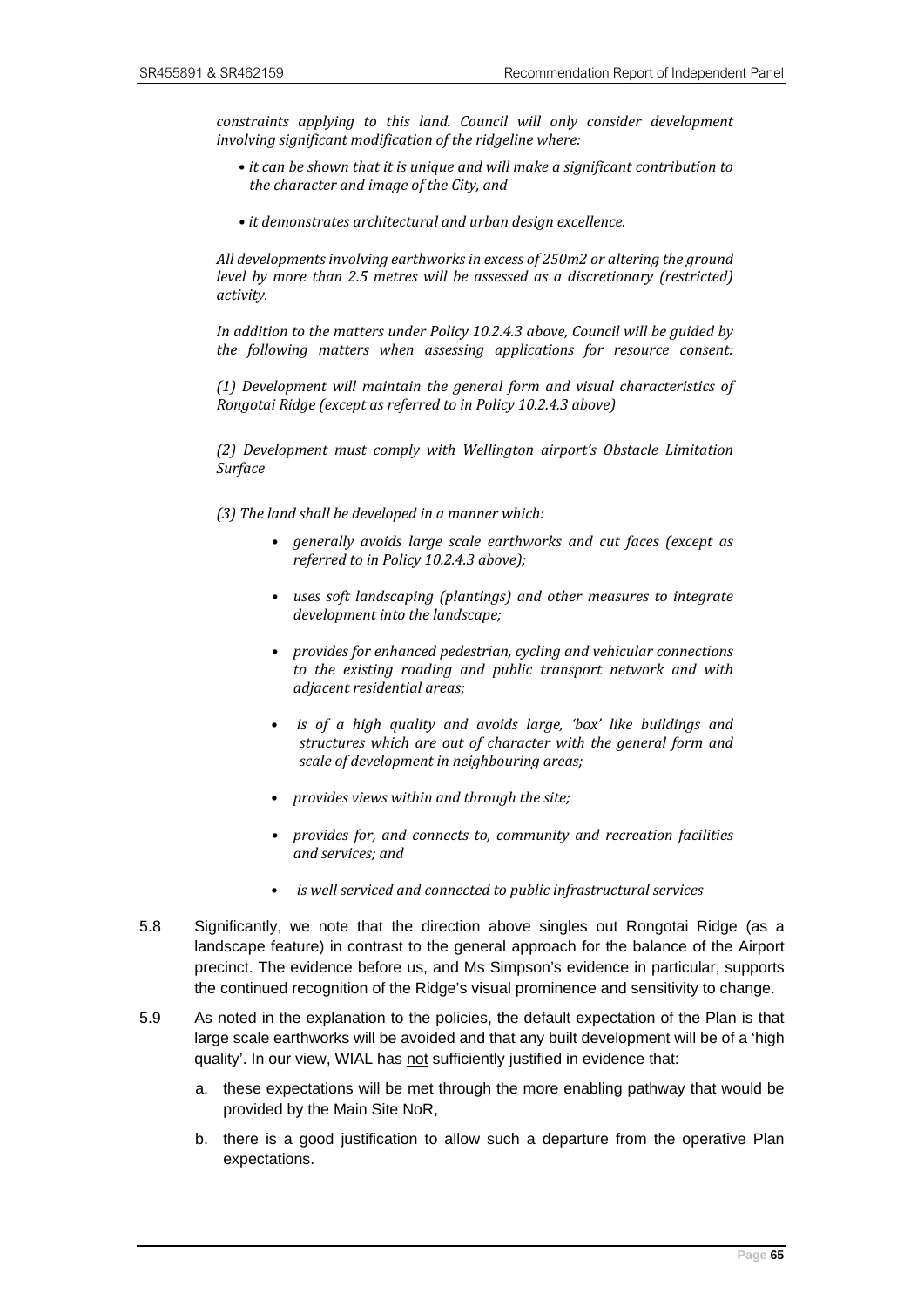*constraints applying to this land. Council will only consider development involving significant modification of the ridgeline where:*

- *it can be shown that it is unique and will make a significant contribution to the character and image of the City, and*
- *it demonstrates architectural and urban design excellence.*

*All developments involving earthworks in excess of 250m2 or altering the ground level by more than 2.5 metres will be assessed as a discretionary (restricted) activity.*

*In addition to the matters under Policy 10.2.4.3 above, Council will be guided by the following matters when assessing applications for resource consent:*

*(1) Development will maintain the general form and visual characteristics of Rongotai Ridge (except as referred to in Policy 10.2.4.3 above)*

*(2) Development must comply with Wellington airport's Obstacle Limitation Surface*

*(3) The land shall be developed in a manner which:*

- *generally avoids large scale earthworks and cut faces (except as referred to in Policy 10.2.4.3 above);*
- *uses soft landscaping (plantings) and other measures to integrate development into the landscape;*
- *provides for enhanced pedestrian, cycling and vehicular connections to the existing roading and public transport network and with adjacent residential areas;*
- *is of a high quality and avoids large, 'box' like buildings and structures which are out of character with the general form and scale of development in neighbouring areas;*
- *provides views within and through the site;*
- *provides for, and connects to, community and recreation facilities and services; and*
- *is well serviced and connected to public infrastructural services*

5.8 Significantly, we note that the direction above singles out Rongotai Ridge (as a landscape feature) in contrast to the general approach for the balance of the Airport precinct. The evidence before us, and Ms Simpson's evidence in particular, supports the continued recognition of the Ridge's visual prominence and sensitivity to change.

5.9 As noted in the explanation to the policies, the default expectation of the Plan is that large scale earthworks will be avoided and that any built development will be of a 'high quality'. In our view, WIAL has <u>not</u> sufficiently justified in evidence that:

a. these expectations will be met through the more enabling pathway that would be provided by the Main Site NoR,

b. there is a good justification to allow such a departure from the operative Plan expectations.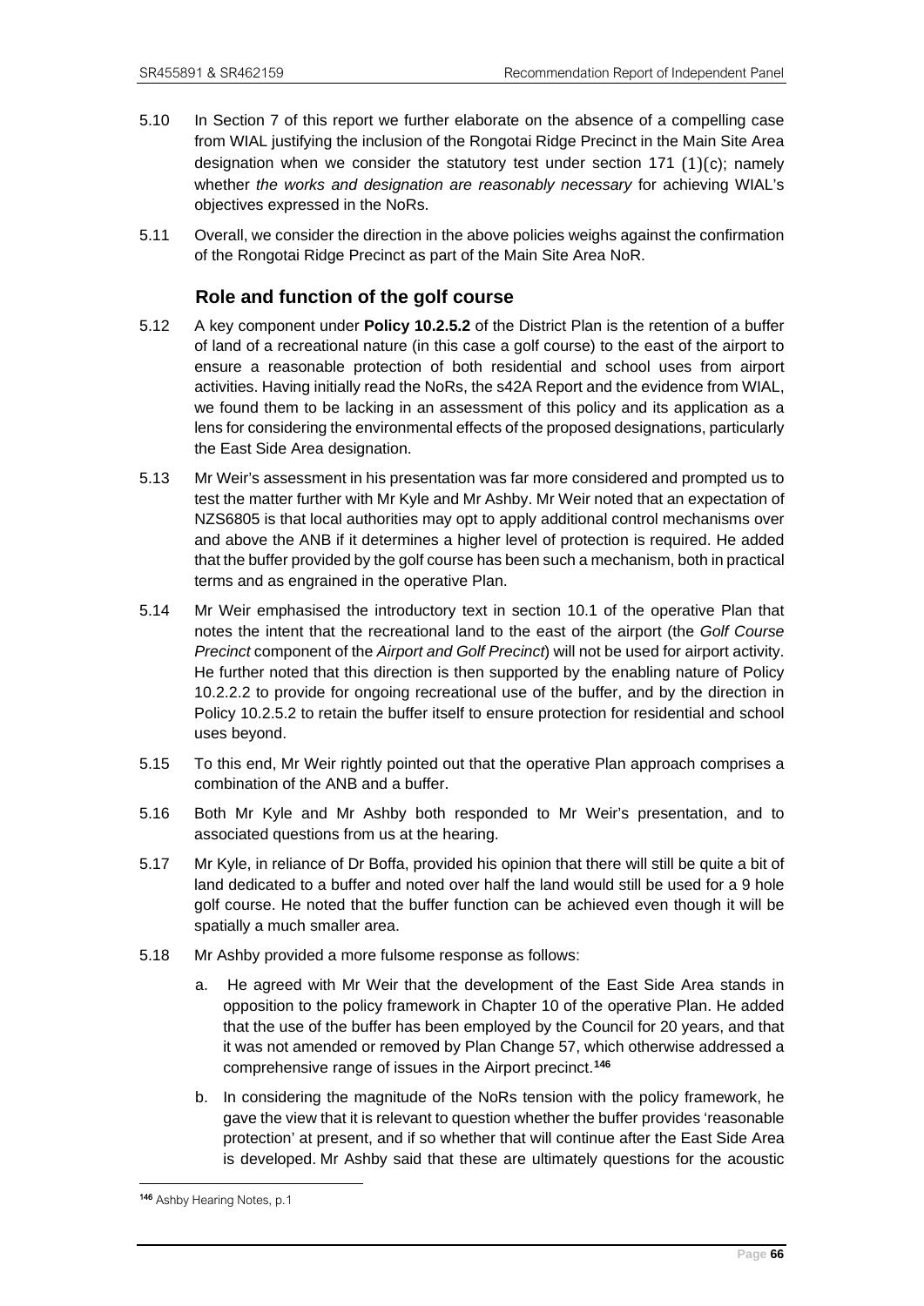5.10 In Section 7 of this report we further elaborate on the absence of a compelling case from WIAL justifying the inclusion of the Rongotai Ridge Precinct in the Main Site Area designation when we consider the statutory test under section 171 (1)(c); namely whether *the works and designation are reasonably necessary* for achieving WIAL's objectives expressed in the NoRs.

5.11 Overall, we consider the direction in the above policies weighs against the confirmation of the Rongotai Ridge Precinct as part of the Main Site Area NoR.

### Role and function of the golf course

5.12 A key component under **Policy 10.2.5.2** of the District Plan is the retention of a buffer of land of a recreational nature (in this case a golf course) to the east of the airport to ensure a reasonable protection of both residential and school uses from airport activities. Having initially read the NoRs, the s42A Report and the evidence from WIAL, we found them to be lacking in an assessment of this policy and its application as a lens for considering the environmental effects of the proposed designations, particularly the East Side Area designation.

5.13 Mr Weir's assessment in his presentation was far more considered and prompted us to test the matter further with Mr Kyle and Mr Ashby. Mr Weir noted that an expectation of NZS6805 is that local authorities may opt to apply additional control mechanisms over and above the ANB if it determines a higher level of protection is required. He added that the buffer provided by the golf course has been such a mechanism, both in practical terms and as engrained in the operative Plan.

5.14 Mr Weir emphasised the introductory text in section 10.1 of the operative Plan that notes the intent that the recreational land to the east of the airport (the *Golf Course Precinct* component of the *Airport and Golf Precinct*) will not be used for airport activity. He further noted that this direction is then supported by the enabling nature of Policy 10.2.2.2 to provide for ongoing recreational use of the buffer, and by the direction in Policy 10.2.5.2 to retain the buffer itself to ensure protection for residential and school uses beyond.

5.15 To this end, Mr Weir rightly pointed out that the operative Plan approach comprises a combination of the ANB and a buffer.

5.16 Both Mr Kyle and Mr Ashby both responded to Mr Weir's presentation, and to associated questions from us at the hearing.

5.17 Mr Kyle, in reliance of Dr Boffa, provided his opinion that there will still be quite a bit of land dedicated to a buffer and noted over half the land would still be used for a 9 hole golf course. He noted that the buffer function can be achieved even though it will be spatially a much smaller area.

5.18 Mr Ashby provided a more fulsome response as follows:

a. He agreed with Mr Weir that the development of the East Side Area stands in opposition to the policy framework in Chapter 10 of the operative Plan. He added that the use of the buffer has been employed by the Council for 20 years, and that it was not amended or removed by Plan Change 57, which otherwise addressed a comprehensive range of issues in the Airport precinct.[146]

b. In considering the magnitude of the NoRs tension with the policy framework, he gave the view that it is relevant to question whether the buffer provides 'reasonable protection' at present, and if so whether that will continue after the East Side Area is developed. Mr Ashby said that these are ultimately questions for the acoustic

---

[146] Ashby Hearing Notes, p.1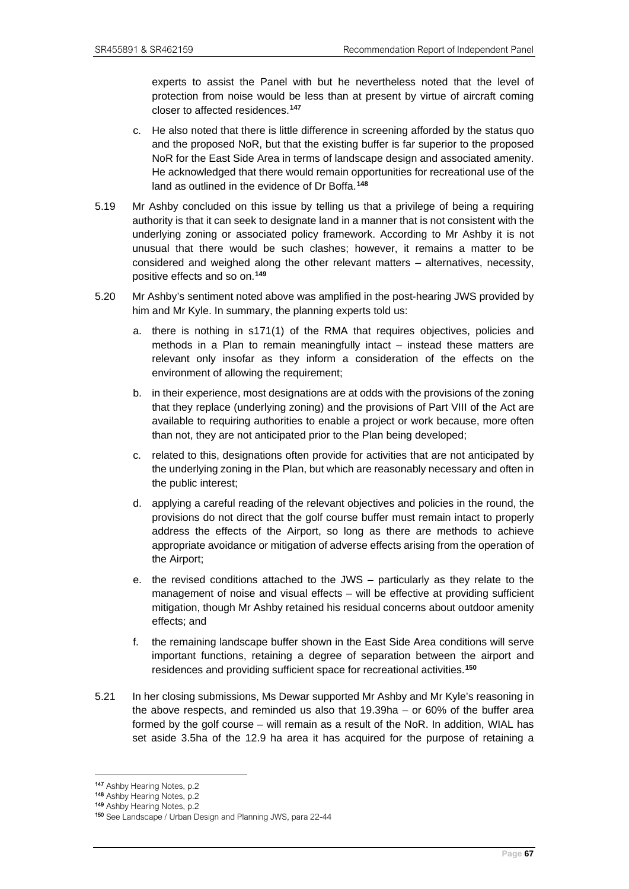experts to assist the Panel with but he nevertheless noted that the level of protection from noise would be less than at present by virtue of aircraft coming closer to affected residences.[147]

c. He also noted that there is little difference in screening afforded by the status quo and the proposed NoR, but that the existing buffer is far superior to the proposed NoR for the East Side Area in terms of landscape design and associated amenity. He acknowledged that there would remain opportunities for recreational use of the land as outlined in the evidence of Dr Boffa.[148]

5.19 Mr Ashby concluded on this issue by telling us that a privilege of being a requiring authority is that it can seek to designate land in a manner that is not consistent with the underlying zoning or associated policy framework. According to Mr Ashby it is not unusual that there would be such clashes; however, it remains a matter to be considered and weighed along the other relevant matters – alternatives, necessity, positive effects and so on.[149]

5.20 Mr Ashby's sentiment noted above was amplified in the post-hearing JWS provided by him and Mr Kyle. In summary, the planning experts told us:

a. there is nothing in s171(1) of the RMA that requires objectives, policies and methods in a Plan to remain meaningfully intact – instead these matters are relevant only insofar as they inform a consideration of the effects on the environment of allowing the requirement;

b. in their experience, most designations are at odds with the provisions of the zoning that they replace (underlying zoning) and the provisions of Part VIII of the Act are available to requiring authorities to enable a project or work because, more often than not, they are not anticipated prior to the Plan being developed;

c. related to this, designations often provide for activities that are not anticipated by the underlying zoning in the Plan, but which are reasonably necessary and often in the public interest;

d. applying a careful reading of the relevant objectives and policies in the round, the provisions do not direct that the golf course buffer must remain intact to properly address the effects of the Airport, so long as there are methods to achieve appropriate avoidance or mitigation of adverse effects arising from the operation of the Airport;

e. the revised conditions attached to the JWS – particularly as they relate to the management of noise and visual effects – will be effective at providing sufficient mitigation, though Mr Ashby retained his residual concerns about outdoor amenity effects; and

f. the remaining landscape buffer shown in the East Side Area conditions will serve important functions, retaining a degree of separation between the airport and residences and providing sufficient space for recreational activities.[150]

5.21 In her closing submissions, Ms Dewar supported Mr Ashby and Mr Kyle's reasoning in the above respects, and reminded us also that 19.39ha – or 60% of the buffer area formed by the golf course – will remain as a result of the NoR. In addition, WIAL has set aside 3.5ha of the 12.9 ha area it has acquired for the purpose of retaining a

---

[147] Ashby Hearing Notes, p.2

[148] Ashby Hearing Notes, p.2

[149] Ashby Hearing Notes, p.2

[150] See Landscape / Urban Design and Planning JWS, para 22-44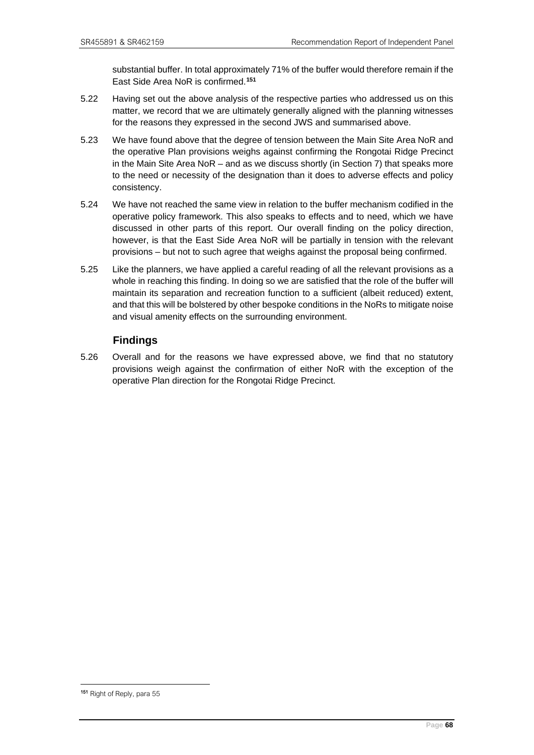substantial buffer. In total approximately 71% of the buffer would therefore remain if the East Side Area NoR is confirmed.[151]

5.22 Having set out the above analysis of the respective parties who addressed us on this matter, we record that we are ultimately generally aligned with the planning witnesses for the reasons they expressed in the second JWS and summarised above.

5.23 We have found above that the degree of tension between the Main Site Area NoR and the operative Plan provisions weighs against confirming the Rongotai Ridge Precinct in the Main Site Area NoR – and as we discuss shortly (in Section 7) that speaks more to the need or necessity of the designation than it does to adverse effects and policy consistency.

5.24 We have not reached the same view in relation to the buffer mechanism codified in the operative policy framework. This also speaks to effects and to need, which we have discussed in other parts of this report. Our overall finding on the policy direction, however, is that the East Side Area NoR will be partially in tension with the relevant provisions – but not to such agree that weighs against the proposal being confirmed.

5.25 Like the planners, we have applied a careful reading of all the relevant provisions as a whole in reaching this finding. In doing so we are satisfied that the role of the buffer will maintain its separation and recreation function to a sufficient (albeit reduced) extent, and that this will be bolstered by other bespoke conditions in the NoRs to mitigate noise and visual amenity effects on the surrounding environment.

## Findings

5.26 Overall and for the reasons we have expressed above, we find that no statutory provisions weigh against the confirmation of either NoR with the exception of the operative Plan direction for the Rongotai Ridge Precinct.

[151] Right of Reply, para 55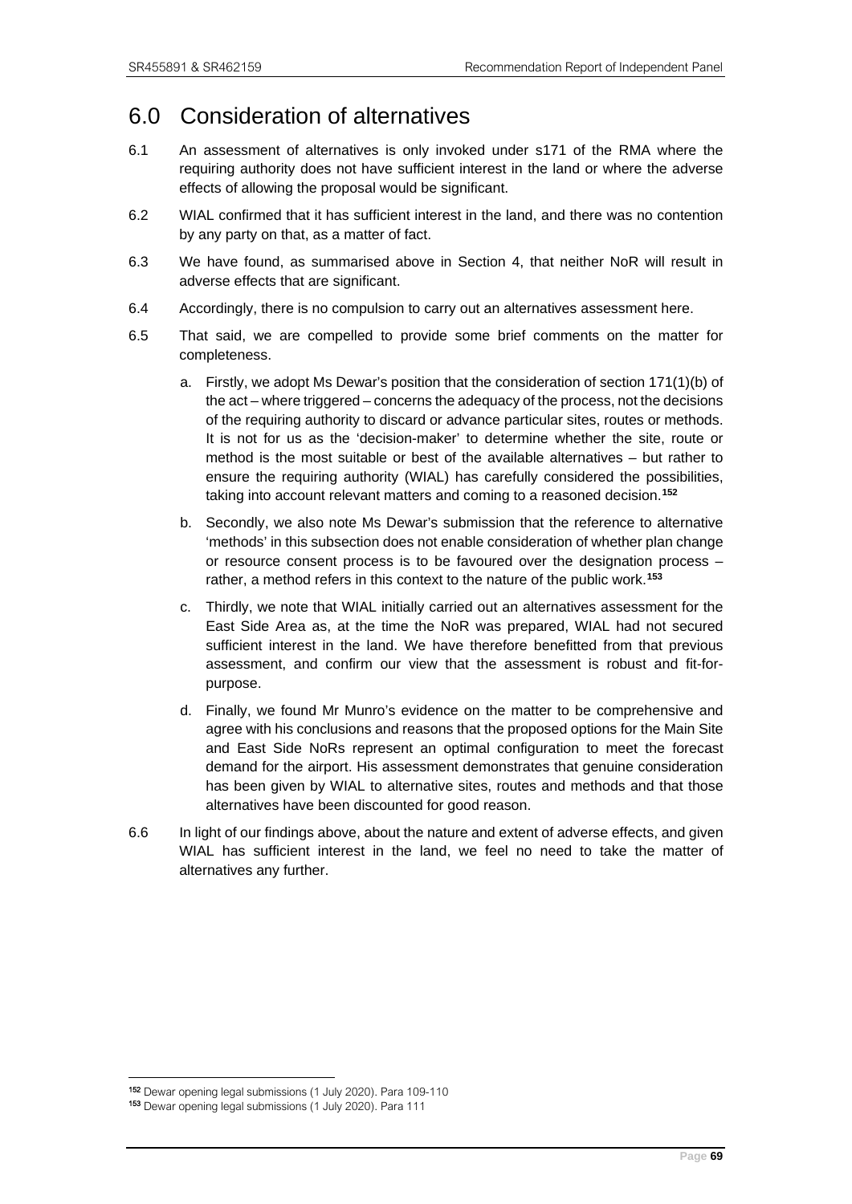# 6.0 Consideration of alternatives

6.1 An assessment of alternatives is only invoked under s171 of the RMA where the requiring authority does not have sufficient interest in the land or where the adverse effects of allowing the proposal would be significant.

6.2 WIAL confirmed that it has sufficient interest in the land, and there was no contention by any party on that, as a matter of fact.

6.3 We have found, as summarised above in Section 4, that neither NoR will result in adverse effects that are significant.

6.4 Accordingly, there is no compulsion to carry out an alternatives assessment here.

6.5 That said, we are compelled to provide some brief comments on the matter for completeness.

a. Firstly, we adopt Ms Dewar's position that the consideration of section 171(1)(b) of the act – where triggered – concerns the adequacy of the process, not the decisions of the requiring authority to discard or advance particular sites, routes or methods. It is not for us as the 'decision-maker' to determine whether the site, route or method is the most suitable or best of the available alternatives – but rather to ensure the requiring authority (WIAL) has carefully considered the possibilities, taking into account relevant matters and coming to a reasoned decision.[152]

b. Secondly, we also note Ms Dewar's submission that the reference to alternative 'methods' in this subsection does not enable consideration of whether plan change or resource consent process is to be favoured over the designation process – rather, a method refers in this context to the nature of the public work.[153]

c. Thirdly, we note that WIAL initially carried out an alternatives assessment for the East Side Area as, at the time the NoR was prepared, WIAL had not secured sufficient interest in the land. We have therefore benefitted from that previous assessment, and confirm our view that the assessment is robust and fit-for-purpose.

d. Finally, we found Mr Munro's evidence on the matter to be comprehensive and agree with his conclusions and reasons that the proposed options for the Main Site and East Side NoRs represent an optimal configuration to meet the forecast demand for the airport. His assessment demonstrates that genuine consideration has been given by WIAL to alternative sites, routes and methods and that those alternatives have been discounted for good reason.

6.6 In light of our findings above, about the nature and extent of adverse effects, and given WIAL has sufficient interest in the land, we feel no need to take the matter of alternatives any further.

[152] Dewar opening legal submissions (1 July 2020). Para 109-110

[153] Dewar opening legal submissions (1 July 2020). Para 111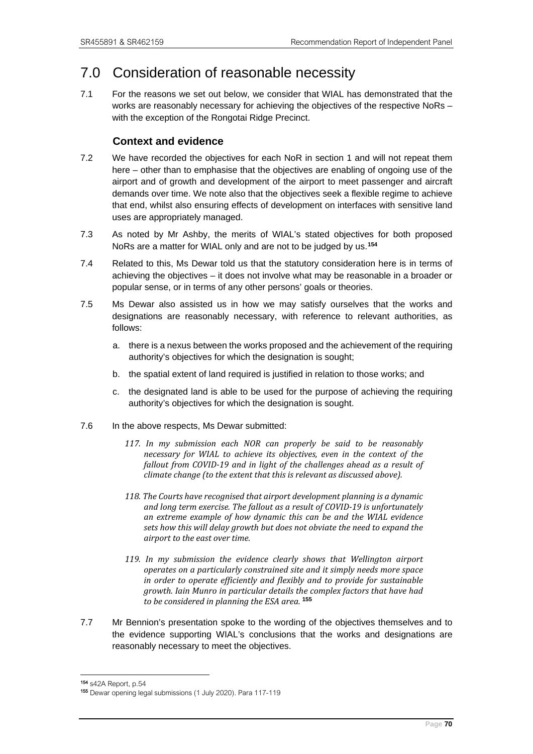# 7.0 Consideration of reasonable necessity

7.1 For the reasons we set out below, we consider that WIAL has demonstrated that the works are reasonably necessary for achieving the objectives of the respective NoRs – with the exception of the Rongotai Ridge Precinct.

## Context and evidence

7.2 We have recorded the objectives for each NoR in section 1 and will not repeat them here – other than to emphasise that the objectives are enabling of ongoing use of the airport and of growth and development of the airport to meet passenger and aircraft demands over time. We note also that the objectives seek a flexible regime to achieve that end, whilst also ensuring effects of development on interfaces with sensitive land uses are appropriately managed.

7.3 As noted by Mr Ashby, the merits of WIAL's stated objectives for both proposed NoRs are a matter for WIAL only and are not to be judged by us.[154]

7.4 Related to this, Ms Dewar told us that the statutory consideration here is in terms of achieving the objectives – it does not involve what may be reasonable in a broader or popular sense, or in terms of any other persons' goals or theories.

7.5 Ms Dewar also assisted us in how we may satisfy ourselves that the works and designations are reasonably necessary, with reference to relevant authorities, as follows:

a. there is a nexus between the works proposed and the achievement of the requiring authority's objectives for which the designation is sought;

b. the spatial extent of land required is justified in relation to those works; and

c. the designated land is able to be used for the purpose of achieving the requiring authority's objectives for which the designation is sought.

7.6 In the above respects, Ms Dewar submitted:

> *117. In my submission each NOR can properly be said to be reasonably necessary for WIAL to achieve its objectives, even in the context of the fallout from COVID-19 and in light of the challenges ahead as a result of climate change (to the extent that this is relevant as discussed above).*
>
> *118. The Courts have recognised that airport development planning is a dynamic and long term exercise. The fallout as a result of COVID-19 is unfortunately an extreme example of how dynamic this can be and the WIAL evidence sets how this will delay growth but does not obviate the need to expand the airport to the east over time.*
>
> *119. In my submission the evidence clearly shows that Wellington airport operates on a particularly constrained site and it simply needs more space in order to operate efficiently and flexibly and to provide for sustainable growth. Iain Munro in particular details the complex factors that have had to be considered in planning the ESA area.* [155]

7.7 Mr Bennion's presentation spoke to the wording of the objectives themselves and to the evidence supporting WIAL's conclusions that the works and designations are reasonably necessary to meet the objectives.

---

[154] s42A Report, p.54

[155] Dewar opening legal submissions (1 July 2020). Para 117-119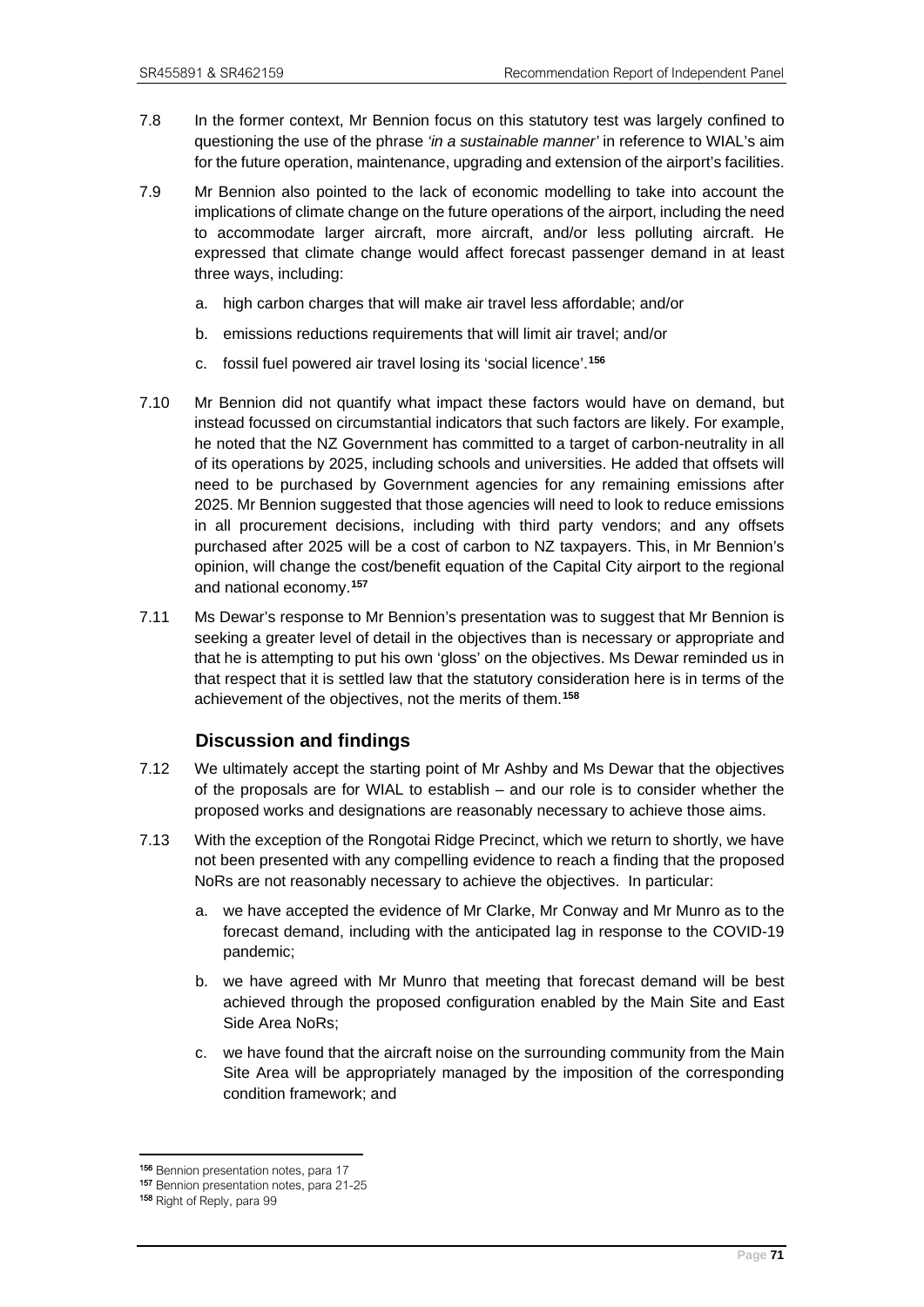7.8 In the former context, Mr Bennion focus on this statutory test was largely confined to questioning the use of the phrase *'in a sustainable manner'* in reference to WIAL's aim for the future operation, maintenance, upgrading and extension of the airport's facilities.

7.9 Mr Bennion also pointed to the lack of economic modelling to take into account the implications of climate change on the future operations of the airport, including the need to accommodate larger aircraft, more aircraft, and/or less polluting aircraft. He expressed that climate change would affect forecast passenger demand in at least three ways, including:

a. high carbon charges that will make air travel less affordable; and/or

b. emissions reductions requirements that will limit air travel; and/or

c. fossil fuel powered air travel losing its 'social licence'.[156]

7.10 Mr Bennion did not quantify what impact these factors would have on demand, but instead focussed on circumstantial indicators that such factors are likely. For example, he noted that the NZ Government has committed to a target of carbon-neutrality in all of its operations by 2025, including schools and universities. He added that offsets will need to be purchased by Government agencies for any remaining emissions after 2025. Mr Bennion suggested that those agencies will need to look to reduce emissions in all procurement decisions, including with third party vendors; and any offsets purchased after 2025 will be a cost of carbon to NZ taxpayers. This, in Mr Bennion's opinion, will change the cost/benefit equation of the Capital City airport to the regional and national economy.[157]

7.11 Ms Dewar's response to Mr Bennion's presentation was to suggest that Mr Bennion is seeking a greater level of detail in the objectives than is necessary or appropriate and that he is attempting to put his own 'gloss' on the objectives. Ms Dewar reminded us in that respect that it is settled law that the statutory consideration here is in terms of the achievement of the objectives, not the merits of them.[158]

### Discussion and findings

7.12 We ultimately accept the starting point of Mr Ashby and Ms Dewar that the objectives of the proposals are for WIAL to establish – and our role is to consider whether the proposed works and designations are reasonably necessary to achieve those aims.

7.13 With the exception of the Rongotai Ridge Precinct, which we return to shortly, we have not been presented with any compelling evidence to reach a finding that the proposed NoRs are not reasonably necessary to achieve the objectives. In particular:

a. we have accepted the evidence of Mr Clarke, Mr Conway and Mr Munro as to the forecast demand, including with the anticipated lag in response to the COVID-19 pandemic;

b. we have agreed with Mr Munro that meeting that forecast demand will be best achieved through the proposed configuration enabled by the Main Site and East Side Area NoRs;

c. we have found that the aircraft noise on the surrounding community from the Main Site Area will be appropriately managed by the imposition of the corresponding condition framework; and

---

[156] Bennion presentation notes, para 17

[157] Bennion presentation notes, para 21-25

[158] Right of Reply, para 99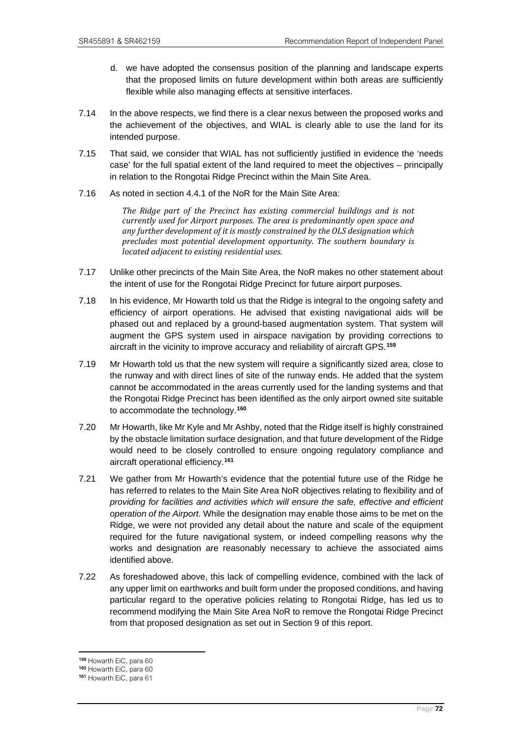d. we have adopted the consensus position of the planning and landscape experts that the proposed limits on future development within both areas are sufficiently flexible while also managing effects at sensitive interfaces.

7.14 In the above respects, we find there is a clear nexus between the proposed works and the achievement of the objectives, and WIAL is clearly able to use the land for its intended purpose.

7.15 That said, we consider that WIAL has not sufficiently justified in evidence the 'needs case' for the full spatial extent of the land required to meet the objectives – principally in relation to the Rongotai Ridge Precinct within the Main Site Area.

7.16 As noted in section 4.4.1 of the NoR for the Main Site Area:

> *The Ridge part of the Precinct has existing commercial buildings and is not currently used for Airport purposes. The area is predominantly open space and any further development of it is mostly constrained by the OLS designation which precludes most potential development opportunity. The southern boundary is located adjacent to existing residential uses.*

7.17 Unlike other precincts of the Main Site Area, the NoR makes no other statement about the intent of use for the Rongotai Ridge Precinct for future airport purposes.

7.18 In his evidence, Mr Howarth told us that the Ridge is integral to the ongoing safety and efficiency of airport operations. He advised that existing navigational aids will be phased out and replaced by a ground-based augmentation system. That system will augment the GPS system used in airspace navigation by providing corrections to aircraft in the vicinity to improve accuracy and reliability of aircraft GPS.[159]

7.19 Mr Howarth told us that the new system will require a significantly sized area, close to the runway and with direct lines of site of the runway ends. He added that the system cannot be accommodated in the areas currently used for the landing systems and that the Rongotai Ridge Precinct has been identified as the only airport owned site suitable to accommodate the technology.[160]

7.20 Mr Howarth, like Mr Kyle and Mr Ashby, noted that the Ridge itself is highly constrained by the obstacle limitation surface designation, and that future development of the Ridge would need to be closely controlled to ensure ongoing regulatory compliance and aircraft operational efficiency.[161]

7.21 We gather from Mr Howarth's evidence that the potential future use of the Ridge he has referred to relates to the Main Site Area NoR objectives relating to flexibility and of *providing for facilities and activities which will ensure the safe, effective and efficient operation of the Airport*. While the designation may enable those aims to be met on the Ridge, we were not provided any detail about the nature and scale of the equipment required for the future navigational system, or indeed compelling reasons why the works and designation are reasonably necessary to achieve the associated aims identified above.

7.22 As foreshadowed above, this lack of compelling evidence, combined with the lack of any upper limit on earthworks and built form under the proposed conditions, and having particular regard to the operative policies relating to Rongotai Ridge, has led us to recommend modifying the Main Site Area NoR to remove the Rongotai Ridge Precinct from that proposed designation as set out in Section 9 of this report.

---

[159] Howarth EiC, para 60

[160] Howarth EiC, para 60

[161] Howarth EiC, para 61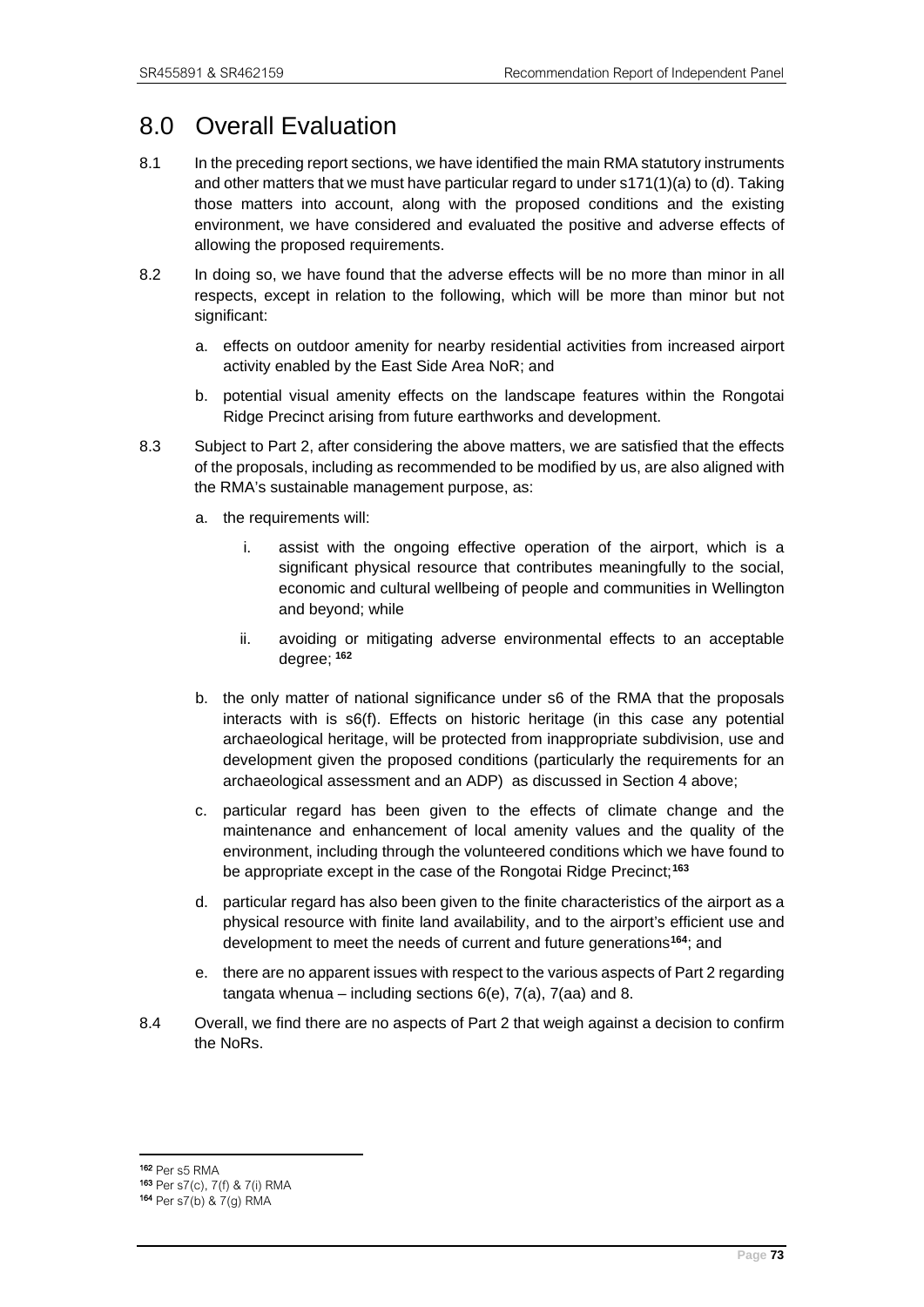# 8.0 Overall Evaluation

8.1 In the preceding report sections, we have identified the main RMA statutory instruments and other matters that we must have particular regard to under s171(1)(a) to (d). Taking those matters into account, along with the proposed conditions and the existing environment, we have considered and evaluated the positive and adverse effects of allowing the proposed requirements.

8.2 In doing so, we have found that the adverse effects will be no more than minor in all respects, except in relation to the following, which will be more than minor but not significant:

a. effects on outdoor amenity for nearby residential activities from increased airport activity enabled by the East Side Area NoR; and

b. potential visual amenity effects on the landscape features within the Rongotai Ridge Precinct arising from future earthworks and development.

8.3 Subject to Part 2, after considering the above matters, we are satisfied that the effects of the proposals, including as recommended to be modified by us, are also aligned with the RMA's sustainable management purpose, as:

a. the requirements will:

   i. assist with the ongoing effective operation of the airport, which is a significant physical resource that contributes meaningfully to the social, economic and cultural wellbeing of people and communities in Wellington and beyond; while

   ii. avoiding or mitigating adverse environmental effects to an acceptable degree; [162]

b. the only matter of national significance under s6 of the RMA that the proposals interacts with is s6(f). Effects on historic heritage (in this case any potential archaeological heritage, will be protected from inappropriate subdivision, use and development given the proposed conditions (particularly the requirements for an archaeological assessment and an ADP) as discussed in Section 4 above;

c. particular regard has been given to the effects of climate change and the maintenance and enhancement of local amenity values and the quality of the environment, including through the volunteered conditions which we have found to be appropriate except in the case of the Rongotai Ridge Precinct;[163]

d. particular regard has also been given to the finite characteristics of the airport as a physical resource with finite land availability, and to the airport's efficient use and development to meet the needs of current and future generations[164]; and

e. there are no apparent issues with respect to the various aspects of Part 2 regarding tangata whenua – including sections 6(e), 7(a), 7(aa) and 8.

8.4 Overall, we find there are no aspects of Part 2 that weigh against a decision to confirm the NoRs.

---

[162] Per s5 RMA

[163] Per s7(c), 7(f) & 7(i) RMA

[164] Per s7(b) & 7(g) RMA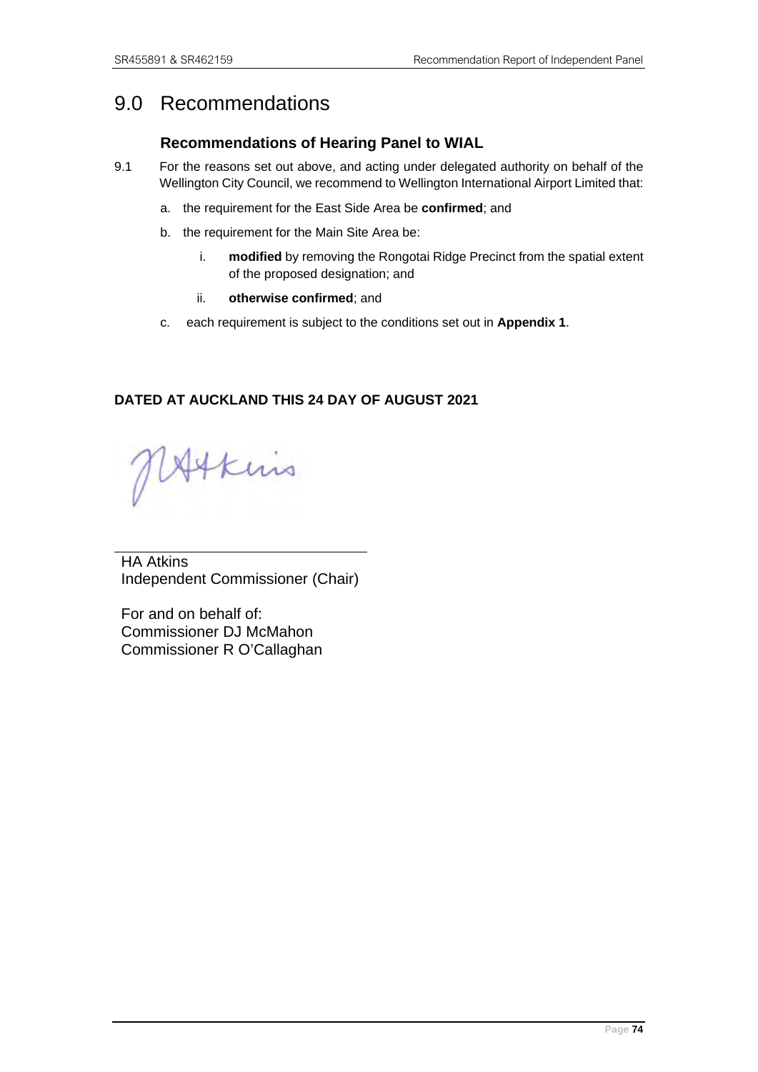# 9.0 Recommendations

### Recommendations of Hearing Panel to WIAL

9.1 For the reasons set out above, and acting under delegated authority on behalf of the Wellington City Council, we recommend to Wellington International Airport Limited that:

a. the requirement for the East Side Area be **confirmed**; and

b. the requirement for the Main Site Area be:

   i. **modified** by removing the Rongotai Ridge Precinct from the spatial extent of the proposed designation; and

   ii. **otherwise confirmed**; and

c. each requirement is subject to the conditions set out in **Appendix 1**.

**DATED AT AUCKLAND THIS 24 DAY OF AUGUST 2021**

HA Atkins
Independent Commissioner (Chair)

For and on behalf of:
Commissioner DJ McMahon
Commissioner R O'Callaghan